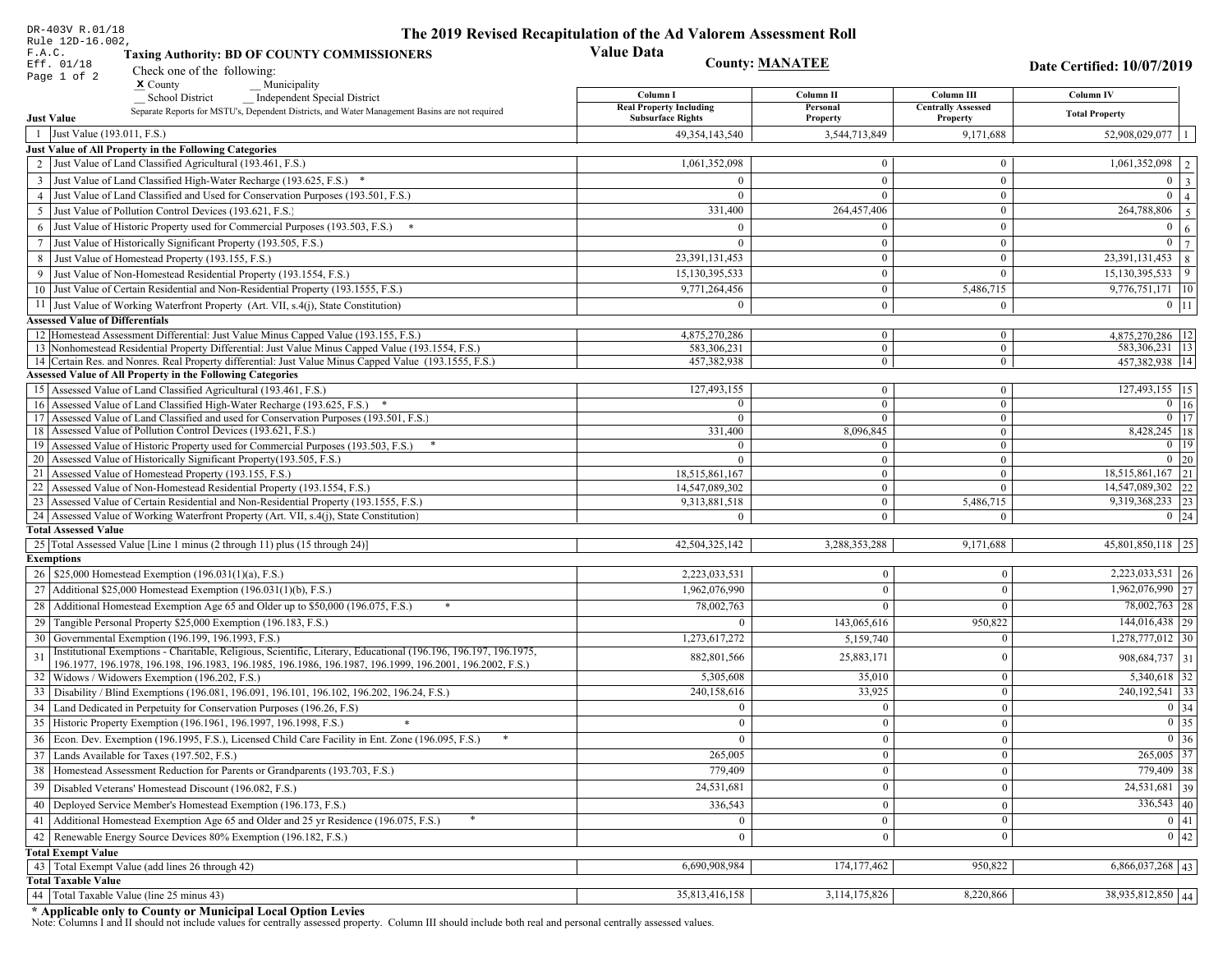DR-403V R.01/18
Rule 12D-16.002, F.A.C.
Eff. 01/18
Page 1 of 2

# The 2019 Revised Recapitulation of the Ad Valorem Assessment Roll Value Data

**Taxing Authority: BD OF COUNTY COMMISSIONERS**

**County: MANATEE**

**Date Certified: 10/07/2019**

Check one of the following:
X County __ Municipality
__ School District __ Independent Special District

Separate Reports for MSTU's, Dependent Districts, and Water Management Basins are not required

| | Just Value | Column I Real Property Including Subsurface Rights | Column II Personal Property | Column III Centrally Assessed Property | Column IV Total Property | |
|---|---|---|---|---|---|---|
| 1 | Just Value (193.011, F.S.) | 49,354,143,540 | 3,544,713,849 | 9,171,688 | 52,908,029,077 | 1 |
| | **Just Value of All Property in the Following Categories** | | | | | |
| 2 | Just Value of Land Classified Agricultural (193.461, F.S.) | 1,061,352,098 | 0 | 0 | 1,061,352,098 | 2 |
| 3 | Just Value of Land Classified High-Water Recharge (193.625, F.S.) * | 0 | 0 | 0 | 0 | 3 |
| 4 | Just Value of Land Classified and Used for Conservation Purposes (193.501, F.S.) | 0 | 0 | 0 | 0 | 4 |
| 5 | Just Value of Pollution Control Devices (193.621, F.S.) | 331,400 | 264,457,406 | 0 | 264,788,806 | 5 |
| 6 | Just Value of Historic Property used for Commercial Purposes (193.503, F.S.) * | 0 | 0 | 0 | 0 | 6 |
| 7 | Just Value of Historically Significant Property (193.505, F.S.) | 0 | 0 | 0 | 0 | 7 |
| 8 | Just Value of Homestead Property (193.155, F.S.) | 23,391,131,453 | 0 | 0 | 23,391,131,453 | 8 |
| 9 | Just Value of Non-Homestead Residential Property (193.1554, F.S.) | 15,130,395,533 | 0 | 0 | 15,130,395,533 | 9 |
| 10 | Just Value of Certain Residential and Non-Residential Property (193.1555, F.S.) | 9,771,264,456 | 0 | 5,486,715 | 9,776,751,171 | 10 |
| 11 | Just Value of Working Waterfront Property (Art. VII, s.4(j), State Constitution) | 0 | 0 | 0 | 0 | 11 |
| | **Assessed Value of Differentials** | | | | | |
| 12 | Homestead Assessment Differential: Just Value Minus Capped Value (193.155, F.S.) | 4,875,270,286 | 0 | 0 | 4,875,270,286 | 12 |
| 13 | Nonhomestead Residential Property Differential: Just Value Minus Capped Value (193.1554, F.S.) | 583,306,231 | 0 | 0 | 583,306,231 | 13 |
| 14 | Certain Res. and Nonres. Real Property differential: Just Value Minus Capped Value (193.1555, F.S.) | 457,382,938 | 0 | 0 | 457,382,938 | 14 |
| | **Assessed Value of All Property in the Following Categories** | | | | | |
| 15 | Assessed Value of Land Classified Agricultural (193.461, F.S.) | 127,493,155 | 0 | 0 | 127,493,155 | 15 |
| 16 | Assessed Value of Land Classified High-Water Recharge (193.625, F.S.) * | 0 | 0 | 0 | 0 | 16 |
| 17 | Assessed Value of Land Classified and used for Conservation Purposes (193.501, F.S.) | 0 | 0 | 0 | 0 | 17 |
| 18 | Assessed Value of Pollution Control Devices (193.621, F.S.) | 331,400 | 8,096,845 | 0 | 8,428,245 | 18 |
| 19 | Assessed Value of Historic Property used for Commercial Purposes (193.503, F.S.) * | 0 | 0 | 0 | 0 | 19 |
| 20 | Assessed Value of Historically Significant Property(193.505, F.S.) | 0 | 0 | 0 | 0 | 20 |
| 21 | Assessed Value of Homestead Property (193.155, F.S.) | 18,515,861,167 | 0 | 0 | 18,515,861,167 | 21 |
| 22 | Assessed Value of Non-Homestead Residential Property (193.1554, F.S.) | 14,547,089,302 | 0 | 0 | 14,547,089,302 | 22 |
| 23 | Assessed Value of Certain Residential and Non-Residential Property (193.1555, F.S.) | 9,313,881,518 | 0 | 5,486,715 | 9,319,368,233 | 23 |
| 24 | Assessed Value of Working Waterfront Property (Art. VII, s.4(j), State Constitution) | 0 | 0 | 0 | 0 | 24 |
| | **Total Assessed Value** | | | | | |
| 25 | Total Assessed Value [Line 1 minus (2 through 11) plus (15 through 24)] | 42,504,325,142 | 3,288,353,288 | 9,171,688 | 45,801,850,118 | 25 |
| | **Exemptions** | | | | | |
| 26 | $25,000 Homestead Exemption (196.031(1)(a), F.S.) | 2,223,033,531 | 0 | 0 | 2,223,033,531 | 26 |
| 27 | Additional $25,000 Homestead Exemption (196.031(1)(b), F.S.) | 1,962,076,990 | 0 | 0 | 1,962,076,990 | 27 |
| 28 | Additional Homestead Exemption Age 65 and Older up to $50,000 (196.075, F.S.) * | 78,002,763 | 0 | 0 | 78,002,763 | 28 |
| 29 | Tangible Personal Property $25,000 Exemption (196.183, F.S.) | 0 | 143,065,616 | 950,822 | 144,016,438 | 29 |
| 30 | Governmental Exemption (196.199, 196.1993, F.S.) | 1,273,617,272 | 5,159,740 | 0 | 1,278,777,012 | 30 |
| 31 | Institutional Exemptions - Charitable, Religious, Scientific, Literary, Educational (196.196, 196.197, 196.1975, 196.1977, 196.1978, 196.198, 196.1983, 196.1985, 196.1986, 196.1987, 196.1999, 196.2001, 196.2002, F.S.) | 882,801,566 | 25,883,171 | 0 | 908,684,737 | 31 |
| 32 | Widows / Widowers Exemption (196.202, F.S.) | 5,305,608 | 35,010 | 0 | 5,340,618 | 32 |
| 33 | Disability / Blind Exemptions (196.081, 196.091, 196.101, 196.102, 196.202, 196.24, F.S.) | 240,158,616 | 33,925 | 0 | 240,192,541 | 33 |
| 34 | Land Dedicated in Perpetuity for Conservation Purposes (196.26, F.S) | 0 | 0 | 0 | 0 | 34 |
| 35 | Historic Property Exemption (196.1961, 196.1997, 196.1998, F.S.) * | 0 | 0 | 0 | 0 | 35 |
| 36 | Econ. Dev. Exemption (196.1995, F.S.), Licensed Child Care Facility in Ent. Zone (196.095, F.S.) * | 0 | 0 | 0 | 0 | 36 |
| 37 | Lands Available for Taxes (197.502, F.S.) | 265,005 | 0 | 0 | 265,005 | 37 |
| 38 | Homestead Assessment Reduction for Parents or Grandparents (193.703, F.S.) | 779,409 | 0 | 0 | 779,409 | 38 |
| 39 | Disabled Veterans' Homestead Discount (196.082, F.S.) | 24,531,681 | 0 | 0 | 24,531,681 | 39 |
| 40 | Deployed Service Member's Homestead Exemption (196.173, F.S.) | 336,543 | 0 | 0 | 336,543 | 40 |
| 41 | Additional Homestead Exemption Age 65 and Older and 25 yr Residence (196.075, F.S.) * | 0 | 0 | 0 | 0 | 41 |
| 42 | Renewable Energy Source Devices 80% Exemption (196.182, F.S.) | 0 | 0 | 0 | 0 | 42 |
| | **Total Exempt Value** | | | | | |
| 43 | Total Exempt Value (add lines 26 through 42) | 6,690,908,984 | 174,177,462 | 950,822 | 6,866,037,268 | 43 |
| | **Total Taxable Value** | | | | | |
| 44 | Total Taxable Value (line 25 minus 43) | 35,813,416,158 | 3,114,175,826 | 8,220,866 | 38,935,812,850 | 44 |

**\* Applicable only to County or Municipal Local Option Levies**

Note: Columns I and II should not include values for centrally assessed property. Column III should include both real and personal centrally assessed values.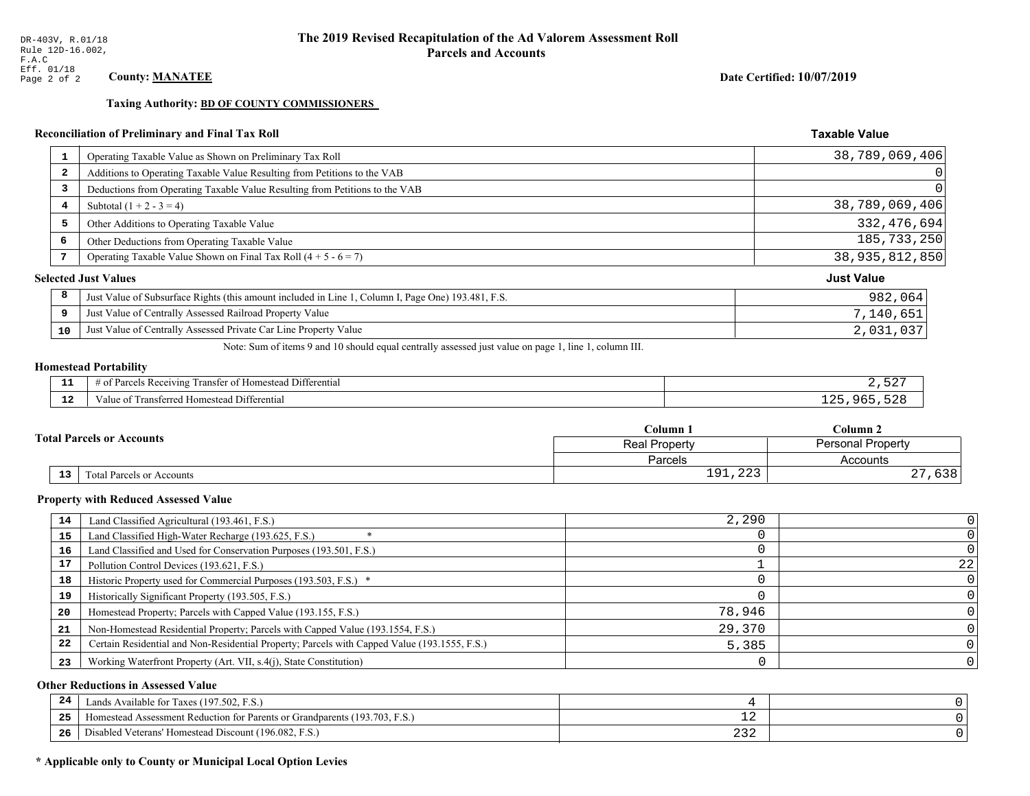DR-403V, R.01/18
Rule 12D-16.002, F.A.C
Eff. 01/18

# The 2019 Revised Recapitulation of the Ad Valorem Assessment Roll
## Parcels and Accounts

**County: MANATEE**

**Date Certified: 10/07/2019**

**Taxing Authority: BD OF COUNTY COMMISSIONERS**

### Reconciliation of Preliminary and Final Tax Roll

| | | Taxable Value |
|---|---|---|
| 1 | Operating Taxable Value as Shown on Preliminary Tax Roll | 38,789,069,406 |
| 2 | Additions to Operating Taxable Value Resulting from Petitions to the VAB | 0 |
| 3 | Deductions from Operating Taxable Value Resulting from Petitions to the VAB | 0 |
| 4 | Subtotal (1 + 2 - 3 = 4) | 38,789,069,406 |
| 5 | Other Additions to Operating Taxable Value | 332,476,694 |
| 6 | Other Deductions from Operating Taxable Value | 185,733,250 |
| 7 | Operating Taxable Value Shown on Final Tax Roll (4 + 5 - 6 = 7) | 38,935,812,850 |

### Selected Just Values

| | | Just Value |
|---|---|---|
| 8 | Just Value of Subsurface Rights (this amount included in Line 1, Column I, Page One) 193.481, F.S. | 982,064 |
| 9 | Just Value of Centrally Assessed Railroad Property Value | 7,140,651 |
| 10 | Just Value of Centrally Assessed Private Car Line Property Value | 2,031,037 |

Note: Sum of items 9 and 10 should equal centrally assessed just value on page 1, line 1, column III.

### Homestead Portability

| | | |
|---|---|---|
| 11 | # of Parcels Receiving Transfer of Homestead Differential | 2,527 |
| 12 | Value of Transferred Homestead Differential | 125,965,528 |

### Total Parcels or Accounts

| | | Column 1 | Column 2 |
|---|---|---|---|
| | | Real Property | Personal Property |
| | | Parcels | Accounts |
| 13 | Total Parcels or Accounts | 191,223 | 27,638 |

### Property with Reduced Assessed Value

| | | | |
|---|---|---|---|
| 14 | Land Classified Agricultural (193.461, F.S.) | 2,290 | 0 |
| 15 | Land Classified High-Water Recharge (193.625, F.S.) * | 0 | 0 |
| 16 | Land Classified and Used for Conservation Purposes (193.501, F.S.) | 0 | 0 |
| 17 | Pollution Control Devices (193.621, F.S.) | 1 | 22 |
| 18 | Historic Property used for Commercial Purposes (193.503, F.S.) * | 0 | 0 |
| 19 | Historically Significant Property (193.505, F.S.) | 0 | 0 |
| 20 | Homestead Property; Parcels with Capped Value (193.155, F.S.) | 78,946 | 0 |
| 21 | Non-Homestead Residential Property; Parcels with Capped Value (193.1554, F.S.) | 29,370 | 0 |
| 22 | Certain Residential and Non-Residential Property; Parcels with Capped Value (193.1555, F.S.) | 5,385 | 0 |
| 23 | Working Waterfront Property (Art. VII, s.4(j), State Constitution) | 0 | 0 |

### Other Reductions in Assessed Value

| | | | |
|---|---|---|---|
| 24 | Lands Available for Taxes (197.502, F.S.) | 4 | 0 |
| 25 | Homestead Assessment Reduction for Parents or Grandparents (193.703, F.S.) | 12 | 0 |
| 26 | Disabled Veterans' Homestead Discount (196.082, F.S.) | 232 | 0 |

**\* Applicable only to County or Municipal Local Option Levies**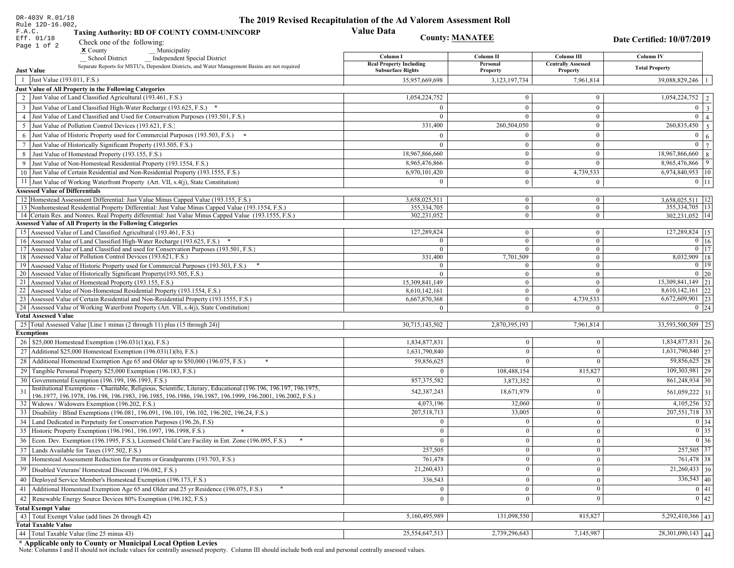DR-403V R.01/18
Rule 12D-16.002, F.A.C.
Eff. 01/18
Page 1 of 2

# The 2019 Revised Recapitulation of the Ad Valorem Assessment Roll

## Value Data

**Taxing Authority: BD OF COUNTY COMM-UNINCORP**

**County: MANATEE**

**Date Certified: 10/07/2019**

Check one of the following:
**X** County  __ Municipality
__ School District  __ Independent Special District

Separate Reports for MSTU's, Dependent Districts, and Water Management Basins are not required

| | Just Value | Column I Real Property Including Subsurface Rights | Column II Personal Property | Column III Centrally Assessed Property | Column IV Total Property | |
|---|---|---|---|---|---|---|
| 1 | Just Value (193.011, F.S.) | 35,957,669,698 | 3,123,197,734 | 7,961,814 | 39,088,829,246 | 1 |
| | **Just Value of All Property in the Following Categories** | | | | | |
| 2 | Just Value of Land Classified Agricultural (193.461, F.S.) | 1,054,224,752 | 0 | 0 | 1,054,224,752 | 2 |
| 3 | Just Value of Land Classified High-Water Recharge (193.625, F.S.) * | 0 | 0 | 0 | 0 | 3 |
| 4 | Just Value of Land Classified and Used for Conservation Purposes (193.501, F.S.) | 0 | 0 | 0 | 0 | 4 |
| 5 | Just Value of Pollution Control Devices (193.621, F.S.) | 331,400 | 260,504,050 | 0 | 260,835,450 | 5 |
| 6 | Just Value of Historic Property used for Commercial Purposes (193.503, F.S.) * | 0 | 0 | 0 | 0 | 6 |
| 7 | Just Value of Historically Significant Property (193.505, F.S.) | 0 | 0 | 0 | 0 | 7 |
| 8 | Just Value of Homestead Property (193.155, F.S.) | 18,967,866,660 | 0 | 0 | 18,967,866,660 | 8 |
| 9 | Just Value of Non-Homestead Residential Property (193.1554, F.S.) | 8,965,476,866 | 0 | 0 | 8,965,476,866 | 9 |
| 10 | Just Value of Certain Residential and Non-Residential Property (193.1555, F.S.) | 6,970,101,420 | 0 | 4,739,533 | 6,974,840,953 | 10 |
| 11 | Just Value of Working Waterfront Property (Art. VII, s.4(j), State Constitution) | 0 | 0 | 0 | 0 | 11 |
| | **Assessed Value of Differentials** | | | | | |
| 12 | Homestead Assessment Differential: Just Value Minus Capped Value (193.155, F.S.) | 3,658,025,511 | 0 | 0 | 3,658,025,511 | 12 |
| 13 | Nonhomestead Residential Property Differential: Just Value Minus Capped Value (193.1554, F.S.) | 355,334,705 | 0 | 0 | 355,334,705 | 13 |
| 14 | Certain Res. and Nonres. Real Property differential: Just Value Minus Capped Value (193.1555, F.S.) | 302,231,052 | 0 | 0 | 302,231,052 | 14 |
| | **Assessed Value of All Property in the Following Categories** | | | | | |
| 15 | Assessed Value of Land Classified Agricultural (193.461, F.S.) | 127,289,824 | 0 | 0 | 127,289,824 | 15 |
| 16 | Assessed Value of Land Classified High-Water Recharge (193.625, F.S.) * | 0 | 0 | 0 | 0 | 16 |
| 17 | Assessed Value of Land Classified and used for Conservation Purposes (193.501, F.S.) | 0 | 0 | 0 | 0 | 17 |
| 18 | Assessed Value of Pollution Control Devices (193.621, F.S.) | 331,400 | 7,701,509 | 0 | 8,032,909 | 18 |
| 19 | Assessed Value of Historic Property used for Commercial Purposes (193.503, F.S.) * | 0 | 0 | 0 | 0 | 19 |
| 20 | Assessed Value of Historically Significant Property(193.505, F.S.) | 0 | 0 | 0 | 0 | 20 |
| 21 | Assessed Value of Homestead Property (193.155, F.S.) | 15,309,841,149 | 0 | 0 | 15,309,841,149 | 21 |
| 22 | Assessed Value of Non-Homestead Residential Property (193.1554, F.S.) | 8,610,142,161 | 0 | 0 | 8,610,142,161 | 22 |
| 23 | Assessed Value of Certain Residential and Non-Residential Property (193.1555, F.S.) | 6,667,870,368 | 0 | 4,739,533 | 6,672,609,901 | 23 |
| 24 | Assessed Value of Working Waterfront Property (Art. VII, s.4(j), State Constitution) | 0 | 0 | 0 | 0 | 24 |
| | **Total Assessed Value** | | | | | |
| 25 | Total Assessed Value [Line 1 minus (2 through 11) plus (15 through 24)] | 30,715,143,502 | 2,870,395,193 | 7,961,814 | 33,593,500,509 | 25 |
| | **Exemptions** | | | | | |
| 26 | $25,000 Homestead Exemption (196.031(1)(a), F.S.) | 1,834,877,831 | 0 | 0 | 1,834,877,831 | 26 |
| 27 | Additional $25,000 Homestead Exemption (196.031(1)(b), F.S.) | 1,631,790,840 | 0 | 0 | 1,631,790,840 | 27 |
| 28 | Additional Homestead Exemption Age 65 and Older up to $50,000 (196.075, F.S.) * | 59,856,625 | 0 | 0 | 59,856,625 | 28 |
| 29 | Tangible Personal Property $25,000 Exemption (196.183, F.S.) | 0 | 108,488,154 | 815,827 | 109,303,981 | 29 |
| 30 | Governmental Exemption (196.199, 196.1993, F.S.) | 857,375,582 | 3,873,352 | 0 | 861,248,934 | 30 |
| 31 | Institutional Exemptions - Charitable, Religious, Scientific, Literary, Educational (196.196, 196.197, 196.1975, 196.1977, 196.1978, 196.198, 196.1983, 196.1985, 196.1986, 196.1987, 196.1999, 196.2001, 196.2002, F.S.) | 542,387,243 | 18,671,979 | 0 | 561,059,222 | 31 |
| 32 | Widows / Widowers Exemption (196.202, F.S.) | 4,073,196 | 32,060 | 0 | 4,105,256 | 32 |
| 33 | Disability / Blind Exemptions (196.081, 196.091, 196.101, 196.102, 196.202, 196.24, F.S.) | 207,518,713 | 33,005 | 0 | 207,551,718 | 33 |
| 34 | Land Dedicated in Perpetuity for Conservation Purposes (196.26, F.S) | 0 | 0 | 0 | 0 | 34 |
| 35 | Historic Property Exemption (196.1961, 196.1997, 196.1998, F.S.) * | 0 | 0 | 0 | 0 | 35 |
| 36 | Econ. Dev. Exemption (196.1995, F.S.), Licensed Child Care Facility in Ent. Zone (196.095, F.S.) * | 0 | 0 | 0 | 0 | 36 |
| 37 | Lands Available for Taxes (197.502, F.S.) | 257,505 | 0 | 0 | 257,505 | 37 |
| 38 | Homestead Assessment Reduction for Parents or Grandparents (193.703, F.S.) | 761,478 | 0 | 0 | 761,478 | 38 |
| 39 | Disabled Veterans' Homestead Discount (196.082, F.S.) | 21,260,433 | 0 | 0 | 21,260,433 | 39 |
| 40 | Deployed Service Member's Homestead Exemption (196.173, F.S.) | 336,543 | 0 | 0 | 336,543 | 40 |
| 41 | Additional Homestead Exemption Age 65 and Older and 25 yr Residence (196.075, F.S.) * | 0 | 0 | 0 | 0 | 41 |
| 42 | Renewable Energy Source Devices 80% Exemption (196.182, F.S.) | 0 | 0 | 0 | 0 | 42 |
| | **Total Exempt Value** | | | | | |
| 43 | Total Exempt Value (add lines 26 through 42) | 5,160,495,989 | 131,098,550 | 815,827 | 5,292,410,366 | 43 |
| | **Total Taxable Value** | | | | | |
| 44 | Total Taxable Value (line 25 minus 43) | 25,554,647,513 | 2,739,296,643 | 7,145,987 | 28,301,090,143 | 44 |

**\* Applicable only to County or Municipal Local Option Levies**

Note: Columns I and II should not include values for centrally assessed property. Column III should include both real and personal centrally assessed values.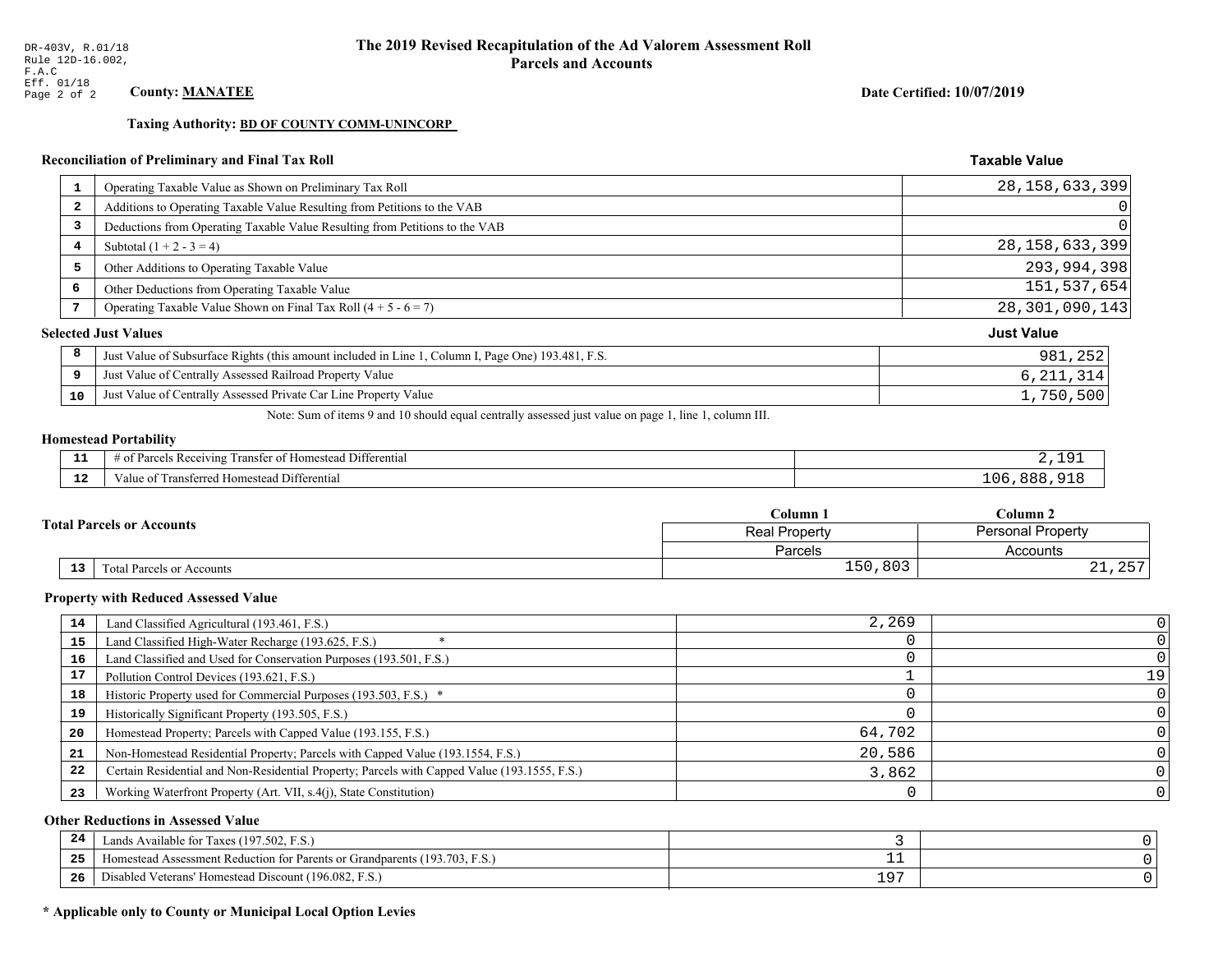DR-403V, R.01/18
Rule 12D-16.002,
F.A.C
Eff. 01/18
Page 2 of 2

# The 2019 Revised Recapitulation of the Ad Valorem Assessment Roll
## Parcels and Accounts

**County: MANATEE**

**Date Certified: 10/07/2019**

**Taxing Authority: BD OF COUNTY COMM-UNINCORP**

### Reconciliation of Preliminary and Final Tax Roll

| | | Taxable Value |
|---|---|---|
| 1 | Operating Taxable Value as Shown on Preliminary Tax Roll | 28,158,633,399 |
| 2 | Additions to Operating Taxable Value Resulting from Petitions to the VAB | 0 |
| 3 | Deductions from Operating Taxable Value Resulting from Petitions to the VAB | 0 |
| 4 | Subtotal (1 + 2 - 3 = 4) | 28,158,633,399 |
| 5 | Other Additions to Operating Taxable Value | 293,994,398 |
| 6 | Other Deductions from Operating Taxable Value | 151,537,654 |
| 7 | Operating Taxable Value Shown on Final Tax Roll (4 + 5 - 6 = 7) | 28,301,090,143 |

### Selected Just Values

| | | Just Value |
|---|---|---|
| 8 | Just Value of Subsurface Rights (this amount included in Line 1, Column I, Page One) 193.481, F.S. | 981,252 |
| 9 | Just Value of Centrally Assessed Railroad Property Value | 6,211,314 |
| 10 | Just Value of Centrally Assessed Private Car Line Property Value | 1,750,500 |

Note: Sum of items 9 and 10 should equal centrally assessed just value on page 1, line 1, column III.

### Homestead Portability

| | | |
|---|---|---|
| 11 | # of Parcels Receiving Transfer of Homestead Differential | 2,191 |
| 12 | Value of Transferred Homestead Differential | 106,888,918 |

### Total Parcels or Accounts

| | | Column 1 | Column 2 |
|---|---|---|---|
| | | Real Property | Personal Property |
| | | Parcels | Accounts |
| 13 | Total Parcels or Accounts | 150,803 | 21,257 |

### Property with Reduced Assessed Value

| | | Column 1 | Column 2 |
|---|---|---|---|
| 14 | Land Classified Agricultural (193.461, F.S.) | 2,269 | 0 |
| 15 | Land Classified High-Water Recharge (193.625, F.S.) * | 0 | 0 |
| 16 | Land Classified and Used for Conservation Purposes (193.501, F.S.) | 0 | 0 |
| 17 | Pollution Control Devices (193.621, F.S.) | 1 | 19 |
| 18 | Historic Property used for Commercial Purposes (193.503, F.S.) * | 0 | 0 |
| 19 | Historically Significant Property (193.505, F.S.) | 0 | 0 |
| 20 | Homestead Property; Parcels with Capped Value (193.155, F.S.) | 64,702 | 0 |
| 21 | Non-Homestead Residential Property; Parcels with Capped Value (193.1554, F.S.) | 20,586 | 0 |
| 22 | Certain Residential and Non-Residential Property; Parcels with Capped Value (193.1555, F.S.) | 3,862 | 0 |
| 23 | Working Waterfront Property (Art. VII, s.4(j), State Constitution) | 0 | 0 |

### Other Reductions in Assessed Value

| | | Column 1 | Column 2 |
|---|---|---|---|
| 24 | Lands Available for Taxes (197.502, F.S.) | 3 | 0 |
| 25 | Homestead Assessment Reduction for Parents or Grandparents (193.703, F.S.) | 11 | 0 |
| 26 | Disabled Veterans' Homestead Discount (196.082, F.S.) | 197 | 0 |

**\* Applicable only to County or Municipal Local Option Levies**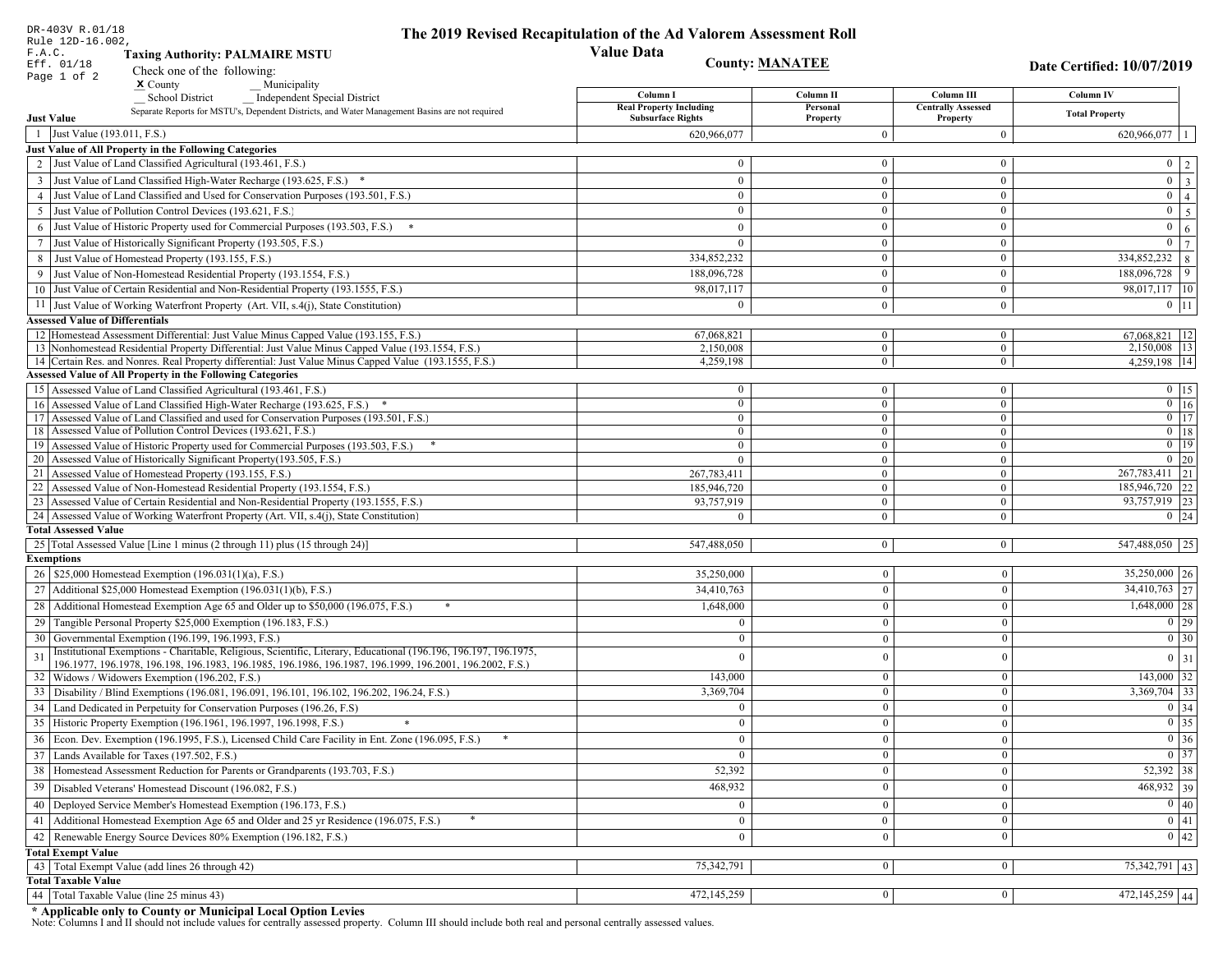DR-403V R.01/18
Rule 12D-16.002,
F.A.C.
Eff. 01/18

# The 2019 Revised Recapitulation of the Ad Valorem Assessment Roll

## Value Data

**Taxing Authority: PALMAIRE MSTU**

**County: MANATEE**

**Date Certified: 10/07/2019**

Check one of the following:
**x** County
__ Municipality
__ School District
__ Independent Special District

Separate Reports for MSTU's, Dependent Districts, and Water Management Basins are not required

| # | Just Value | Column I Real Property Including Subsurface Rights | Column II Personal Property | Column III Centrally Assessed Property | Column IV Total Property | # |
|---|---|---|---|---|---|---|
| 1 | Just Value (193.011, F.S.) | 620,966,077 | 0 | 0 | 620,966,077 | 1 |
| | **Just Value of All Property in the Following Categories** | | | | | |
| 2 | Just Value of Land Classified Agricultural (193.461, F.S.) | 0 | 0 | 0 | 0 | 2 |
| 3 | Just Value of Land Classified High-Water Recharge (193.625, F.S.) * | 0 | 0 | 0 | 0 | 3 |
| 4 | Just Value of Land Classified and Used for Conservation Purposes (193.501, F.S.) | 0 | 0 | 0 | 0 | 4 |
| 5 | Just Value of Pollution Control Devices (193.621, F.S.) | 0 | 0 | 0 | 0 | 5 |
| 6 | Just Value of Historic Property used for Commercial Purposes (193.503, F.S.) * | 0 | 0 | 0 | 0 | 6 |
| 7 | Just Value of Historically Significant Property (193.505, F.S.) | 0 | 0 | 0 | 0 | 7 |
| 8 | Just Value of Homestead Property (193.155, F.S.) | 334,852,232 | 0 | 0 | 334,852,232 | 8 |
| 9 | Just Value of Non-Homestead Residential Property (193.1554, F.S.) | 188,096,728 | 0 | 0 | 188,096,728 | 9 |
| 10 | Just Value of Certain Residential and Non-Residential Property (193.1555, F.S.) | 98,017,117 | 0 | 0 | 98,017,117 | 10 |
| 11 | Just Value of Working Waterfront Property (Art. VII, s.4(j), State Constitution) | 0 | 0 | 0 | 0 | 11 |
| | **Assessed Value of Differentials** | | | | | |
| 12 | Homestead Assessment Differential: Just Value Minus Capped Value (193.155, F.S.) | 67,068,821 | 0 | 0 | 67,068,821 | 12 |
| 13 | Nonhomestead Residential Property Differential: Just Value Minus Capped Value (193.1554, F.S.) | 2,150,008 | 0 | 0 | 2,150,008 | 13 |
| 14 | Certain Res. and Nonres. Real Property differential: Just Value Minus Capped Value (193.1555, F.S.) | 4,259,198 | 0 | 0 | 4,259,198 | 14 |
| | **Assessed Value of All Property in the Following Categories** | | | | | |
| 15 | Assessed Value of Land Classified Agricultural (193.461, F.S.) | 0 | 0 | 0 | 0 | 15 |
| 16 | Assessed Value of Land Classified High-Water Recharge (193.625, F.S.) * | 0 | 0 | 0 | 0 | 16 |
| 17 | Assessed Value of Land Classified and used for Conservation Purposes (193.501, F.S.) | 0 | 0 | 0 | 0 | 17 |
| 18 | Assessed Value of Pollution Control Devices (193.621, F.S.) | 0 | 0 | 0 | 0 | 18 |
| 19 | Assessed Value of Historic Property used for Commercial Purposes (193.503, F.S.) * | 0 | 0 | 0 | 0 | 19 |
| 20 | Assessed Value of Historically Significant Property(193.505, F.S.) | 0 | 0 | 0 | 0 | 20 |
| 21 | Assessed Value of Homestead Property (193.155, F.S.) | 267,783,411 | 0 | 0 | 267,783,411 | 21 |
| 22 | Assessed Value of Non-Homestead Residential Property (193.1554, F.S.) | 185,946,720 | 0 | 0 | 185,946,720 | 22 |
| 23 | Assessed Value of Certain Residential and Non-Residential Property (193.1555, F.S.) | 93,757,919 | 0 | 0 | 93,757,919 | 23 |
| 24 | Assessed Value of Working Waterfront Property (Art. VII, s.4(j), State Constitution) | 0 | 0 | 0 | 0 | 24 |
| | **Total Assessed Value** | | | | | |
| 25 | Total Assessed Value [Line 1 minus (2 through 11) plus (15 through 24)] | 547,488,050 | 0 | 0 | 547,488,050 | 25 |
| | **Exemptions** | | | | | |
| 26 | $25,000 Homestead Exemption (196.031(1)(a), F.S.) | 35,250,000 | 0 | 0 | 35,250,000 | 26 |
| 27 | Additional $25,000 Homestead Exemption (196.031(1)(b), F.S.) | 34,410,763 | 0 | 0 | 34,410,763 | 27 |
| 28 | Additional Homestead Exemption Age 65 and Older up to $50,000 (196.075, F.S.) * | 1,648,000 | 0 | 0 | 1,648,000 | 28 |
| 29 | Tangible Personal Property $25,000 Exemption (196.183, F.S.) | 0 | 0 | 0 | 0 | 29 |
| 30 | Governmental Exemption (196.199, 196.1993, F.S.) | 0 | 0 | 0 | 0 | 30 |
| 31 | Institutional Exemptions - Charitable, Religious, Scientific, Literary, Educational (196.196, 196.197, 196.1975, 196.1977, 196.1978, 196.198, 196.1983, 196.1985, 196.1986, 196.1987, 196.1999, 196.2001, 196.2002, F.S.) | 0 | 0 | 0 | 0 | 31 |
| 32 | Widows / Widowers Exemption (196.202, F.S.) | 143,000 | 0 | 0 | 143,000 | 32 |
| 33 | Disability / Blind Exemptions (196.081, 196.091, 196.101, 196.102, 196.202, 196.24, F.S.) | 3,369,704 | 0 | 0 | 3,369,704 | 33 |
| 34 | Land Dedicated in Perpetuity for Conservation Purposes (196.26, F.S) | 0 | 0 | 0 | 0 | 34 |
| 35 | Historic Property Exemption (196.1961, 196.1997, 196.1998, F.S.) * | 0 | 0 | 0 | 0 | 35 |
| 36 | Econ. Dev. Exemption (196.1995, F.S.), Licensed Child Care Facility in Ent. Zone (196.095, F.S.) * | 0 | 0 | 0 | 0 | 36 |
| 37 | Lands Available for Taxes (197.502, F.S.) | 0 | 0 | 0 | 0 | 37 |
| 38 | Homestead Assessment Reduction for Parents or Grandparents (193.703, F.S.) | 52,392 | 0 | 0 | 52,392 | 38 |
| 39 | Disabled Veterans' Homestead Discount (196.082, F.S.) | 468,932 | 0 | 0 | 468,932 | 39 |
| 40 | Deployed Service Member's Homestead Exemption (196.173, F.S.) | 0 | 0 | 0 | 0 | 40 |
| 41 | Additional Homestead Exemption Age 65 and Older and 25 yr Residence (196.075, F.S.) * | 0 | 0 | 0 | 0 | 41 |
| 42 | Renewable Energy Source Devices 80% Exemption (196.182, F.S.) | 0 | 0 | 0 | 0 | 42 |
| | **Total Exempt Value** | | | | | |
| 43 | Total Exempt Value (add lines 26 through 42) | 75,342,791 | 0 | 0 | 75,342,791 | 43 |
| | **Total Taxable Value** | | | | | |
| 44 | Total Taxable Value (line 25 minus 43) | 472,145,259 | 0 | 0 | 472,145,259 | 44 |

**\* Applicable only to County or Municipal Local Option Levies**

Note: Columns I and II should not include values for centrally assessed property. Column III should include both real and personal centrally assessed values.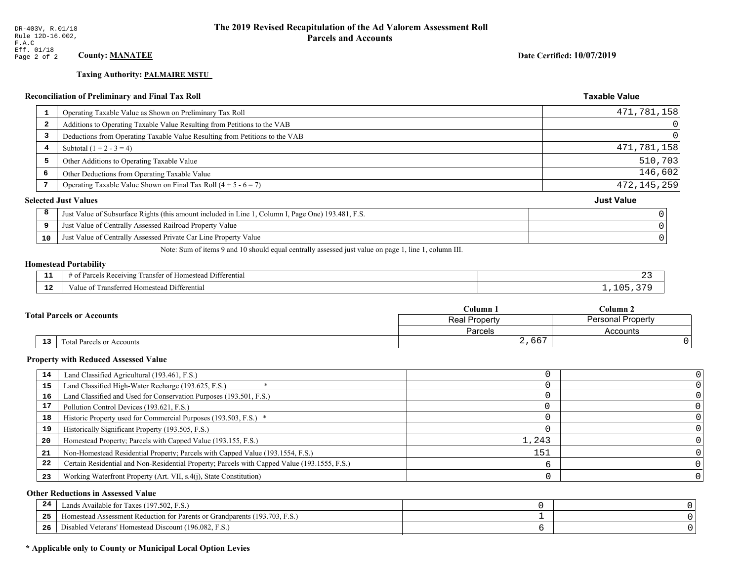DR-403V, R.01/18
Rule 12D-16.002, F.A.C
Eff. 01/18

# The 2019 Revised Recapitulation of the Ad Valorem Assessment Roll
## Parcels and Accounts

**County:** **MANATEE**

**Date Certified: 10/07/2019**

**Taxing Authority:** **PALMAIRE MSTU**

### Reconciliation of Preliminary and Final Tax Roll

| | | Taxable Value |
|---|---|---|
| 1 | Operating Taxable Value as Shown on Preliminary Tax Roll | 471,781,158 |
| 2 | Additions to Operating Taxable Value Resulting from Petitions to the VAB | 0 |
| 3 | Deductions from Operating Taxable Value Resulting from Petitions to the VAB | 0 |
| 4 | Subtotal (1 + 2 - 3 = 4) | 471,781,158 |
| 5 | Other Additions to Operating Taxable Value | 510,703 |
| 6 | Other Deductions from Operating Taxable Value | 146,602 |
| 7 | Operating Taxable Value Shown on Final Tax Roll (4 + 5 - 6 = 7) | 472,145,259 |

### Selected Just Values

| | | Just Value |
|---|---|---|
| 8 | Just Value of Subsurface Rights (this amount included in Line 1, Column I, Page One) 193.481, F.S. | 0 |
| 9 | Just Value of Centrally Assessed Railroad Property Value | 0 |
| 10 | Just Value of Centrally Assessed Private Car Line Property Value | 0 |

Note: Sum of items 9 and 10 should equal centrally assessed just value on page 1, line 1, column III.

### Homestead Portability

| | | |
|---|---|---|
| 11 | # of Parcels Receiving Transfer of Homestead Differential | 23 |
| 12 | Value of Transferred Homestead Differential | 1,105,379 |

### Total Parcels or Accounts

| | | Column 1 Real Property Parcels | Column 2 Personal Property Accounts |
|---|---|---|---|
| 13 | Total Parcels or Accounts | 2,667 | 0 |

### Property with Reduced Assessed Value

| | | Column 1 | Column 2 |
|---|---|---|---|
| 14 | Land Classified Agricultural (193.461, F.S.) | 0 | 0 |
| 15 | Land Classified High-Water Recharge (193.625, F.S.) * | 0 | 0 |
| 16 | Land Classified and Used for Conservation Purposes (193.501, F.S.) | 0 | 0 |
| 17 | Pollution Control Devices (193.621, F.S.) | 0 | 0 |
| 18 | Historic Property used for Commercial Purposes (193.503, F.S.) * | 0 | 0 |
| 19 | Historically Significant Property (193.505, F.S.) | 0 | 0 |
| 20 | Homestead Property; Parcels with Capped Value (193.155, F.S.) | 1,243 | 0 |
| 21 | Non-Homestead Residential Property; Parcels with Capped Value (193.1554, F.S.) | 151 | 0 |
| 22 | Certain Residential and Non-Residential Property; Parcels with Capped Value (193.1555, F.S.) | 6 | 0 |
| 23 | Working Waterfront Property (Art. VII, s.4(j), State Constitution) | 0 | 0 |

### Other Reductions in Assessed Value

| | | Column 1 | Column 2 |
|---|---|---|---|
| 24 | Lands Available for Taxes (197.502, F.S.) | 0 | 0 |
| 25 | Homestead Assessment Reduction for Parents or Grandparents (193.703, F.S.) | 1 | 0 |
| 26 | Disabled Veterans' Homestead Discount (196.082, F.S.) | 6 | 0 |

**\* Applicable only to County or Municipal Local Option Levies**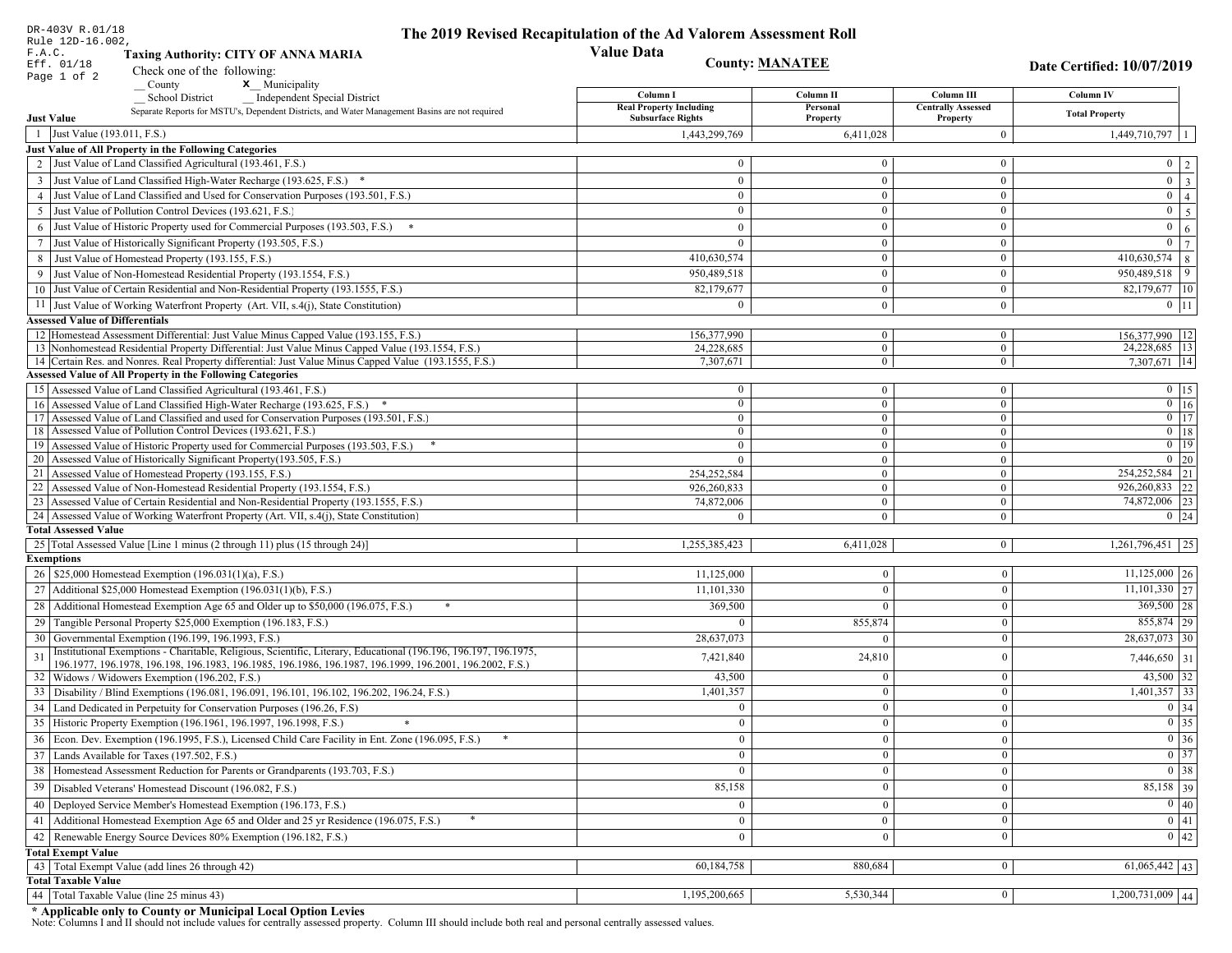DR-403V R.01/18
Rule 12D-16.002, F.A.C.
Eff. 01/18

# The 2019 Revised Recapitulation of the Ad Valorem Assessment Roll

## Value Data

**Taxing Authority: CITY OF ANNA MARIA**

**County: MANATEE**

**Date Certified: 10/07/2019**

Check one of the following:
__ County
X__ Municipality
__ School District
__ Independent Special District

Separate Reports for MSTU's, Dependent Districts, and Water Management Basins are not required

| | | Column I Real Property Including Subsurface Rights | Column II Personal Property | Column III Centrally Assessed Property | Column IV Total Property | |
|---|---|---|---|---|---|---|
| **Just Value** | | | | | | |
| 1 | Just Value (193.011, F.S.) | 1,443,299,769 | 6,411,028 | 0 | 1,449,710,797 | 1 |
| **Just Value of All Property in the Following Categories** | | | | | | |
| 2 | Just Value of Land Classified Agricultural (193.461, F.S.) | 0 | 0 | 0 | 0 | 2 |
| 3 | Just Value of Land Classified High-Water Recharge (193.625, F.S.) * | 0 | 0 | 0 | 0 | 3 |
| 4 | Just Value of Land Classified and Used for Conservation Purposes (193.501, F.S.) | 0 | 0 | 0 | 0 | 4 |
| 5 | Just Value of Pollution Control Devices (193.621, F.S.) | 0 | 0 | 0 | 0 | 5 |
| 6 | Just Value of Historic Property used for Commercial Purposes (193.503, F.S.) * | 0 | 0 | 0 | 0 | 6 |
| 7 | Just Value of Historically Significant Property (193.505, F.S.) | 0 | 0 | 0 | 0 | 7 |
| 8 | Just Value of Homestead Property (193.155, F.S.) | 410,630,574 | 0 | 0 | 410,630,574 | 8 |
| 9 | Just Value of Non-Homestead Residential Property (193.1554, F.S.) | 950,489,518 | 0 | 0 | 950,489,518 | 9 |
| 10 | Just Value of Certain Residential and Non-Residential Property (193.1555, F.S.) | 82,179,677 | 0 | 0 | 82,179,677 | 10 |
| 11 | Just Value of Working Waterfront Property (Art. VII, s.4(j), State Constitution) | 0 | 0 | 0 | 0 | 11 |
| **Assessed Value of Differentials** | | | | | | |
| 12 | Homestead Assessment Differential: Just Value Minus Capped Value (193.155, F.S.) | 156,377,990 | 0 | 0 | 156,377,990 | 12 |
| 13 | Nonhomestead Residential Property Differential: Just Value Minus Capped Value (193.1554, F.S.) | 24,228,685 | 0 | 0 | 24,228,685 | 13 |
| 14 | Certain Res. and Nonres. Real Property differential: Just Value Minus Capped Value (193.1555, F.S.) | 7,307,671 | 0 | 0 | 7,307,671 | 14 |
| **Assessed Value of All Property in the Following Categories** | | | | | | |
| 15 | Assessed Value of Land Classified Agricultural (193.461, F.S.) | 0 | 0 | 0 | 0 | 15 |
| 16 | Assessed Value of Land Classified High-Water Recharge (193.625, F.S.) * | 0 | 0 | 0 | 0 | 16 |
| 17 | Assessed Value of Land Classified and used for Conservation Purposes (193.501, F.S.) | 0 | 0 | 0 | 0 | 17 |
| 18 | Assessed Value of Pollution Control Devices (193.621, F.S.) | 0 | 0 | 0 | 0 | 18 |
| 19 | Assessed Value of Historic Property used for Commercial Purposes (193.503, F.S.) * | 0 | 0 | 0 | 0 | 19 |
| 20 | Assessed Value of Historically Significant Property(193.505, F.S.) | 0 | 0 | 0 | 0 | 20 |
| 21 | Assessed Value of Homestead Property (193.155, F.S.) | 254,252,584 | 0 | 0 | 254,252,584 | 21 |
| 22 | Assessed Value of Non-Homestead Residential Property (193.1554, F.S.) | 926,260,833 | 0 | 0 | 926,260,833 | 22 |
| 23 | Assessed Value of Certain Residential and Non-Residential Property (193.1555, F.S.) | 74,872,006 | 0 | 0 | 74,872,006 | 23 |
| 24 | Assessed Value of Working Waterfront Property (Art. VII, s.4(j), State Constitution) | 0 | 0 | 0 | 0 | 24 |
| **Total Assessed Value** | | | | | | |
| 25 | Total Assessed Value [Line 1 minus (2 through 11) plus (15 through 24)] | 1,255,385,423 | 6,411,028 | 0 | 1,261,796,451 | 25 |
| **Exemptions** | | | | | | |
| 26 | $25,000 Homestead Exemption (196.031(1)(a), F.S.) | 11,125,000 | 0 | 0 | 11,125,000 | 26 |
| 27 | Additional $25,000 Homestead Exemption (196.031(1)(b), F.S.) | 11,101,330 | 0 | 0 | 11,101,330 | 27 |
| 28 | Additional Homestead Exemption Age 65 and Older up to $50,000 (196.075, F.S.) * | 369,500 | 0 | 0 | 369,500 | 28 |
| 29 | Tangible Personal Property $25,000 Exemption (196.183, F.S.) | 0 | 855,874 | 0 | 855,874 | 29 |
| 30 | Governmental Exemption (196.199, 196.1993, F.S.) | 28,637,073 | 0 | 0 | 28,637,073 | 30 |
| 31 | Institutional Exemptions - Charitable, Religious, Scientific, Literary, Educational (196.196, 196.197, 196.1975, 196.1977, 196.1978, 196.198, 196.1983, 196.1985, 196.1986, 196.1987, 196.1999, 196.2001, 196.2002, F.S.) | 7,421,840 | 24,810 | 0 | 7,446,650 | 31 |
| 32 | Widows / Widowers Exemption (196.202, F.S.) | 43,500 | 0 | 0 | 43,500 | 32 |
| 33 | Disability / Blind Exemptions (196.081, 196.091, 196.101, 196.102, 196.202, 196.24, F.S.) | 1,401,357 | 0 | 0 | 1,401,357 | 33 |
| 34 | Land Dedicated in Perpetuity for Conservation Purposes (196.26, F.S) | 0 | 0 | 0 | 0 | 34 |
| 35 | Historic Property Exemption (196.1961, 196.1997, 196.1998, F.S.) * | 0 | 0 | 0 | 0 | 35 |
| 36 | Econ. Dev. Exemption (196.1995, F.S.), Licensed Child Care Facility in Ent. Zone (196.095, F.S.) * | 0 | 0 | 0 | 0 | 36 |
| 37 | Lands Available for Taxes (197.502, F.S.) | 0 | 0 | 0 | 0 | 37 |
| 38 | Homestead Assessment Reduction for Parents or Grandparents (193.703, F.S.) | 0 | 0 | 0 | 0 | 38 |
| 39 | Disabled Veterans' Homestead Discount (196.082, F.S.) | 85,158 | 0 | 0 | 85,158 | 39 |
| 40 | Deployed Service Member's Homestead Exemption (196.173, F.S.) | 0 | 0 | 0 | 0 | 40 |
| 41 | Additional Homestead Exemption Age 65 and Older and 25 yr Residence (196.075, F.S.) * | 0 | 0 | 0 | 0 | 41 |
| 42 | Renewable Energy Source Devices 80% Exemption (196.182, F.S.) | 0 | 0 | 0 | 0 | 42 |
| **Total Exempt Value** | | | | | | |
| 43 | Total Exempt Value (add lines 26 through 42) | 60,184,758 | 880,684 | 0 | 61,065,442 | 43 |
| **Total Taxable Value** | | | | | | |
| 44 | Total Taxable Value (line 25 minus 43) | 1,195,200,665 | 5,530,344 | 0 | 1,200,731,009 | 44 |

**\* Applicable only to County or Municipal Local Option Levies**

Note: Columns I and II should not include values for centrally assessed property. Column III should include both real and personal centrally assessed values.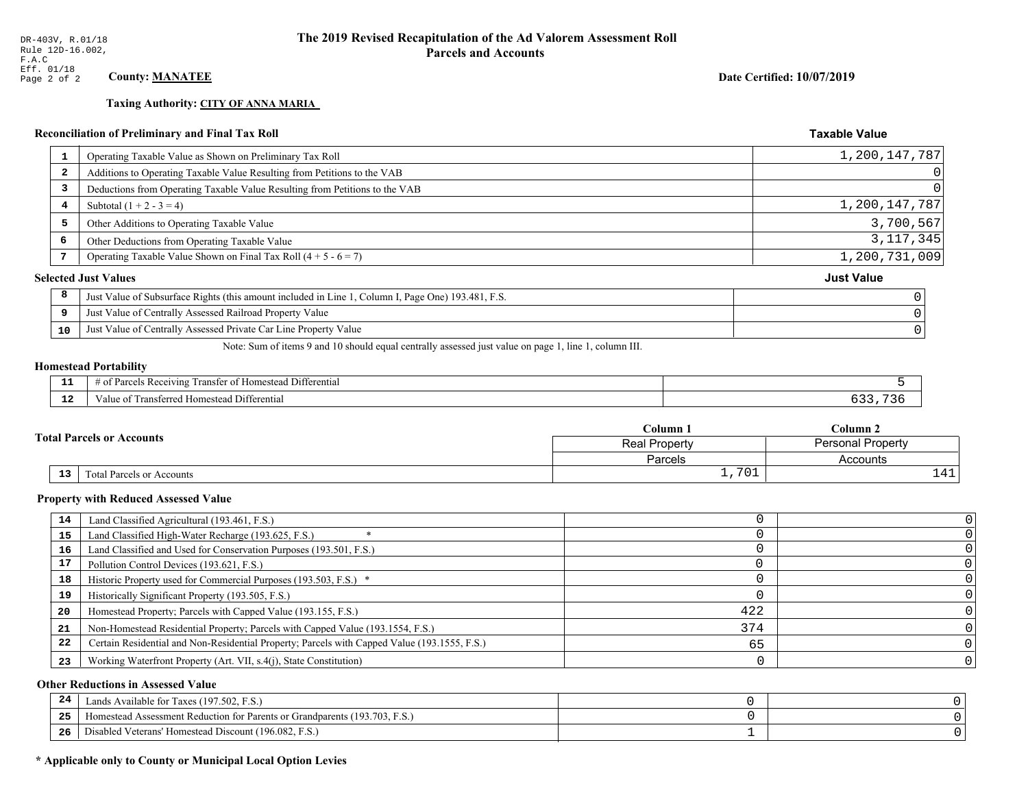DR-403V, R.01/18
Rule 12D-16.002, F.A.C
Eff. 01/18

# The 2019 Revised Recapitulation of the Ad Valorem Assessment Roll
## Parcels and Accounts

**County: MANATEE**

**Date Certified: 10/07/2019**

**Taxing Authority: CITY OF ANNA MARIA**

### Reconciliation of Preliminary and Final Tax Roll

| | | Taxable Value |
|---|---|---|
| 1 | Operating Taxable Value as Shown on Preliminary Tax Roll | 1,200,147,787 |
| 2 | Additions to Operating Taxable Value Resulting from Petitions to the VAB | 0 |
| 3 | Deductions from Operating Taxable Value Resulting from Petitions to the VAB | 0 |
| 4 | Subtotal (1 + 2 - 3 = 4) | 1,200,147,787 |
| 5 | Other Additions to Operating Taxable Value | 3,700,567 |
| 6 | Other Deductions from Operating Taxable Value | 3,117,345 |
| 7 | Operating Taxable Value Shown on Final Tax Roll (4 + 5 - 6 = 7) | 1,200,731,009 |

### Selected Just Values

| | | Just Value |
|---|---|---|
| 8 | Just Value of Subsurface Rights (this amount included in Line 1, Column I, Page One) 193.481, F.S. | 0 |
| 9 | Just Value of Centrally Assessed Railroad Property Value | 0 |
| 10 | Just Value of Centrally Assessed Private Car Line Property Value | 0 |

Note: Sum of items 9 and 10 should equal centrally assessed just value on page 1, line 1, column III.

### Homestead Portability

| | | |
|---|---|---|
| 11 | # of Parcels Receiving Transfer of Homestead Differential | 5 |
| 12 | Value of Transferred Homestead Differential | 633,736 |

### Total Parcels or Accounts

| | | Column 1<br>Real Property<br>Parcels | Column 2<br>Personal Property<br>Accounts |
|---|---|---|---|
| 13 | Total Parcels or Accounts | 1,701 | 141 |

### Property with Reduced Assessed Value

| | | Column 1 | Column 2 |
|---|---|---|---|
| 14 | Land Classified Agricultural (193.461, F.S.) | 0 | 0 |
| 15 | Land Classified High-Water Recharge (193.625, F.S.) * | 0 | 0 |
| 16 | Land Classified and Used for Conservation Purposes (193.501, F.S.) | 0 | 0 |
| 17 | Pollution Control Devices (193.621, F.S.) | 0 | 0 |
| 18 | Historic Property used for Commercial Purposes (193.503, F.S.) * | 0 | 0 |
| 19 | Historically Significant Property (193.505, F.S.) | 0 | 0 |
| 20 | Homestead Property; Parcels with Capped Value (193.155, F.S.) | 422 | 0 |
| 21 | Non-Homestead Residential Property; Parcels with Capped Value (193.1554, F.S.) | 374 | 0 |
| 22 | Certain Residential and Non-Residential Property; Parcels with Capped Value (193.1555, F.S.) | 65 | 0 |
| 23 | Working Waterfront Property (Art. VII, s.4(j), State Constitution) | 0 | 0 |

### Other Reductions in Assessed Value

| | | Column 1 | Column 2 |
|---|---|---|---|
| 24 | Lands Available for Taxes (197.502, F.S.) | 0 | 0 |
| 25 | Homestead Assessment Reduction for Parents or Grandparents (193.703, F.S.) | 0 | 0 |
| 26 | Disabled Veterans' Homestead Discount (196.082, F.S.) | 1 | 0 |

**\* Applicable only to County or Municipal Local Option Levies**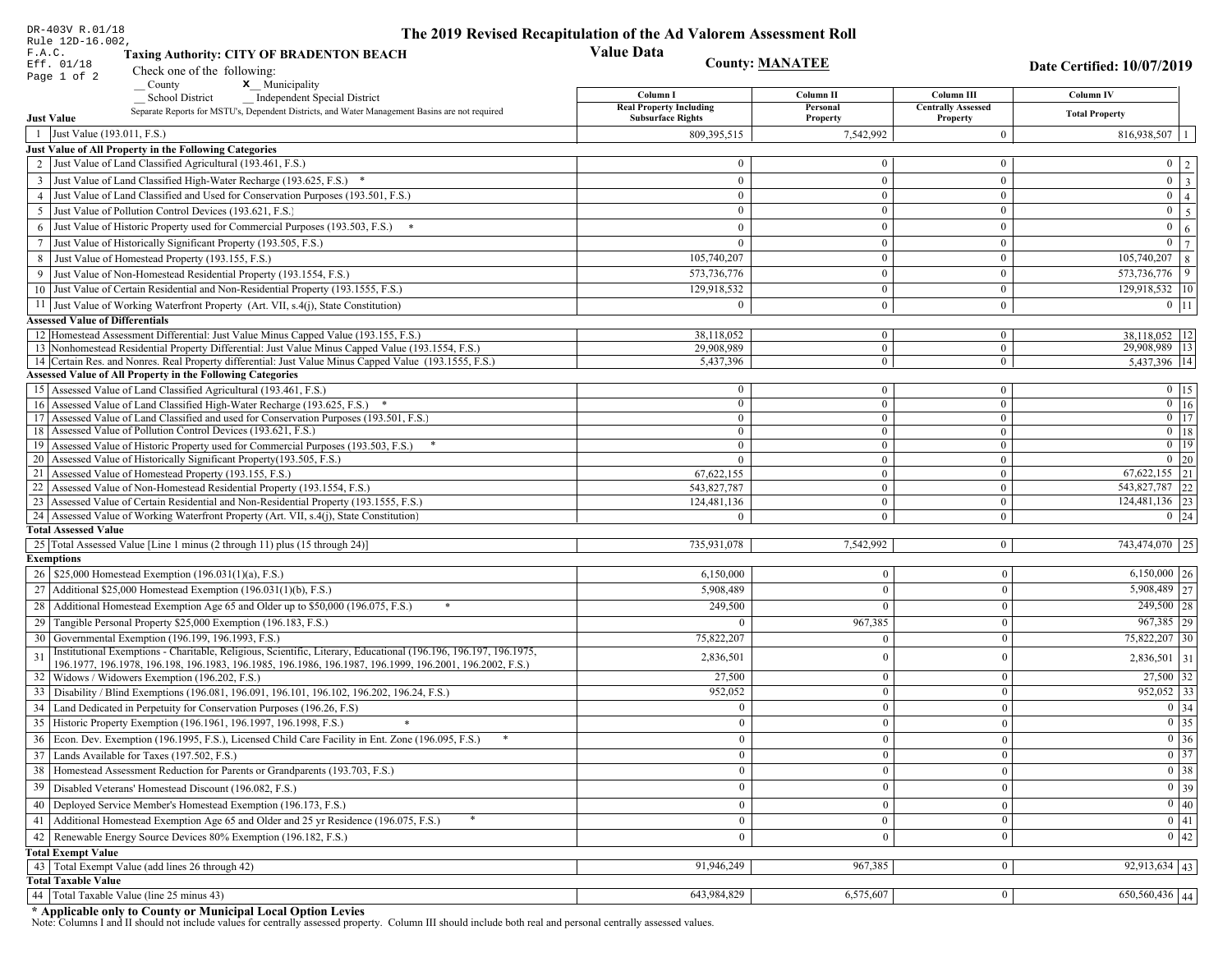DR-403V R.01/18
Rule 12D-16.002,
F.A.C.
Eff. 01/18
Page 1 of 2

# The 2019 Revised Recapitulation of the Ad Valorem Assessment Roll

## Value Data

**Taxing Authority: CITY OF BRADENTON BEACH**

**County: MANATEE**

**Date Certified: 10/07/2019**

Check one of the following:

__ County   X Municipality

__ School District   __ Independent Special District

Separate Reports for MSTU's, Dependent Districts, and Water Management Basins are not required

| # | Just Value | Column I Real Property Including Subsurface Rights | Column II Personal Property | Column III Centrally Assessed Property | Column IV Total Property | # |
|---|---|---|---|---|---|---|
| 1 | Just Value (193.011, F.S.) | 809,395,515 | 7,542,992 | 0 | 816,938,507 | 1 |
| | **Just Value of All Property in the Following Categories** | | | | | |
| 2 | Just Value of Land Classified Agricultural (193.461, F.S.) | 0 | 0 | 0 | 0 | 2 |
| 3 | Just Value of Land Classified High-Water Recharge (193.625, F.S.) * | 0 | 0 | 0 | 0 | 3 |
| 4 | Just Value of Land Classified and Used for Conservation Purposes (193.501, F.S.) | 0 | 0 | 0 | 0 | 4 |
| 5 | Just Value of Pollution Control Devices (193.621, F.S.) | 0 | 0 | 0 | 0 | 5 |
| 6 | Just Value of Historic Property used for Commercial Purposes (193.503, F.S.) * | 0 | 0 | 0 | 0 | 6 |
| 7 | Just Value of Historically Significant Property (193.505, F.S.) | 0 | 0 | 0 | 0 | 7 |
| 8 | Just Value of Homestead Property (193.155, F.S.) | 105,740,207 | 0 | 0 | 105,740,207 | 8 |
| 9 | Just Value of Non-Homestead Residential Property (193.1554, F.S.) | 573,736,776 | 0 | 0 | 573,736,776 | 9 |
| 10 | Just Value of Certain Residential and Non-Residential Property (193.1555, F.S.) | 129,918,532 | 0 | 0 | 129,918,532 | 10 |
| 11 | Just Value of Working Waterfront Property (Art. VII, s.4(j), State Constitution) | 0 | 0 | 0 | 0 | 11 |
| | **Assessed Value of Differentials** | | | | | |
| 12 | Homestead Assessment Differential: Just Value Minus Capped Value (193.155, F.S.) | 38,118,052 | 0 | 0 | 38,118,052 | 12 |
| 13 | Nonhomestead Residential Property Differential: Just Value Minus Capped Value (193.1554, F.S.) | 29,908,989 | 0 | 0 | 29,908,989 | 13 |
| 14 | Certain Res. and Nonres. Real Property differential: Just Value Minus Capped Value (193.1555, F.S.) | 5,437,396 | 0 | 0 | 5,437,396 | 14 |
| | **Assessed Value of All Property in the Following Categories** | | | | | |
| 15 | Assessed Value of Land Classified Agricultural (193.461, F.S.) | 0 | 0 | 0 | 0 | 15 |
| 16 | Assessed Value of Land Classified High-Water Recharge (193.625, F.S.) * | 0 | 0 | 0 | 0 | 16 |
| 17 | Assessed Value of Land Classified and used for Conservation Purposes (193.501, F.S.) | 0 | 0 | 0 | 0 | 17 |
| 18 | Assessed Value of Pollution Control Devices (193.621, F.S.) | 0 | 0 | 0 | 0 | 18 |
| 19 | Assessed Value of Historic Property used for Commercial Purposes (193.503, F.S.) * | 0 | 0 | 0 | 0 | 19 |
| 20 | Assessed Value of Historically Significant Property(193.505, F.S.) | 0 | 0 | 0 | 0 | 20 |
| 21 | Assessed Value of Homestead Property (193.155, F.S.) | 67,622,155 | 0 | 0 | 67,622,155 | 21 |
| 22 | Assessed Value of Non-Homestead Residential Property (193.1554, F.S.) | 543,827,787 | 0 | 0 | 543,827,787 | 22 |
| 23 | Assessed Value of Certain Residential and Non-Residential Property (193.1555, F.S.) | 124,481,136 | 0 | 0 | 124,481,136 | 23 |
| 24 | Assessed Value of Working Waterfront Property (Art. VII, s.4(j), State Constitution) | 0 | 0 | 0 | 0 | 24 |
| | **Total Assessed Value** | | | | | |
| 25 | Total Assessed Value [Line 1 minus (2 through 11) plus (15 through 24)] | 735,931,078 | 7,542,992 | 0 | 743,474,070 | 25 |
| | **Exemptions** | | | | | |
| 26 | $25,000 Homestead Exemption (196.031(1)(a), F.S.) | 6,150,000 | 0 | 0 | 6,150,000 | 26 |
| 27 | Additional $25,000 Homestead Exemption (196.031(1)(b), F.S.) | 5,908,489 | 0 | 0 | 5,908,489 | 27 |
| 28 | Additional Homestead Exemption Age 65 and Older up to $50,000 (196.075, F.S.) * | 249,500 | 0 | 0 | 249,500 | 28 |
| 29 | Tangible Personal Property $25,000 Exemption (196.183, F.S.) | 0 | 967,385 | 0 | 967,385 | 29 |
| 30 | Governmental Exemption (196.199, 196.1993, F.S.) | 75,822,207 | 0 | 0 | 75,822,207 | 30 |
| 31 | Institutional Exemptions - Charitable, Religious, Scientific, Literary, Educational (196.196, 196.197, 196.1975, 196.1977, 196.1978, 196.198, 196.1983, 196.1985, 196.1986, 196.1987, 196.1999, 196.2001, 196.2002, F.S.) | 2,836,501 | 0 | 0 | 2,836,501 | 31 |
| 32 | Widows / Widowers Exemption (196.202, F.S.) | 27,500 | 0 | 0 | 27,500 | 32 |
| 33 | Disability / Blind Exemptions (196.081, 196.091, 196.101, 196.102, 196.202, 196.24, F.S.) | 952,052 | 0 | 0 | 952,052 | 33 |
| 34 | Land Dedicated in Perpetuity for Conservation Purposes (196.26, F.S) | 0 | 0 | 0 | 0 | 34 |
| 35 | Historic Property Exemption (196.1961, 196.1997, 196.1998, F.S.) * | 0 | 0 | 0 | 0 | 35 |
| 36 | Econ. Dev. Exemption (196.1995, F.S.), Licensed Child Care Facility in Ent. Zone (196.095, F.S.) * | 0 | 0 | 0 | 0 | 36 |
| 37 | Lands Available for Taxes (197.502, F.S.) | 0 | 0 | 0 | 0 | 37 |
| 38 | Homestead Assessment Reduction for Parents or Grandparents (193.703, F.S.) | 0 | 0 | 0 | 0 | 38 |
| 39 | Disabled Veterans' Homestead Discount (196.082, F.S.) | 0 | 0 | 0 | 0 | 39 |
| 40 | Deployed Service Member's Homestead Exemption (196.173, F.S.) | 0 | 0 | 0 | 0 | 40 |
| 41 | Additional Homestead Exemption Age 65 and Older and 25 yr Residence (196.075, F.S.) * | 0 | 0 | 0 | 0 | 41 |
| 42 | Renewable Energy Source Devices 80% Exemption (196.182, F.S.) | 0 | 0 | 0 | 0 | 42 |
| | **Total Exempt Value** | | | | | |
| 43 | Total Exempt Value (add lines 26 through 42) | 91,946,249 | 967,385 | 0 | 92,913,634 | 43 |
| | **Total Taxable Value** | | | | | |
| 44 | Total Taxable Value (line 25 minus 43) | 643,984,829 | 6,575,607 | 0 | 650,560,436 | 44 |

**\* Applicable only to County or Municipal Local Option Levies**

Note: Columns I and II should not include values for centrally assessed property. Column III should include both real and personal centrally assessed values.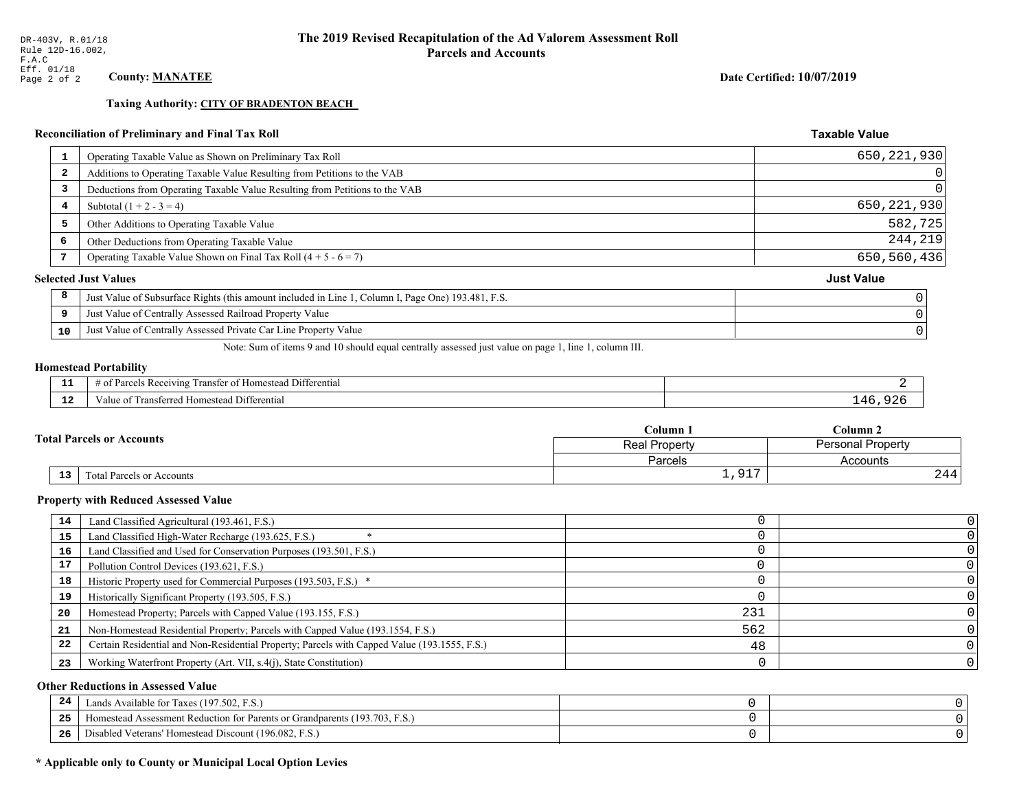DR-403V, R.01/18
Rule 12D-16.002, F.A.C
Eff. 01/18

# The 2019 Revised Recapitulation of the Ad Valorem Assessment Roll
## Parcels and Accounts

**County: MANATEE**

**Date Certified: 10/07/2019**

**Taxing Authority: CITY OF BRADENTON BEACH**

### Reconciliation of Preliminary and Final Tax Roll

| | | Taxable Value |
|---|---|---|
| 1 | Operating Taxable Value as Shown on Preliminary Tax Roll | 650,221,930 |
| 2 | Additions to Operating Taxable Value Resulting from Petitions to the VAB | 0 |
| 3 | Deductions from Operating Taxable Value Resulting from Petitions to the VAB | 0 |
| 4 | Subtotal (1 + 2 - 3 = 4) | 650,221,930 |
| 5 | Other Additions to Operating Taxable Value | 582,725 |
| 6 | Other Deductions from Operating Taxable Value | 244,219 |
| 7 | Operating Taxable Value Shown on Final Tax Roll (4 + 5 - 6 = 7) | 650,560,436 |

### Selected Just Values

| | | Just Value |
|---|---|---|
| 8 | Just Value of Subsurface Rights (this amount included in Line 1, Column I, Page One) 193.481, F.S. | 0 |
| 9 | Just Value of Centrally Assessed Railroad Property Value | 0 |
| 10 | Just Value of Centrally Assessed Private Car Line Property Value | 0 |

Note: Sum of items 9 and 10 should equal centrally assessed just value on page 1, line 1, column III.

### Homestead Portability

| | | |
|---|---|---|
| 11 | # of Parcels Receiving Transfer of Homestead Differential | 2 |
| 12 | Value of Transferred Homestead Differential | 146,926 |

### Total Parcels or Accounts

| | | Column 1 Real Property Parcels | Column 2 Personal Property Accounts |
|---|---|---|---|
| 13 | Total Parcels or Accounts | 1,917 | 244 |

### Property with Reduced Assessed Value

| | | Column 1 | Column 2 |
|---|---|---|---|
| 14 | Land Classified Agricultural (193.461, F.S.) | 0 | 0 |
| 15 | Land Classified High-Water Recharge (193.625, F.S.) * | 0 | 0 |
| 16 | Land Classified and Used for Conservation Purposes (193.501, F.S.) | 0 | 0 |
| 17 | Pollution Control Devices (193.621, F.S.) | 0 | 0 |
| 18 | Historic Property used for Commercial Purposes (193.503, F.S.) * | 0 | 0 |
| 19 | Historically Significant Property (193.505, F.S.) | 0 | 0 |
| 20 | Homestead Property; Parcels with Capped Value (193.155, F.S.) | 231 | 0 |
| 21 | Non-Homestead Residential Property; Parcels with Capped Value (193.1554, F.S.) | 562 | 0 |
| 22 | Certain Residential and Non-Residential Property; Parcels with Capped Value (193.1555, F.S.) | 48 | 0 |
| 23 | Working Waterfront Property (Art. VII, s.4(j), State Constitution) | 0 | 0 |

### Other Reductions in Assessed Value

| | | Column 1 | Column 2 |
|---|---|---|---|
| 24 | Lands Available for Taxes (197.502, F.S.) | 0 | 0 |
| 25 | Homestead Assessment Reduction for Parents or Grandparents (193.703, F.S.) | 0 | 0 |
| 26 | Disabled Veterans' Homestead Discount (196.082, F.S.) | 0 | 0 |

**\* Applicable only to County or Municipal Local Option Levies**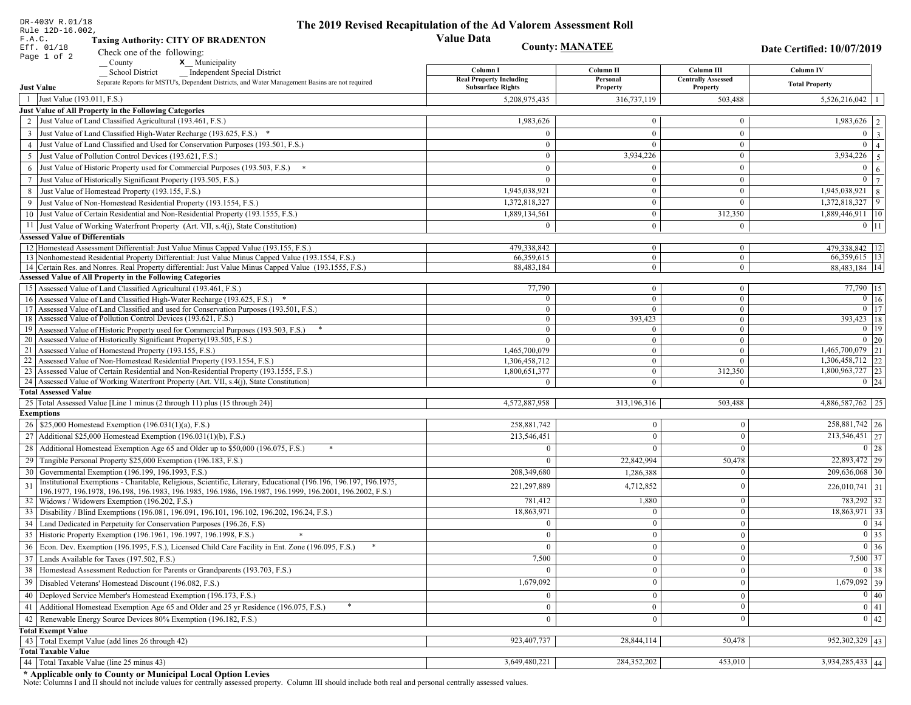DR-403V R.01/18
Rule 12D-16.002, F.A.C.
Eff. 01/18
Page 1 of 2

# The 2019 Revised Recapitulation of the Ad Valorem Assessment Roll Value Data

**Taxing Authority: CITY OF BRADENTON**

**County: MANATEE**

**Date Certified: 10/07/2019**

Check one of the following:
__ County
x__ Municipality
__ School District
__ Independent Special District

Separate Reports for MSTU's, Dependent Districts, and Water Management Basins are not required

| | | Column I<br>Real Property Including Subsurface Rights | Column II<br>Personal Property | Column III<br>Centrally Assessed Property | Column IV<br>Total Property | |
|---|---|---|---|---|---|---|
| **Just Value** | | | | | | |
| 1 | Just Value (193.011, F.S.) | 5,208,975,435 | 316,737,119 | 503,488 | 5,526,216,042 | 1 |
| **Just Value of All Property in the Following Categories** | | | | | | |
| 2 | Just Value of Land Classified Agricultural (193.461, F.S.) | 1,983,626 | 0 | 0 | 1,983,626 | 2 |
| 3 | Just Value of Land Classified High-Water Recharge (193.625, F.S.) * | 0 | 0 | 0 | 0 | 3 |
| 4 | Just Value of Land Classified and Used for Conservation Purposes (193.501, F.S.) | 0 | 0 | 0 | 0 | 4 |
| 5 | Just Value of Pollution Control Devices (193.621, F.S.) | 0 | 3,934,226 | 0 | 3,934,226 | 5 |
| 6 | Just Value of Historic Property used for Commercial Purposes (193.503, F.S.) * | 0 | 0 | 0 | 0 | 6 |
| 7 | Just Value of Historically Significant Property (193.505, F.S.) | 0 | 0 | 0 | 0 | 7 |
| 8 | Just Value of Homestead Property (193.155, F.S.) | 1,945,038,921 | 0 | 0 | 1,945,038,921 | 8 |
| 9 | Just Value of Non-Homestead Residential Property (193.1554, F.S.) | 1,372,818,327 | 0 | 0 | 1,372,818,327 | 9 |
| 10 | Just Value of Certain Residential and Non-Residential Property (193.1555, F.S.) | 1,889,134,561 | 0 | 312,350 | 1,889,446,911 | 10 |
| 11 | Just Value of Working Waterfront Property (Art. VII, s.4(j), State Constitution) | 0 | 0 | 0 | 0 | 11 |
| **Assessed Value of Differentials** | | | | | | |
| 12 | Homestead Assessment Differential: Just Value Minus Capped Value (193.155, F.S.) | 479,338,842 | 0 | 0 | 479,338,842 | 12 |
| 13 | Nonhomestead Residential Property Differential: Just Value Minus Capped Value (193.1554, F.S.) | 66,359,615 | 0 | 0 | 66,359,615 | 13 |
| 14 | Certain Res. and Nonres. Real Property differential: Just Value Minus Capped Value (193.1555, F.S.) | 88,483,184 | 0 | 0 | 88,483,184 | 14 |
| **Assessed Value of All Property in the Following Categories** | | | | | | |
| 15 | Assessed Value of Land Classified Agricultural (193.461, F.S.) | 77,790 | 0 | 0 | 77,790 | 15 |
| 16 | Assessed Value of Land Classified High-Water Recharge (193.625, F.S.) * | 0 | 0 | 0 | 0 | 16 |
| 17 | Assessed Value of Land Classified and used for Conservation Purposes (193.501, F.S.) | 0 | 0 | 0 | 0 | 17 |
| 18 | Assessed Value of Pollution Control Devices (193.621, F.S.) | 0 | 393,423 | 0 | 393,423 | 18 |
| 19 | Assessed Value of Historic Property used for Commercial Purposes (193.503, F.S.) * | 0 | 0 | 0 | 0 | 19 |
| 20 | Assessed Value of Historically Significant Property(193.505, F.S.) | 0 | 0 | 0 | 0 | 20 |
| 21 | Assessed Value of Homestead Property (193.155, F.S.) | 1,465,700,079 | 0 | 0 | 1,465,700,079 | 21 |
| 22 | Assessed Value of Non-Homestead Residential Property (193.1554, F.S.) | 1,306,458,712 | 0 | 0 | 1,306,458,712 | 22 |
| 23 | Assessed Value of Certain Residential and Non-Residential Property (193.1555, F.S.) | 1,800,651,377 | 0 | 312,350 | 1,800,963,727 | 23 |
| 24 | Assessed Value of Working Waterfront Property (Art. VII, s.4(j), State Constitution) | 0 | 0 | 0 | 0 | 24 |
| **Total Assessed Value** | | | | | | |
| 25 | Total Assessed Value [Line 1 minus (2 through 11) plus (15 through 24)] | 4,572,887,958 | 313,196,316 | 503,488 | 4,886,587,762 | 25 |
| **Exemptions** | | | | | | |
| 26 | $25,000 Homestead Exemption (196.031(1)(a), F.S.) | 258,881,742 | 0 | 0 | 258,881,742 | 26 |
| 27 | Additional $25,000 Homestead Exemption (196.031(1)(b), F.S.) | 213,546,451 | 0 | 0 | 213,546,451 | 27 |
| 28 | Additional Homestead Exemption Age 65 and Older up to $50,000 (196.075, F.S.) * | 0 | 0 | 0 | 0 | 28 |
| 29 | Tangible Personal Property $25,000 Exemption (196.183, F.S.) | 0 | 22,842,994 | 50,478 | 22,893,472 | 29 |
| 30 | Governmental Exemption (196.199, 196.1993, F.S.) | 208,349,680 | 1,286,388 | 0 | 209,636,068 | 30 |
| 31 | Institutional Exemptions - Charitable, Religious, Scientific, Literary, Educational (196.196, 196.197, 196.1975, 196.1977, 196.1978, 196.198, 196.1983, 196.1985, 196.1986, 196.1987, 196.1999, 196.2001, 196.2002, F.S.) | 221,297,889 | 4,712,852 | 0 | 226,010,741 | 31 |
| 32 | Widows / Widowers Exemption (196.202, F.S.) | 781,412 | 1,880 | 0 | 783,292 | 32 |
| 33 | Disability / Blind Exemptions (196.081, 196.091, 196.101, 196.102, 196.202, 196.24, F.S.) | 18,863,971 | 0 | 0 | 18,863,971 | 33 |
| 34 | Land Dedicated in Perpetuity for Conservation Purposes (196.26, F.S) | 0 | 0 | 0 | 0 | 34 |
| 35 | Historic Property Exemption (196.1961, 196.1997, 196.1998, F.S.) * | 0 | 0 | 0 | 0 | 35 |
| 36 | Econ. Dev. Exemption (196.1995, F.S.), Licensed Child Care Facility in Ent. Zone (196.095, F.S.) * | 0 | 0 | 0 | 0 | 36 |
| 37 | Lands Available for Taxes (197.502, F.S.) | 7,500 | 0 | 0 | 7,500 | 37 |
| 38 | Homestead Assessment Reduction for Parents or Grandparents (193.703, F.S.) | 0 | 0 | 0 | 0 | 38 |
| 39 | Disabled Veterans' Homestead Discount (196.082, F.S.) | 1,679,092 | 0 | 0 | 1,679,092 | 39 |
| 40 | Deployed Service Member's Homestead Exemption (196.173, F.S.) | 0 | 0 | 0 | 0 | 40 |
| 41 | Additional Homestead Exemption Age 65 and Older and 25 yr Residence (196.075, F.S.) * | 0 | 0 | 0 | 0 | 41 |
| 42 | Renewable Energy Source Devices 80% Exemption (196.182, F.S.) | 0 | 0 | 0 | 0 | 42 |
| **Total Exempt Value** | | | | | | |
| 43 | Total Exempt Value (add lines 26 through 42) | 923,407,737 | 28,844,114 | 50,478 | 952,302,329 | 43 |
| **Total Taxable Value** | | | | | | |
| 44 | Total Taxable Value (line 25 minus 43) | 3,649,480,221 | 284,352,202 | 453,010 | 3,934,285,433 | 44 |

**\* Applicable only to County or Municipal Local Option Levies**

Note: Columns I and II should not include values for centrally assessed property. Column III should include both real and personal centrally assessed values.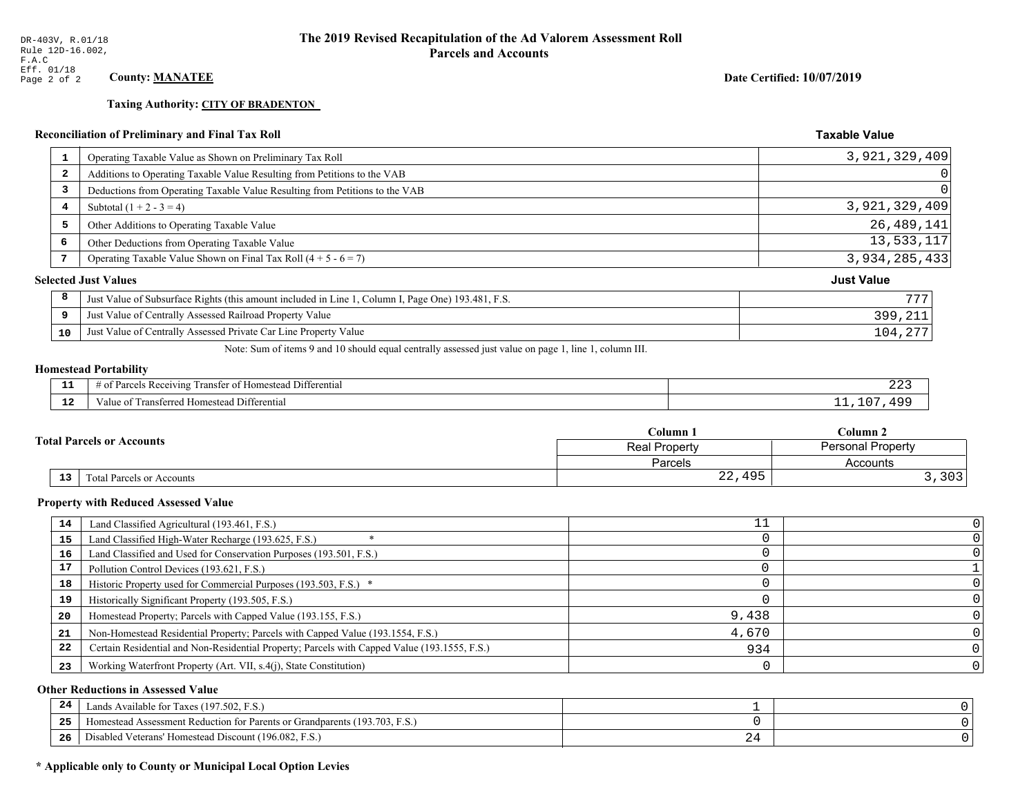DR-403V, R.01/18
Rule 12D-16.002, F.A.C
Eff. 01/18

# The 2019 Revised Recapitulation of the Ad Valorem Assessment Roll
## Parcels and Accounts

**County:** **MANATEE**

**Date Certified: 10/07/2019**

**Taxing Authority:** **CITY OF BRADENTON**

### Reconciliation of Preliminary and Final Tax Roll

| | | Taxable Value |
|---|---|---|
| 1 | Operating Taxable Value as Shown on Preliminary Tax Roll | 3,921,329,409 |
| 2 | Additions to Operating Taxable Value Resulting from Petitions to the VAB | 0 |
| 3 | Deductions from Operating Taxable Value Resulting from Petitions to the VAB | 0 |
| 4 | Subtotal (1 + 2 - 3 = 4) | 3,921,329,409 |
| 5 | Other Additions to Operating Taxable Value | 26,489,141 |
| 6 | Other Deductions from Operating Taxable Value | 13,533,117 |
| 7 | Operating Taxable Value Shown on Final Tax Roll (4 + 5 - 6 = 7) | 3,934,285,433 |

### Selected Just Values

| | | Just Value |
|---|---|---|
| 8 | Just Value of Subsurface Rights (this amount included in Line 1, Column I, Page One) 193.481, F.S. | 777 |
| 9 | Just Value of Centrally Assessed Railroad Property Value | 399,211 |
| 10 | Just Value of Centrally Assessed Private Car Line Property Value | 104,277 |

Note: Sum of items 9 and 10 should equal centrally assessed just value on page 1, line 1, column III.

### Homestead Portability

| | | |
|---|---|---|
| 11 | # of Parcels Receiving Transfer of Homestead Differential | 223 |
| 12 | Value of Transferred Homestead Differential | 11,107,499 |

### Total Parcels or Accounts

| | | Column 1<br>Real Property<br>Parcels | Column 2<br>Personal Property<br>Accounts |
|---|---|---|---|
| 13 | Total Parcels or Accounts | 22,495 | 3,303 |

### Property with Reduced Assessed Value

| | | Column 1 | Column 2 |
|---|---|---|---|
| 14 | Land Classified Agricultural (193.461, F.S.) | 11 | 0 |
| 15 | Land Classified High-Water Recharge (193.625, F.S.) * | 0 | 0 |
| 16 | Land Classified and Used for Conservation Purposes (193.501, F.S.) | 0 | 0 |
| 17 | Pollution Control Devices (193.621, F.S.) | 0 | 1 |
| 18 | Historic Property used for Commercial Purposes (193.503, F.S.) * | 0 | 0 |
| 19 | Historically Significant Property (193.505, F.S.) | 0 | 0 |
| 20 | Homestead Property; Parcels with Capped Value (193.155, F.S.) | 9,438 | 0 |
| 21 | Non-Homestead Residential Property; Parcels with Capped Value (193.1554, F.S.) | 4,670 | 0 |
| 22 | Certain Residential and Non-Residential Property; Parcels with Capped Value (193.1555, F.S.) | 934 | 0 |
| 23 | Working Waterfront Property (Art. VII, s.4(j), State Constitution) | 0 | 0 |

### Other Reductions in Assessed Value

| | | Column 1 | Column 2 |
|---|---|---|---|
| 24 | Lands Available for Taxes (197.502, F.S.) | 1 | 0 |
| 25 | Homestead Assessment Reduction for Parents or Grandparents (193.703, F.S.) | 0 | 0 |
| 26 | Disabled Veterans' Homestead Discount (196.082, F.S.) | 24 | 0 |

**\* Applicable only to County or Municipal Local Option Levies**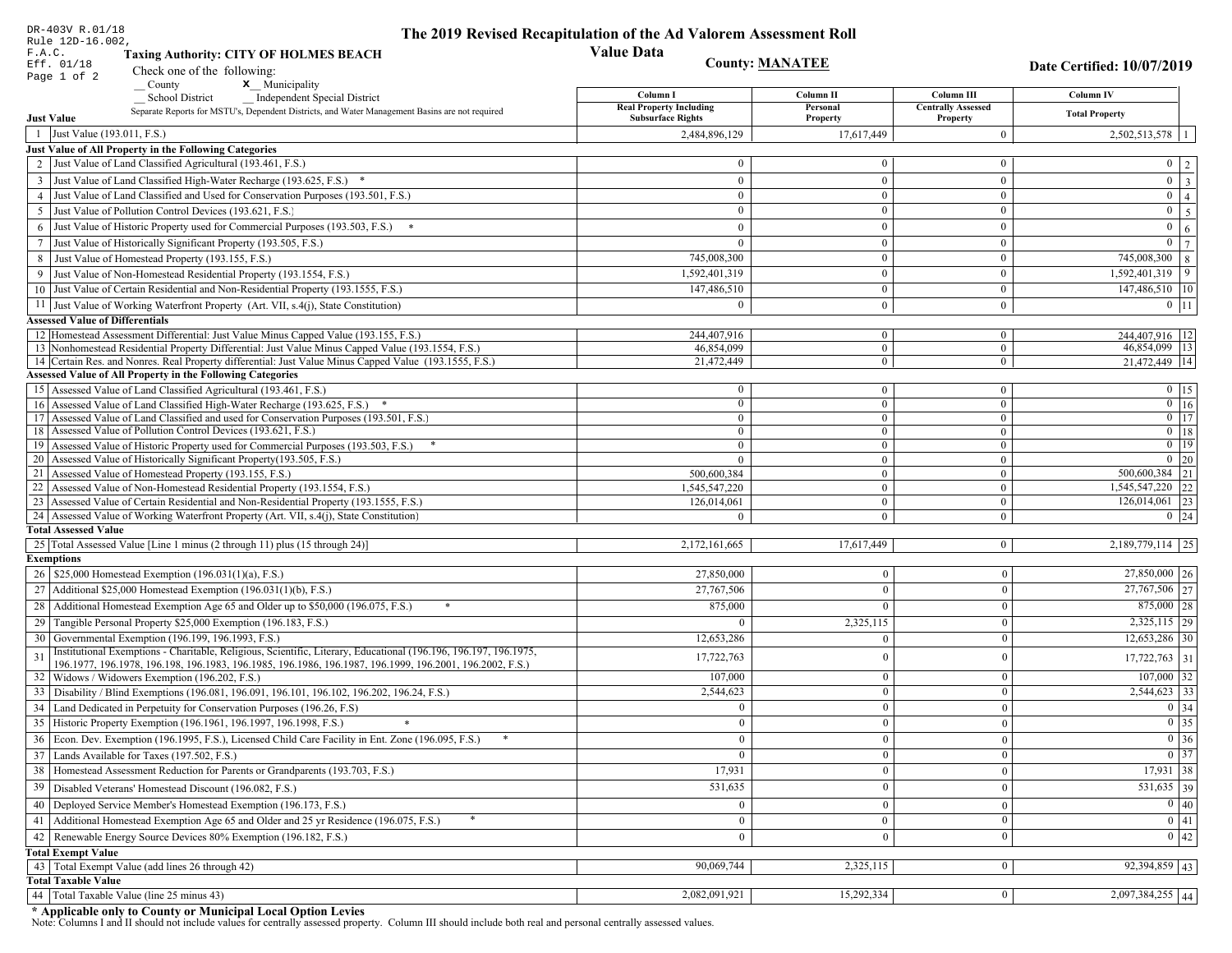DR-403V R.01/18
Rule 12D-16.002, F.A.C.
Eff. 01/18

# The 2019 Revised Recapitulation of the Ad Valorem Assessment Roll

## Value Data

**Taxing Authority: CITY OF HOLMES BEACH**

**County: MANATEE**

**Date Certified: 10/07/2019**

Check one of the following:
__ County
X__ Municipality
__ School District
__ Independent Special District

Separate Reports for MSTU's, Dependent Districts, and Water Management Basins are not required

| | Column I Real Property Including Subsurface Rights | Column II Personal Property | Column III Centrally Assessed Property | Column IV Total Property | |
|---|---|---|---|---|---|
| **Just Value** | | | | | |
| 1 Just Value (193.011, F.S.) | 2,484,896,129 | 17,617,449 | 0 | 2,502,513,578 | 1 |
| **Just Value of All Property in the Following Categories** | | | | | |
| 2 Just Value of Land Classified Agricultural (193.461, F.S.) | 0 | 0 | 0 | 0 | 2 |
| 3 Just Value of Land Classified High-Water Recharge (193.625, F.S.) * | 0 | 0 | 0 | 0 | 3 |
| 4 Just Value of Land Classified and Used for Conservation Purposes (193.501, F.S.) | 0 | 0 | 0 | 0 | 4 |
| 5 Just Value of Pollution Control Devices (193.621, F.S.) | 0 | 0 | 0 | 0 | 5 |
| 6 Just Value of Historic Property used for Commercial Purposes (193.503, F.S.) * | 0 | 0 | 0 | 0 | 6 |
| 7 Just Value of Historically Significant Property (193.505, F.S.) | 0 | 0 | 0 | 0 | 7 |
| 8 Just Value of Homestead Property (193.155, F.S.) | 745,008,300 | 0 | 0 | 745,008,300 | 8 |
| 9 Just Value of Non-Homestead Residential Property (193.1554, F.S.) | 1,592,401,319 | 0 | 0 | 1,592,401,319 | 9 |
| 10 Just Value of Certain Residential and Non-Residential Property (193.1555, F.S.) | 147,486,510 | 0 | 0 | 147,486,510 | 10 |
| 11 Just Value of Working Waterfront Property (Art. VII, s.4(j), State Constitution) | 0 | 0 | 0 | 0 | 11 |
| **Assessed Value of Differentials** | | | | | |
| 12 Homestead Assessment Differential: Just Value Minus Capped Value (193.155, F.S.) | 244,407,916 | 0 | 0 | 244,407,916 | 12 |
| 13 Nonhomestead Residential Property Differential: Just Value Minus Capped Value (193.1554, F.S.) | 46,854,099 | 0 | 0 | 46,854,099 | 13 |
| 14 Certain Res. and Nonres. Real Property differential: Just Value Minus Capped Value (193.1555, F.S.) | 21,472,449 | 0 | 0 | 21,472,449 | 14 |
| **Assessed Value of All Property in the Following Categories** | | | | | |
| 15 Assessed Value of Land Classified Agricultural (193.461, F.S.) | 0 | 0 | 0 | 0 | 15 |
| 16 Assessed Value of Land Classified High-Water Recharge (193.625, F.S.) * | 0 | 0 | 0 | 0 | 16 |
| 17 Assessed Value of Land Classified and used for Conservation Purposes (193.501, F.S.) | 0 | 0 | 0 | 0 | 17 |
| 18 Assessed Value of Pollution Control Devices (193.621, F.S.) | 0 | 0 | 0 | 0 | 18 |
| 19 Assessed Value of Historic Property used for Commercial Purposes (193.503, F.S.) * | 0 | 0 | 0 | 0 | 19 |
| 20 Assessed Value of Historically Significant Property(193.505, F.S.) | 0 | 0 | 0 | 0 | 20 |
| 21 Assessed Value of Homestead Property (193.155, F.S.) | 500,600,384 | 0 | 0 | 500,600,384 | 21 |
| 22 Assessed Value of Non-Homestead Residential Property (193.1554, F.S.) | 1,545,547,220 | 0 | 0 | 1,545,547,220 | 22 |
| 23 Assessed Value of Certain Residential and Non-Residential Property (193.1555, F.S.) | 126,014,061 | 0 | 0 | 126,014,061 | 23 |
| 24 Assessed Value of Working Waterfront Property (Art. VII, s.4(j), State Constitution) | 0 | 0 | 0 | 0 | 24 |
| **Total Assessed Value** | | | | | |
| 25 Total Assessed Value [Line 1 minus (2 through 11) plus (15 through 24)] | 2,172,161,665 | 17,617,449 | 0 | 2,189,779,114 | 25 |
| **Exemptions** | | | | | |
| 26 $25,000 Homestead Exemption (196.031(1)(a), F.S.) | 27,850,000 | 0 | 0 | 27,850,000 | 26 |
| 27 Additional $25,000 Homestead Exemption (196.031(1)(b), F.S.) | 27,767,506 | 0 | 0 | 27,767,506 | 27 |
| 28 Additional Homestead Exemption Age 65 and Older up to $50,000 (196.075, F.S.) * | 875,000 | 0 | 0 | 875,000 | 28 |
| 29 Tangible Personal Property $25,000 Exemption (196.183, F.S.) | 0 | 2,325,115 | 0 | 2,325,115 | 29 |
| 30 Governmental Exemption (196.199, 196.1993, F.S.) | 12,653,286 | 0 | 0 | 12,653,286 | 30 |
| 31 Institutional Exemptions - Charitable, Religious, Scientific, Literary, Educational (196.196, 196.197, 196.1975, 196.1977, 196.1978, 196.198, 196.1983, 196.1985, 196.1986, 196.1987, 196.1999, 196.2001, 196.2002, F.S.) | 17,722,763 | 0 | 0 | 17,722,763 | 31 |
| 32 Widows / Widowers Exemption (196.202, F.S.) | 107,000 | 0 | 0 | 107,000 | 32 |
| 33 Disability / Blind Exemptions (196.081, 196.091, 196.101, 196.102, 196.202, 196.24, F.S.) | 2,544,623 | 0 | 0 | 2,544,623 | 33 |
| 34 Land Dedicated in Perpetuity for Conservation Purposes (196.26, F.S) | 0 | 0 | 0 | 0 | 34 |
| 35 Historic Property Exemption (196.1961, 196.1997, 196.1998, F.S.) * | 0 | 0 | 0 | 0 | 35 |
| 36 Econ. Dev. Exemption (196.1995, F.S.), Licensed Child Care Facility in Ent. Zone (196.095, F.S.) * | 0 | 0 | 0 | 0 | 36 |
| 37 Lands Available for Taxes (197.502, F.S.) | 0 | 0 | 0 | 0 | 37 |
| 38 Homestead Assessment Reduction for Parents or Grandparents (193.703, F.S.) | 17,931 | 0 | 0 | 17,931 | 38 |
| 39 Disabled Veterans' Homestead Discount (196.082, F.S.) | 531,635 | 0 | 0 | 531,635 | 39 |
| 40 Deployed Service Member's Homestead Exemption (196.173, F.S.) | 0 | 0 | 0 | 0 | 40 |
| 41 Additional Homestead Exemption Age 65 and Older and 25 yr Residence (196.075, F.S.) * | 0 | 0 | 0 | 0 | 41 |
| 42 Renewable Energy Source Devices 80% Exemption (196.182, F.S.) | 0 | 0 | 0 | 0 | 42 |
| **Total Exempt Value** | | | | | |
| 43 Total Exempt Value (add lines 26 through 42) | 90,069,744 | 2,325,115 | 0 | 92,394,859 | 43 |
| **Total Taxable Value** | | | | | |
| 44 Total Taxable Value (line 25 minus 43) | 2,082,091,921 | 15,292,334 | 0 | 2,097,384,255 | 44 |

**\* Applicable only to County or Municipal Local Option Levies**

Note: Columns I and II should not include values for centrally assessed property. Column III should include both real and personal centrally assessed values.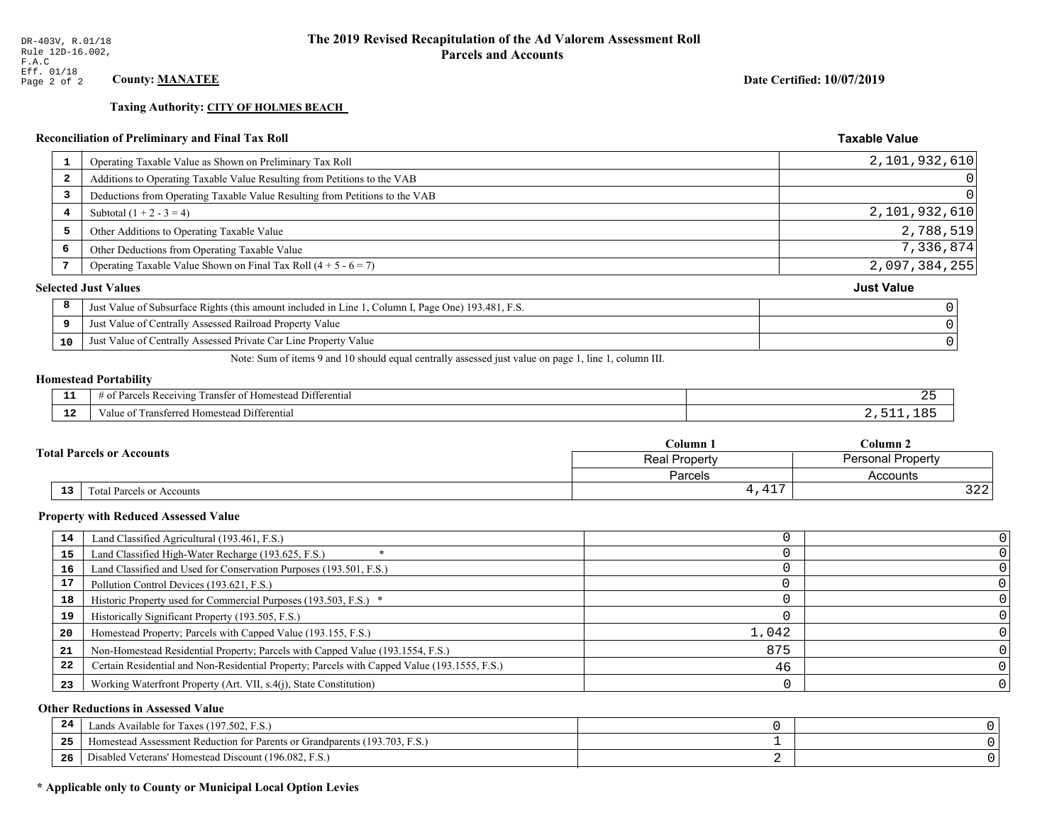DR-403V, R.01/18
Rule 12D-16.002,
F.A.C
Eff. 01/18

# The 2019 Revised Recapitulation of the Ad Valorem Assessment Roll
## Parcels and Accounts

**County: MANATEE**

**Date Certified: 10/07/2019**

**Taxing Authority: CITY OF HOLMES BEACH**

### Reconciliation of Preliminary and Final Tax Roll

| | | Taxable Value |
|---|---|---|
| 1 | Operating Taxable Value as Shown on Preliminary Tax Roll | 2,101,932,610 |
| 2 | Additions to Operating Taxable Value Resulting from Petitions to the VAB | 0 |
| 3 | Deductions from Operating Taxable Value Resulting from Petitions to the VAB | 0 |
| 4 | Subtotal (1 + 2 - 3 = 4) | 2,101,932,610 |
| 5 | Other Additions to Operating Taxable Value | 2,788,519 |
| 6 | Other Deductions from Operating Taxable Value | 7,336,874 |
| 7 | Operating Taxable Value Shown on Final Tax Roll (4 + 5 - 6 = 7) | 2,097,384,255 |

### Selected Just Values

| | | Just Value |
|---|---|---|
| 8 | Just Value of Subsurface Rights (this amount included in Line 1, Column I, Page One) 193.481, F.S. | 0 |
| 9 | Just Value of Centrally Assessed Railroad Property Value | 0 |
| 10 | Just Value of Centrally Assessed Private Car Line Property Value | 0 |

Note: Sum of items 9 and 10 should equal centrally assessed just value on page 1, line 1, column III.

### Homestead Portability

| | | |
|---|---|---|
| 11 | # of Parcels Receiving Transfer of Homestead Differential | 25 |
| 12 | Value of Transferred Homestead Differential | 2,511,185 |

### Total Parcels or Accounts

| | | Column 1 | Column 2 |
|---|---|---|---|
| | | Real Property | Personal Property |
| | | Parcels | Accounts |
| 13 | Total Parcels or Accounts | 4,417 | 322 |

### Property with Reduced Assessed Value

| | | Column 1 | Column 2 |
|---|---|---|---|
| 14 | Land Classified Agricultural (193.461, F.S.) | 0 | 0 |
| 15 | Land Classified High-Water Recharge (193.625, F.S.) * | 0 | 0 |
| 16 | Land Classified and Used for Conservation Purposes (193.501, F.S.) | 0 | 0 |
| 17 | Pollution Control Devices (193.621, F.S.) | 0 | 0 |
| 18 | Historic Property used for Commercial Purposes (193.503, F.S.) * | 0 | 0 |
| 19 | Historically Significant Property (193.505, F.S.) | 0 | 0 |
| 20 | Homestead Property; Parcels with Capped Value (193.155, F.S.) | 1,042 | 0 |
| 21 | Non-Homestead Residential Property; Parcels with Capped Value (193.1554, F.S.) | 875 | 0 |
| 22 | Certain Residential and Non-Residential Property; Parcels with Capped Value (193.1555, F.S.) | 46 | 0 |
| 23 | Working Waterfront Property (Art. VII, s.4(j), State Constitution) | 0 | 0 |

### Other Reductions in Assessed Value

| | | Column 1 | Column 2 |
|---|---|---|---|
| 24 | Lands Available for Taxes (197.502, F.S.) | 0 | 0 |
| 25 | Homestead Assessment Reduction for Parents or Grandparents (193.703, F.S.) | 1 | 0 |
| 26 | Disabled Veterans' Homestead Discount (196.082, F.S.) | 2 | 0 |

**\* Applicable only to County or Municipal Local Option Levies**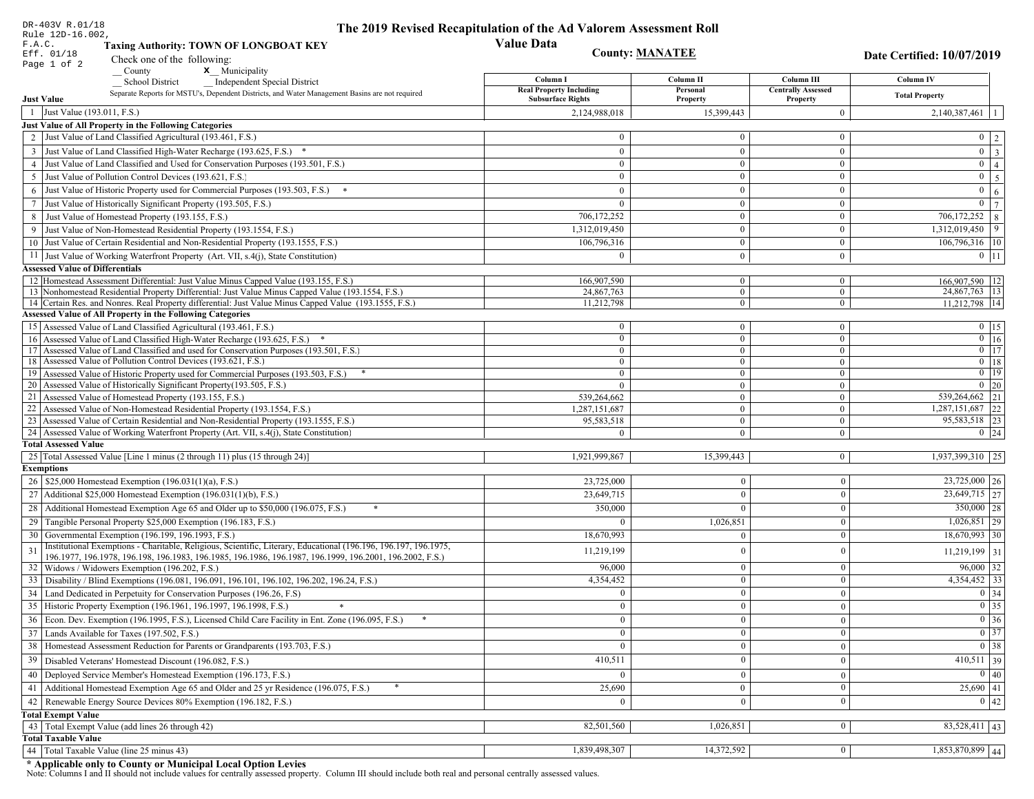DR-403V R.01/18
Rule 12D-16.002, F.A.C.
Eff. 01/18
Page 1 of 2

# The 2019 Revised Recapitulation of the Ad Valorem Assessment Roll
## Value Data

**Taxing Authority: TOWN OF LONGBOAT KEY**

**County: MANATEE**

**Date Certified: 10/07/2019**

Check one of the following:
__ County  X__ Municipality
__ School District  __ Independent Special District

Separate Reports for MSTU's, Dependent Districts, and Water Management Basins are not required

| Line | Description | Column I Real Property Including Subsurface Rights | Column II Personal Property | Column III Centrally Assessed Property | Column IV Total Property | Line |
|---|---|---|---|---|---|---|
| **Just Value** | | | | | | |
| 1 | Just Value (193.011, F.S.) | 2,124,988,018 | 15,399,443 | 0 | 2,140,387,461 | 1 |
| **Just Value of All Property in the Following Categories** | | | | | | |
| 2 | Just Value of Land Classified Agricultural (193.461, F.S.) | 0 | 0 | 0 | 0 | 2 |
| 3 | Just Value of Land Classified High-Water Recharge (193.625, F.S.) * | 0 | 0 | 0 | 0 | 3 |
| 4 | Just Value of Land Classified and Used for Conservation Purposes (193.501, F.S.) | 0 | 0 | 0 | 0 | 4 |
| 5 | Just Value of Pollution Control Devices (193.621, F.S.) | 0 | 0 | 0 | 0 | 5 |
| 6 | Just Value of Historic Property used for Commercial Purposes (193.503, F.S.) * | 0 | 0 | 0 | 0 | 6 |
| 7 | Just Value of Historically Significant Property (193.505, F.S.) | 0 | 0 | 0 | 0 | 7 |
| 8 | Just Value of Homestead Property (193.155, F.S.) | 706,172,252 | 0 | 0 | 706,172,252 | 8 |
| 9 | Just Value of Non-Homestead Residential Property (193.1554, F.S.) | 1,312,019,450 | 0 | 0 | 1,312,019,450 | 9 |
| 10 | Just Value of Certain Residential and Non-Residential Property (193.1555, F.S.) | 106,796,316 | 0 | 0 | 106,796,316 | 10 |
| 11 | Just Value of Working Waterfront Property (Art. VII, s.4(j), State Constitution) | 0 | 0 | 0 | 0 | 11 |
| **Assessed Value of Differentials** | | | | | | |
| 12 | Homestead Assessment Differential: Just Value Minus Capped Value (193.155, F.S.) | 166,907,590 | 0 | 0 | 166,907,590 | 12 |
| 13 | Nonhomestead Residential Property Differential: Just Value Minus Capped Value (193.1554, F.S.) | 24,867,763 | 0 | 0 | 24,867,763 | 13 |
| 14 | Certain Res. and Nonres. Real Property differential: Just Value Minus Capped Value (193.1555, F.S.) | 11,212,798 | 0 | 0 | 11,212,798 | 14 |
| **Assessed Value of All Property in the Following Categories** | | | | | | |
| 15 | Assessed Value of Land Classified Agricultural (193.461, F.S.) | 0 | 0 | 0 | 0 | 15 |
| 16 | Assessed Value of Land Classified High-Water Recharge (193.625, F.S.) * | 0 | 0 | 0 | 0 | 16 |
| 17 | Assessed Value of Land Classified and used for Conservation Purposes (193.501, F.S.) | 0 | 0 | 0 | 0 | 17 |
| 18 | Assessed Value of Pollution Control Devices (193.621, F.S.) | 0 | 0 | 0 | 0 | 18 |
| 19 | Assessed Value of Historic Property used for Commercial Purposes (193.503, F.S.) * | 0 | 0 | 0 | 0 | 19 |
| 20 | Assessed Value of Historically Significant Property(193.505, F.S.) | 0 | 0 | 0 | 0 | 20 |
| 21 | Assessed Value of Homestead Property (193.155, F.S.) | 539,264,662 | 0 | 0 | 539,264,662 | 21 |
| 22 | Assessed Value of Non-Homestead Residential Property (193.1554, F.S.) | 1,287,151,687 | 0 | 0 | 1,287,151,687 | 22 |
| 23 | Assessed Value of Certain Residential and Non-Residential Property (193.1555, F.S.) | 95,583,518 | 0 | 0 | 95,583,518 | 23 |
| 24 | Assessed Value of Working Waterfront Property (Art. VII, s.4(j), State Constitution) | 0 | 0 | 0 | 0 | 24 |
| **Total Assessed Value** | | | | | | |
| 25 | Total Assessed Value [Line 1 minus (2 through 11) plus (15 through 24)] | 1,921,999,867 | 15,399,443 | 0 | 1,937,399,310 | 25 |
| **Exemptions** | | | | | | |
| 26 | $25,000 Homestead Exemption (196.031(1)(a), F.S.) | 23,725,000 | 0 | 0 | 23,725,000 | 26 |
| 27 | Additional $25,000 Homestead Exemption (196.031(1)(b), F.S.) | 23,649,715 | 0 | 0 | 23,649,715 | 27 |
| 28 | Additional Homestead Exemption Age 65 and Older up to $50,000 (196.075, F.S.) * | 350,000 | 0 | 0 | 350,000 | 28 |
| 29 | Tangible Personal Property $25,000 Exemption (196.183, F.S.) | 0 | 1,026,851 | 0 | 1,026,851 | 29 |
| 30 | Governmental Exemption (196.199, 196.1993, F.S.) | 18,670,993 | 0 | 0 | 18,670,993 | 30 |
| 31 | Institutional Exemptions - Charitable, Religious, Scientific, Literary, Educational (196.196, 196.197, 196.1975, 196.1977, 196.1978, 196.198, 196.1983, 196.1985, 196.1986, 196.1987, 196.1999, 196.2001, 196.2002, F.S.) | 11,219,199 | 0 | 0 | 11,219,199 | 31 |
| 32 | Widows / Widowers Exemption (196.202, F.S.) | 96,000 | 0 | 0 | 96,000 | 32 |
| 33 | Disability / Blind Exemptions (196.081, 196.091, 196.101, 196.102, 196.202, 196.24, F.S.) | 4,354,452 | 0 | 0 | 4,354,452 | 33 |
| 34 | Land Dedicated in Perpetuity for Conservation Purposes (196.26, F.S) | 0 | 0 | 0 | 0 | 34 |
| 35 | Historic Property Exemption (196.1961, 196.1997, 196.1998, F.S.) * | 0 | 0 | 0 | 0 | 35 |
| 36 | Econ. Dev. Exemption (196.1995, F.S.), Licensed Child Care Facility in Ent. Zone (196.095, F.S.) * | 0 | 0 | 0 | 0 | 36 |
| 37 | Lands Available for Taxes (197.502, F.S.) | 0 | 0 | 0 | 0 | 37 |
| 38 | Homestead Assessment Reduction for Parents or Grandparents (193.703, F.S.) | 0 | 0 | 0 | 0 | 38 |
| 39 | Disabled Veterans' Homestead Discount (196.082, F.S.) | 410,511 | 0 | 0 | 410,511 | 39 |
| 40 | Deployed Service Member's Homestead Exemption (196.173, F.S.) | 0 | 0 | 0 | 0 | 40 |
| 41 | Additional Homestead Exemption Age 65 and Older and 25 yr Residence (196.075, F.S.) * | 25,690 | 0 | 0 | 25,690 | 41 |
| 42 | Renewable Energy Source Devices 80% Exemption (196.182, F.S.) | 0 | 0 | 0 | 0 | 42 |
| **Total Exempt Value** | | | | | | |
| 43 | Total Exempt Value (add lines 26 through 42) | 82,501,560 | 1,026,851 | 0 | 83,528,411 | 43 |
| **Total Taxable Value** | | | | | | |
| 44 | Total Taxable Value (line 25 minus 43) | 1,839,498,307 | 14,372,592 | 0 | 1,853,870,899 | 44 |

**\* Applicable only to County or Municipal Local Option Levies**

Note: Columns I and II should not include values for centrally assessed property. Column III should include both real and personal centrally assessed values.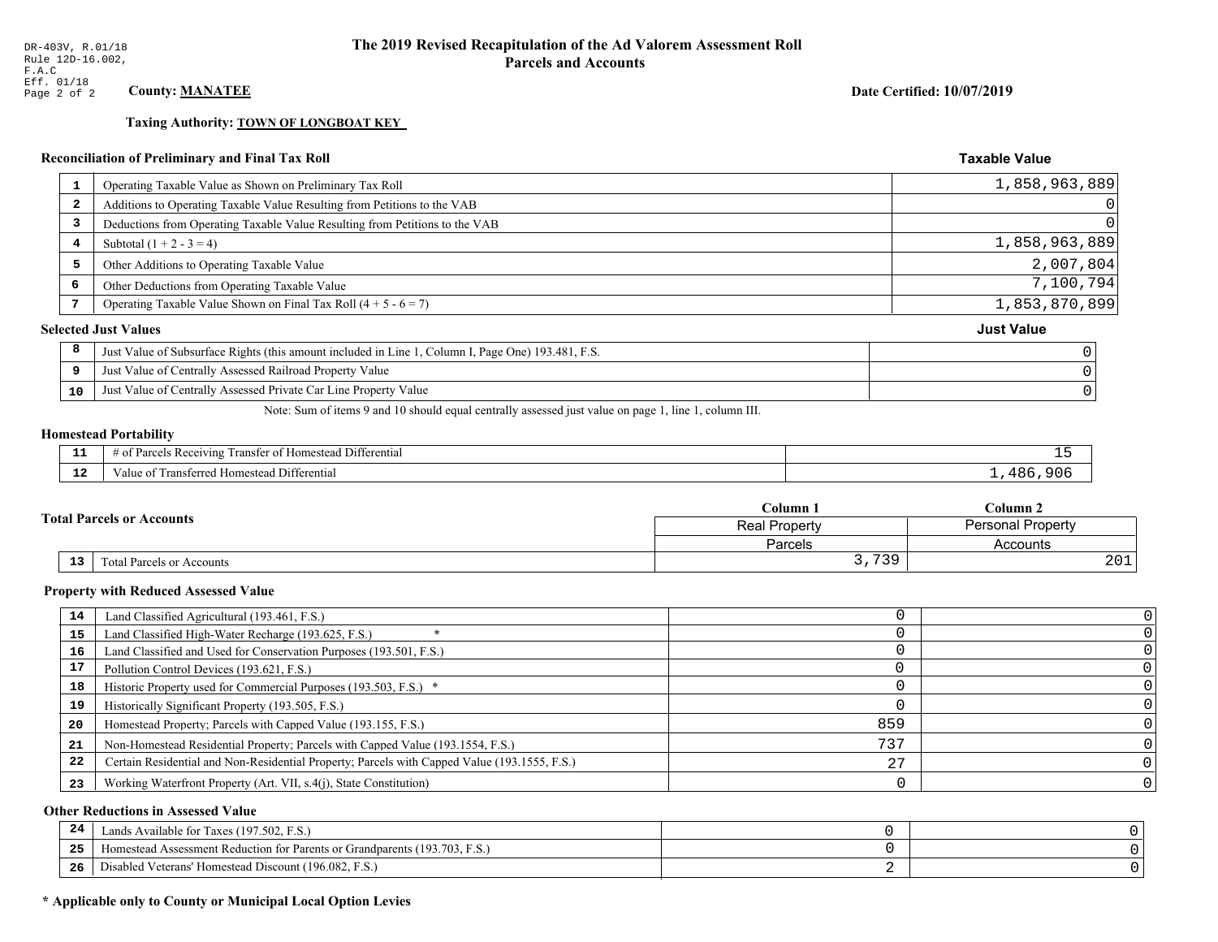DR-403V, R.01/18
Rule 12D-16.002, F.A.C
Eff. 01/18

# The 2019 Revised Recapitulation of the Ad Valorem Assessment Roll
## Parcels and Accounts

**County: MANATEE**

**Date Certified: 10/07/2019**

**Taxing Authority: TOWN OF LONGBOAT KEY**

### Reconciliation of Preliminary and Final Tax Roll

| | | Taxable Value |
|---|---|---|
| 1 | Operating Taxable Value as Shown on Preliminary Tax Roll | 1,858,963,889 |
| 2 | Additions to Operating Taxable Value Resulting from Petitions to the VAB | 0 |
| 3 | Deductions from Operating Taxable Value Resulting from Petitions to the VAB | 0 |
| 4 | Subtotal (1 + 2 - 3 = 4) | 1,858,963,889 |
| 5 | Other Additions to Operating Taxable Value | 2,007,804 |
| 6 | Other Deductions from Operating Taxable Value | 7,100,794 |
| 7 | Operating Taxable Value Shown on Final Tax Roll (4 + 5 - 6 = 7) | 1,853,870,899 |

### Selected Just Values

| | | Just Value |
|---|---|---|
| 8 | Just Value of Subsurface Rights (this amount included in Line 1, Column I, Page One) 193.481, F.S. | 0 |
| 9 | Just Value of Centrally Assessed Railroad Property Value | 0 |
| 10 | Just Value of Centrally Assessed Private Car Line Property Value | 0 |

Note: Sum of items 9 and 10 should equal centrally assessed just value on page 1, line 1, column III.

### Homestead Portability

| | | |
|---|---|---|
| 11 | # of Parcels Receiving Transfer of Homestead Differential | 15 |
| 12 | Value of Transferred Homestead Differential | 1,486,906 |

### Total Parcels or Accounts

| | | Column 1 Real Property Parcels | Column 2 Personal Property Accounts |
|---|---|---|---|
| 13 | Total Parcels or Accounts | 3,739 | 201 |

### Property with Reduced Assessed Value

| | | Column 1 | Column 2 |
|---|---|---|---|
| 14 | Land Classified Agricultural (193.461, F.S.) | 0 | 0 |
| 15 | Land Classified High-Water Recharge (193.625, F.S.) * | 0 | 0 |
| 16 | Land Classified and Used for Conservation Purposes (193.501, F.S.) | 0 | 0 |
| 17 | Pollution Control Devices (193.621, F.S.) | 0 | 0 |
| 18 | Historic Property used for Commercial Purposes (193.503, F.S.) * | 0 | 0 |
| 19 | Historically Significant Property (193.505, F.S.) | 0 | 0 |
| 20 | Homestead Property; Parcels with Capped Value (193.155, F.S.) | 859 | 0 |
| 21 | Non-Homestead Residential Property; Parcels with Capped Value (193.1554, F.S.) | 737 | 0 |
| 22 | Certain Residential and Non-Residential Property; Parcels with Capped Value (193.1555, F.S.) | 27 | 0 |
| 23 | Working Waterfront Property (Art. VII, s.4(j), State Constitution) | 0 | 0 |

### Other Reductions in Assessed Value

| | | Column 1 | Column 2 |
|---|---|---|---|
| 24 | Lands Available for Taxes (197.502, F.S.) | 0 | 0 |
| 25 | Homestead Assessment Reduction for Parents or Grandparents (193.703, F.S.) | 0 | 0 |
| 26 | Disabled Veterans' Homestead Discount (196.082, F.S.) | 2 | 0 |

**\* Applicable only to County or Municipal Local Option Levies**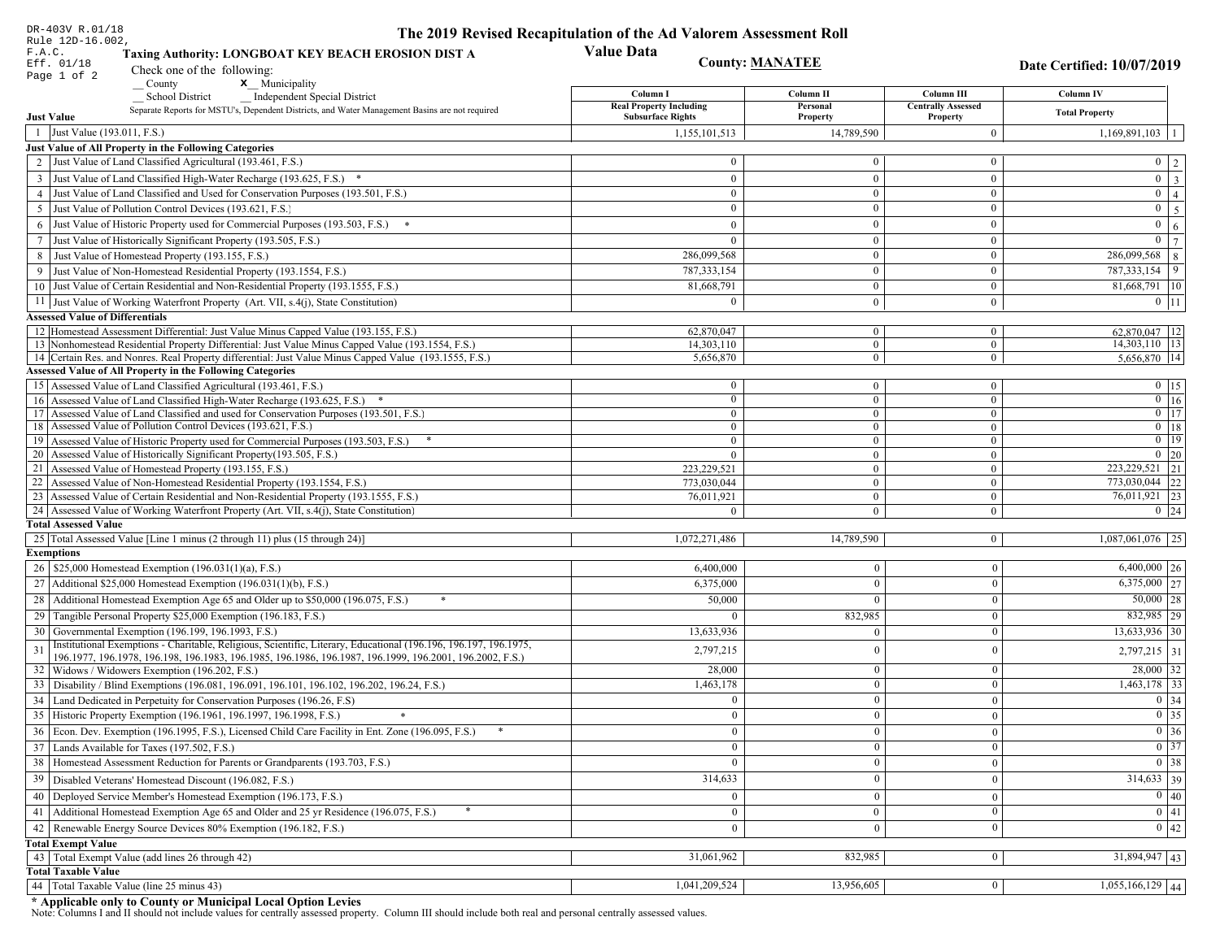DR-403V R.01/18
Rule 12D-16.002, F.A.C.
Eff. 01/18

# The 2019 Revised Recapitulation of the Ad Valorem Assessment Roll

## Value Data

**Taxing Authority: LONGBOAT KEY BEACH EROSION DIST A**

**County: MANATEE**

**Date Certified: 10/07/2019**

Check one of the following:

__ County   **x**__ Municipality
__ School District   __ Independent Special District

Separate Reports for MSTU's, Dependent Districts, and Water Management Basins are not required

| | Just Value | Column I Real Property Including Subsurface Rights | Column II Personal Property | Column III Centrally Assessed Property | Column IV Total Property | |
|---|---|---|---|---|---|---|
| 1 | Just Value (193.011, F.S.) | 1,155,101,513 | 14,789,590 | 0 | 1,169,891,103 | 1 |
| | **Just Value of All Property in the Following Categories** | | | | | |
| 2 | Just Value of Land Classified Agricultural (193.461, F.S.) | 0 | 0 | 0 | 0 | 2 |
| 3 | Just Value of Land Classified High-Water Recharge (193.625, F.S.) * | 0 | 0 | 0 | 0 | 3 |
| 4 | Just Value of Land Classified and Used for Conservation Purposes (193.501, F.S.) | 0 | 0 | 0 | 0 | 4 |
| 5 | Just Value of Pollution Control Devices (193.621, F.S.) | 0 | 0 | 0 | 0 | 5 |
| 6 | Just Value of Historic Property used for Commercial Purposes (193.503, F.S.) * | 0 | 0 | 0 | 0 | 6 |
| 7 | Just Value of Historically Significant Property (193.505, F.S.) | 0 | 0 | 0 | 0 | 7 |
| 8 | Just Value of Homestead Property (193.155, F.S.) | 286,099,568 | 0 | 0 | 286,099,568 | 8 |
| 9 | Just Value of Non-Homestead Residential Property (193.1554, F.S.) | 787,333,154 | 0 | 0 | 787,333,154 | 9 |
| 10 | Just Value of Certain Residential and Non-Residential Property (193.1555, F.S.) | 81,668,791 | 0 | 0 | 81,668,791 | 10 |
| 11 | Just Value of Working Waterfront Property (Art. VII, s.4(j), State Constitution) | 0 | 0 | 0 | 0 | 11 |
| | **Assessed Value of Differentials** | | | | | |
| 12 | Homestead Assessment Differential: Just Value Minus Capped Value (193.155, F.S.) | 62,870,047 | 0 | 0 | 62,870,047 | 12 |
| 13 | Nonhomestead Residential Property Differential: Just Value Minus Capped Value (193.1554, F.S.) | 14,303,110 | 0 | 0 | 14,303,110 | 13 |
| 14 | Certain Res. and Nonres. Real Property differential: Just Value Minus Capped Value (193.1555, F.S.) | 5,656,870 | 0 | 0 | 5,656,870 | 14 |
| | **Assessed Value of All Property in the Following Categories** | | | | | |
| 15 | Assessed Value of Land Classified Agricultural (193.461, F.S.) | 0 | 0 | 0 | 0 | 15 |
| 16 | Assessed Value of Land Classified High-Water Recharge (193.625, F.S.) * | 0 | 0 | 0 | 0 | 16 |
| 17 | Assessed Value of Land Classified and used for Conservation Purposes (193.501, F.S.) | 0 | 0 | 0 | 0 | 17 |
| 18 | Assessed Value of Pollution Control Devices (193.621, F.S.) | 0 | 0 | 0 | 0 | 18 |
| 19 | Assessed Value of Historic Property used for Commercial Purposes (193.503, F.S.) * | 0 | 0 | 0 | 0 | 19 |
| 20 | Assessed Value of Historically Significant Property(193.505, F.S.) | 0 | 0 | 0 | 0 | 20 |
| 21 | Assessed Value of Homestead Property (193.155, F.S.) | 223,229,521 | 0 | 0 | 223,229,521 | 21 |
| 22 | Assessed Value of Non-Homestead Residential Property (193.1554, F.S.) | 773,030,044 | 0 | 0 | 773,030,044 | 22 |
| 23 | Assessed Value of Certain Residential and Non-Residential Property (193.1555, F.S.) | 76,011,921 | 0 | 0 | 76,011,921 | 23 |
| 24 | Assessed Value of Working Waterfront Property (Art. VII, s.4(j), State Constitution) | 0 | 0 | 0 | 0 | 24 |
| | **Total Assessed Value** | | | | | |
| 25 | Total Assessed Value [Line 1 minus (2 through 11) plus (15 through 24)] | 1,072,271,486 | 14,789,590 | 0 | 1,087,061,076 | 25 |
| | **Exemptions** | | | | | |
| 26 | $25,000 Homestead Exemption (196.031(1)(a), F.S.) | 6,400,000 | 0 | 0 | 6,400,000 | 26 |
| 27 | Additional $25,000 Homestead Exemption (196.031(1)(b), F.S.) | 6,375,000 | 0 | 0 | 6,375,000 | 27 |
| 28 | Additional Homestead Exemption Age 65 and Older up to $50,000 (196.075, F.S.) * | 50,000 | 0 | 0 | 50,000 | 28 |
| 29 | Tangible Personal Property $25,000 Exemption (196.183, F.S.) | 0 | 832,985 | 0 | 832,985 | 29 |
| 30 | Governmental Exemption (196.199, 196.1993, F.S.) | 13,633,936 | 0 | 0 | 13,633,936 | 30 |
| 31 | Institutional Exemptions - Charitable, Religious, Scientific, Literary, Educational (196.196, 196.197, 196.1975, 196.1977, 196.1978, 196.198, 196.1983, 196.1985, 196.1986, 196.1987, 196.1999, 196.2001, 196.2002, F.S.) | 2,797,215 | 0 | 0 | 2,797,215 | 31 |
| 32 | Widows / Widowers Exemption (196.202, F.S.) | 28,000 | 0 | 0 | 28,000 | 32 |
| 33 | Disability / Blind Exemptions (196.081, 196.091, 196.101, 196.102, 196.202, 196.24, F.S.) | 1,463,178 | 0 | 0 | 1,463,178 | 33 |
| 34 | Land Dedicated in Perpetuity for Conservation Purposes (196.26, F.S) | 0 | 0 | 0 | 0 | 34 |
| 35 | Historic Property Exemption (196.1961, 196.1997, 196.1998, F.S.) * | 0 | 0 | 0 | 0 | 35 |
| 36 | Econ. Dev. Exemption (196.1995, F.S.), Licensed Child Care Facility in Ent. Zone (196.095, F.S.) * | 0 | 0 | 0 | 0 | 36 |
| 37 | Lands Available for Taxes (197.502, F.S.) | 0 | 0 | 0 | 0 | 37 |
| 38 | Homestead Assessment Reduction for Parents or Grandparents (193.703, F.S.) | 0 | 0 | 0 | 0 | 38 |
| 39 | Disabled Veterans' Homestead Discount (196.082, F.S.) | 314,633 | 0 | 0 | 314,633 | 39 |
| 40 | Deployed Service Member's Homestead Exemption (196.173, F.S.) | 0 | 0 | 0 | 0 | 40 |
| 41 | Additional Homestead Exemption Age 65 and Older and 25 yr Residence (196.075, F.S.) * | 0 | 0 | 0 | 0 | 41 |
| 42 | Renewable Energy Source Devices 80% Exemption (196.182, F.S.) | 0 | 0 | 0 | 0 | 42 |
| | **Total Exempt Value** | | | | | |
| 43 | Total Exempt Value (add lines 26 through 42) | 31,061,962 | 832,985 | 0 | 31,894,947 | 43 |
| | **Total Taxable Value** | | | | | |
| 44 | Total Taxable Value (line 25 minus 43) | 1,041,209,524 | 13,956,605 | 0 | 1,055,166,129 | 44 |

**\* Applicable only to County or Municipal Local Option Levies**

Note: Columns I and II should not include values for centrally assessed property. Column III should include both real and personal centrally assessed values.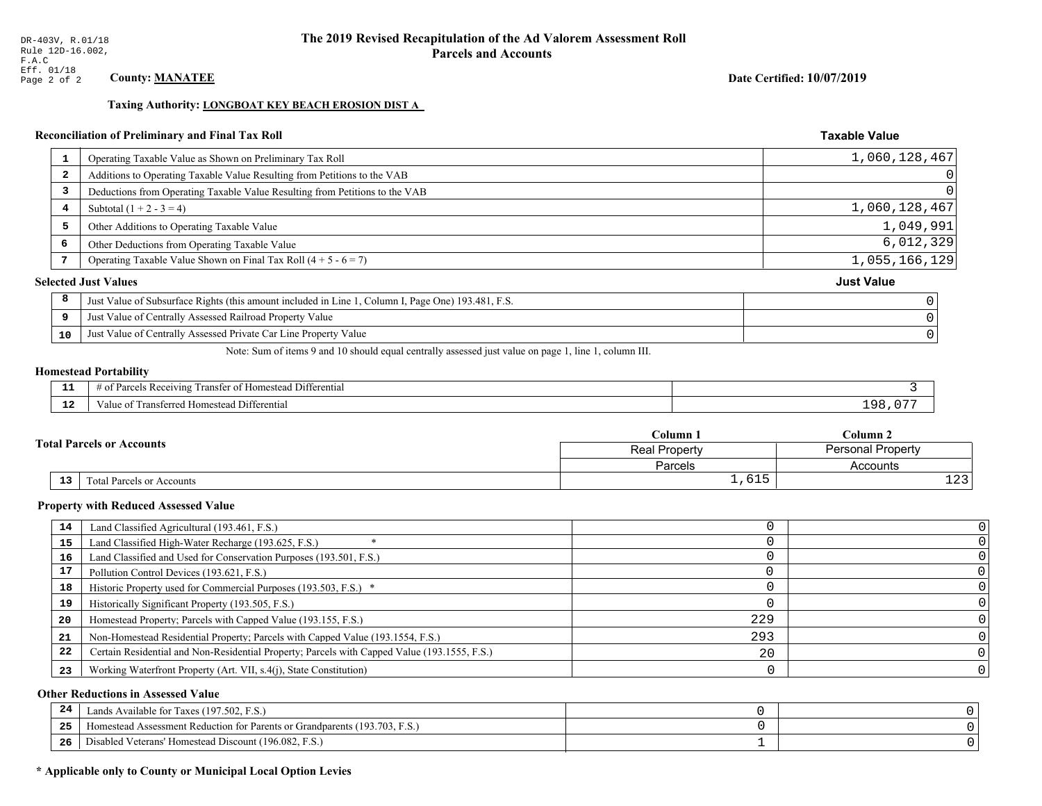DR-403V, R.01/18
Rule 12D-16.002, F.A.C
Eff. 01/18

# The 2019 Revised Recapitulation of the Ad Valorem Assessment Roll
## Parcels and Accounts

**County: MANATEE**

**Date Certified: 10/07/2019**

**Taxing Authority: LONGBOAT KEY BEACH EROSION DIST A**

### Reconciliation of Preliminary and Final Tax Roll

| | | Taxable Value |
|---|---|---|
| 1 | Operating Taxable Value as Shown on Preliminary Tax Roll | 1,060,128,467 |
| 2 | Additions to Operating Taxable Value Resulting from Petitions to the VAB | 0 |
| 3 | Deductions from Operating Taxable Value Resulting from Petitions to the VAB | 0 |
| 4 | Subtotal (1 + 2 - 3 = 4) | 1,060,128,467 |
| 5 | Other Additions to Operating Taxable Value | 1,049,991 |
| 6 | Other Deductions from Operating Taxable Value | 6,012,329 |
| 7 | Operating Taxable Value Shown on Final Tax Roll (4 + 5 - 6 = 7) | 1,055,166,129 |

### Selected Just Values

| | | Just Value |
|---|---|---|
| 8 | Just Value of Subsurface Rights (this amount included in Line 1, Column I, Page One) 193.481, F.S. | 0 |
| 9 | Just Value of Centrally Assessed Railroad Property Value | 0 |
| 10 | Just Value of Centrally Assessed Private Car Line Property Value | 0 |

Note: Sum of items 9 and 10 should equal centrally assessed just value on page 1, line 1, column III.

### Homestead Portability

| | | |
|---|---|---|
| 11 | # of Parcels Receiving Transfer of Homestead Differential | 3 |
| 12 | Value of Transferred Homestead Differential | 198,077 |

### Total Parcels or Accounts

| | | Column 1<br>Real Property<br>Parcels | Column 2<br>Personal Property<br>Accounts |
|---|---|---|---|
| 13 | Total Parcels or Accounts | 1,615 | 123 |

### Property with Reduced Assessed Value

| | | Column 1 | Column 2 |
|---|---|---|---|
| 14 | Land Classified Agricultural (193.461, F.S.) | 0 | 0 |
| 15 | Land Classified High-Water Recharge (193.625, F.S.) * | 0 | 0 |
| 16 | Land Classified and Used for Conservation Purposes (193.501, F.S.) | 0 | 0 |
| 17 | Pollution Control Devices (193.621, F.S.) | 0 | 0 |
| 18 | Historic Property used for Commercial Purposes (193.503, F.S.) * | 0 | 0 |
| 19 | Historically Significant Property (193.505, F.S.) | 0 | 0 |
| 20 | Homestead Property; Parcels with Capped Value (193.155, F.S.) | 229 | 0 |
| 21 | Non-Homestead Residential Property; Parcels with Capped Value (193.1554, F.S.) | 293 | 0 |
| 22 | Certain Residential and Non-Residential Property; Parcels with Capped Value (193.1555, F.S.) | 20 | 0 |
| 23 | Working Waterfront Property (Art. VII, s.4(j), State Constitution) | 0 | 0 |

### Other Reductions in Assessed Value

| | | Column 1 | Column 2 |
|---|---|---|---|
| 24 | Lands Available for Taxes (197.502, F.S.) | 0 | 0 |
| 25 | Homestead Assessment Reduction for Parents or Grandparents (193.703, F.S.) | 0 | 0 |
| 26 | Disabled Veterans' Homestead Discount (196.082, F.S.) | 1 | 0 |

**\* Applicable only to County or Municipal Local Option Levies**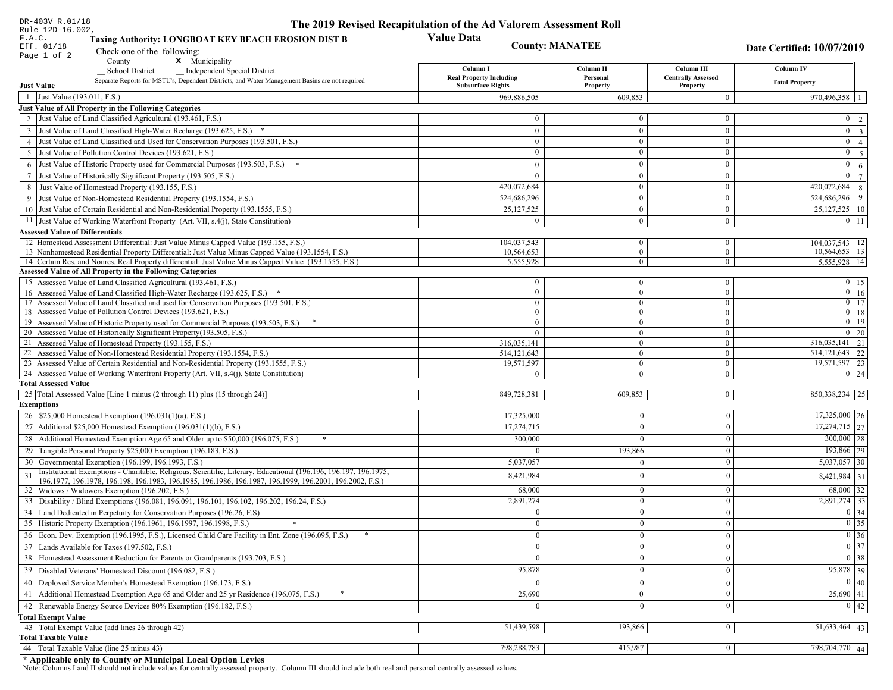DR-403V R.01/18
Rule 12D-16.002, F.A.C.
Eff. 01/18

# The 2019 Revised Recapitulation of the Ad Valorem Assessment Roll

## Value Data

**Taxing Authority: LONGBOAT KEY BEACH EROSION DIST B**

**County: MANATEE**

**Date Certified: 10/07/2019**

Check one of the following:
__ County
**x** Municipality
__ School District
__ Independent Special District

Separate Reports for MSTU's, Dependent Districts, and Water Management Basins are not required

| | | Column I Real Property Including Subsurface Rights | Column II Personal Property | Column III Centrally Assessed Property | Column IV Total Property | |
|---|---|---|---|---|---|---|
| **Just Value** | | | | | | |
| 1 | Just Value (193.011, F.S.) | 969,886,505 | 609,853 | 0 | 970,496,358 | 1 |
| **Just Value of All Property in the Following Categories** | | | | | | |
| 2 | Just Value of Land Classified Agricultural (193.461, F.S.) | 0 | 0 | 0 | 0 | 2 |
| 3 | Just Value of Land Classified High-Water Recharge (193.625, F.S.) * | 0 | 0 | 0 | 0 | 3 |
| 4 | Just Value of Land Classified and Used for Conservation Purposes (193.501, F.S.) | 0 | 0 | 0 | 0 | 4 |
| 5 | Just Value of Pollution Control Devices (193.621, F.S.) | 0 | 0 | 0 | 0 | 5 |
| 6 | Just Value of Historic Property used for Commercial Purposes (193.503, F.S.) * | 0 | 0 | 0 | 0 | 6 |
| 7 | Just Value of Historically Significant Property (193.505, F.S.) | 0 | 0 | 0 | 0 | 7 |
| 8 | Just Value of Homestead Property (193.155, F.S.) | 420,072,684 | 0 | 0 | 420,072,684 | 8 |
| 9 | Just Value of Non-Homestead Residential Property (193.1554, F.S.) | 524,686,296 | 0 | 0 | 524,686,296 | 9 |
| 10 | Just Value of Certain Residential and Non-Residential Property (193.1555, F.S.) | 25,127,525 | 0 | 0 | 25,127,525 | 10 |
| 11 | Just Value of Working Waterfront Property (Art. VII, s.4(j), State Constitution) | 0 | 0 | 0 | 0 | 11 |
| **Assessed Value of Differentials** | | | | | | |
| 12 | Homestead Assessment Differential: Just Value Minus Capped Value (193.155, F.S.) | 104,037,543 | 0 | 0 | 104,037,543 | 12 |
| 13 | Nonhomestead Residential Property Differential: Just Value Minus Capped Value (193.1554, F.S.) | 10,564,653 | 0 | 0 | 10,564,653 | 13 |
| 14 | Certain Res. and Nonres. Real Property differential: Just Value Minus Capped Value (193.1555, F.S.) | 5,555,928 | 0 | 0 | 5,555,928 | 14 |
| **Assessed Value of All Property in the Following Categories** | | | | | | |
| 15 | Assessed Value of Land Classified Agricultural (193.461, F.S.) | 0 | 0 | 0 | 0 | 15 |
| 16 | Assessed Value of Land Classified High-Water Recharge (193.625, F.S.) * | 0 | 0 | 0 | 0 | 16 |
| 17 | Assessed Value of Land Classified and used for Conservation Purposes (193.501, F.S.) | 0 | 0 | 0 | 0 | 17 |
| 18 | Assessed Value of Pollution Control Devices (193.621, F.S.) | 0 | 0 | 0 | 0 | 18 |
| 19 | Assessed Value of Historic Property used for Commercial Purposes (193.503, F.S.) * | 0 | 0 | 0 | 0 | 19 |
| 20 | Assessed Value of Historically Significant Property(193.505, F.S.) | 0 | 0 | 0 | 0 | 20 |
| 21 | Assessed Value of Homestead Property (193.155, F.S.) | 316,035,141 | 0 | 0 | 316,035,141 | 21 |
| 22 | Assessed Value of Non-Homestead Residential Property (193.1554, F.S.) | 514,121,643 | 0 | 0 | 514,121,643 | 22 |
| 23 | Assessed Value of Certain Residential and Non-Residential Property (193.1555, F.S.) | 19,571,597 | 0 | 0 | 19,571,597 | 23 |
| 24 | Assessed Value of Working Waterfront Property (Art. VII, s.4(j), State Constitution) | 0 | 0 | 0 | 0 | 24 |
| **Total Assessed Value** | | | | | | |
| 25 | Total Assessed Value [Line 1 minus (2 through 11) plus (15 through 24)] | 849,728,381 | 609,853 | 0 | 850,338,234 | 25 |
| **Exemptions** | | | | | | |
| 26 | $25,000 Homestead Exemption (196.031(1)(a), F.S.) | 17,325,000 | 0 | 0 | 17,325,000 | 26 |
| 27 | Additional $25,000 Homestead Exemption (196.031(1)(b), F.S.) | 17,274,715 | 0 | 0 | 17,274,715 | 27 |
| 28 | Additional Homestead Exemption Age 65 and Older up to $50,000 (196.075, F.S.) * | 300,000 | 0 | 0 | 300,000 | 28 |
| 29 | Tangible Personal Property $25,000 Exemption (196.183, F.S.) | 0 | 193,866 | 0 | 193,866 | 29 |
| 30 | Governmental Exemption (196.199, 196.1993, F.S.) | 5,037,057 | 0 | 0 | 5,037,057 | 30 |
| 31 | Institutional Exemptions - Charitable, Religious, Scientific, Literary, Educational (196.196, 196.197, 196.1975, 196.1977, 196.1978, 196.198, 196.1983, 196.1985, 196.1986, 196.1987, 196.1999, 196.2001, 196.2002, F.S.) | 8,421,984 | 0 | 0 | 8,421,984 | 31 |
| 32 | Widows / Widowers Exemption (196.202, F.S.) | 68,000 | 0 | 0 | 68,000 | 32 |
| 33 | Disability / Blind Exemptions (196.081, 196.091, 196.101, 196.102, 196.202, 196.24, F.S.) | 2,891,274 | 0 | 0 | 2,891,274 | 33 |
| 34 | Land Dedicated in Perpetuity for Conservation Purposes (196.26, F.S) | 0 | 0 | 0 | 0 | 34 |
| 35 | Historic Property Exemption (196.1961, 196.1997, 196.1998, F.S.) * | 0 | 0 | 0 | 0 | 35 |
| 36 | Econ. Dev. Exemption (196.1995, F.S.), Licensed Child Care Facility in Ent. Zone (196.095, F.S.) * | 0 | 0 | 0 | 0 | 36 |
| 37 | Lands Available for Taxes (197.502, F.S.) | 0 | 0 | 0 | 0 | 37 |
| 38 | Homestead Assessment Reduction for Parents or Grandparents (193.703, F.S.) | 0 | 0 | 0 | 0 | 38 |
| 39 | Disabled Veterans' Homestead Discount (196.082, F.S.) | 95,878 | 0 | 0 | 95,878 | 39 |
| 40 | Deployed Service Member's Homestead Exemption (196.173, F.S.) | 0 | 0 | 0 | 0 | 40 |
| 41 | Additional Homestead Exemption Age 65 and Older and 25 yr Residence (196.075, F.S.) * | 25,690 | 0 | 0 | 25,690 | 41 |
| 42 | Renewable Energy Source Devices 80% Exemption (196.182, F.S.) | 0 | 0 | 0 | 0 | 42 |
| **Total Exempt Value** | | | | | | |
| 43 | Total Exempt Value (add lines 26 through 42) | 51,439,598 | 193,866 | 0 | 51,633,464 | 43 |
| **Total Taxable Value** | | | | | | |
| 44 | Total Taxable Value (line 25 minus 43) | 798,288,783 | 415,987 | 0 | 798,704,770 | 44 |

**\* Applicable only to County or Municipal Local Option Levies**

Note: Columns I and II should not include values for centrally assessed property. Column III should include both real and personal centrally assessed values.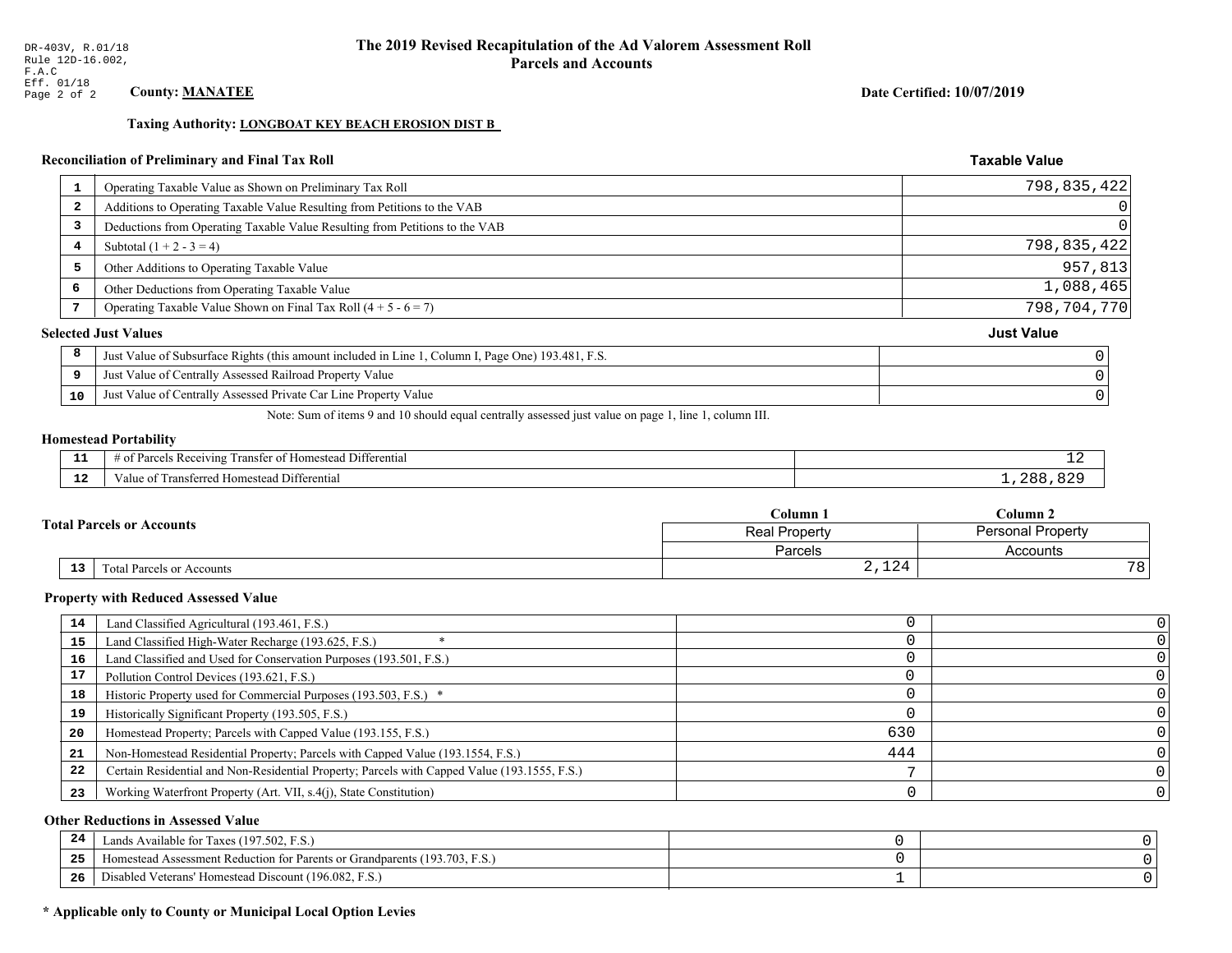DR-403V, R.01/18
Rule 12D-16.002, F.A.C
Eff. 01/18

# The 2019 Revised Recapitulation of the Ad Valorem Assessment Roll
## Parcels and Accounts

**County: MANATEE**

**Date Certified: 10/07/2019**

**Taxing Authority: LONGBOAT KEY BEACH EROSION DIST B**

### Reconciliation of Preliminary and Final Tax Roll

| | | Taxable Value |
|---|---|---|
| 1 | Operating Taxable Value as Shown on Preliminary Tax Roll | 798,835,422 |
| 2 | Additions to Operating Taxable Value Resulting from Petitions to the VAB | 0 |
| 3 | Deductions from Operating Taxable Value Resulting from Petitions to the VAB | 0 |
| 4 | Subtotal (1 + 2 - 3 = 4) | 798,835,422 |
| 5 | Other Additions to Operating Taxable Value | 957,813 |
| 6 | Other Deductions from Operating Taxable Value | 1,088,465 |
| 7 | Operating Taxable Value Shown on Final Tax Roll (4 + 5 - 6 = 7) | 798,704,770 |

### Selected Just Values

| | | Just Value |
|---|---|---|
| 8 | Just Value of Subsurface Rights (this amount included in Line 1, Column I, Page One) 193.481, F.S. | 0 |
| 9 | Just Value of Centrally Assessed Railroad Property Value | 0 |
| 10 | Just Value of Centrally Assessed Private Car Line Property Value | 0 |

Note: Sum of items 9 and 10 should equal centrally assessed just value on page 1, line 1, column III.

### Homestead Portability

| | | |
|---|---|---|
| 11 | # of Parcels Receiving Transfer of Homestead Differential | 12 |
| 12 | Value of Transferred Homestead Differential | 1,288,829 |

### Total Parcels or Accounts

| | | Column 1 | Column 2 |
|---|---|---|---|
| | | Real Property | Personal Property |
| | | Parcels | Accounts |
| 13 | Total Parcels or Accounts | 2,124 | 78 |

### Property with Reduced Assessed Value

| | | Column 1 | Column 2 |
|---|---|---|---|
| 14 | Land Classified Agricultural (193.461, F.S.) | 0 | 0 |
| 15 | Land Classified High-Water Recharge (193.625, F.S.) * | 0 | 0 |
| 16 | Land Classified and Used for Conservation Purposes (193.501, F.S.) | 0 | 0 |
| 17 | Pollution Control Devices (193.621, F.S.) | 0 | 0 |
| 18 | Historic Property used for Commercial Purposes (193.503, F.S.) * | 0 | 0 |
| 19 | Historically Significant Property (193.505, F.S.) | 0 | 0 |
| 20 | Homestead Property; Parcels with Capped Value (193.155, F.S.) | 630 | 0 |
| 21 | Non-Homestead Residential Property; Parcels with Capped Value (193.1554, F.S.) | 444 | 0 |
| 22 | Certain Residential and Non-Residential Property; Parcels with Capped Value (193.1555, F.S.) | 7 | 0 |
| 23 | Working Waterfront Property (Art. VII, s.4(j), State Constitution) | 0 | 0 |

### Other Reductions in Assessed Value

| | | Column 1 | Column 2 |
|---|---|---|---|
| 24 | Lands Available for Taxes (197.502, F.S.) | 0 | 0 |
| 25 | Homestead Assessment Reduction for Parents or Grandparents (193.703, F.S.) | 0 | 0 |
| 26 | Disabled Veterans' Homestead Discount (196.082, F.S.) | 1 | 0 |

**\* Applicable only to County or Municipal Local Option Levies**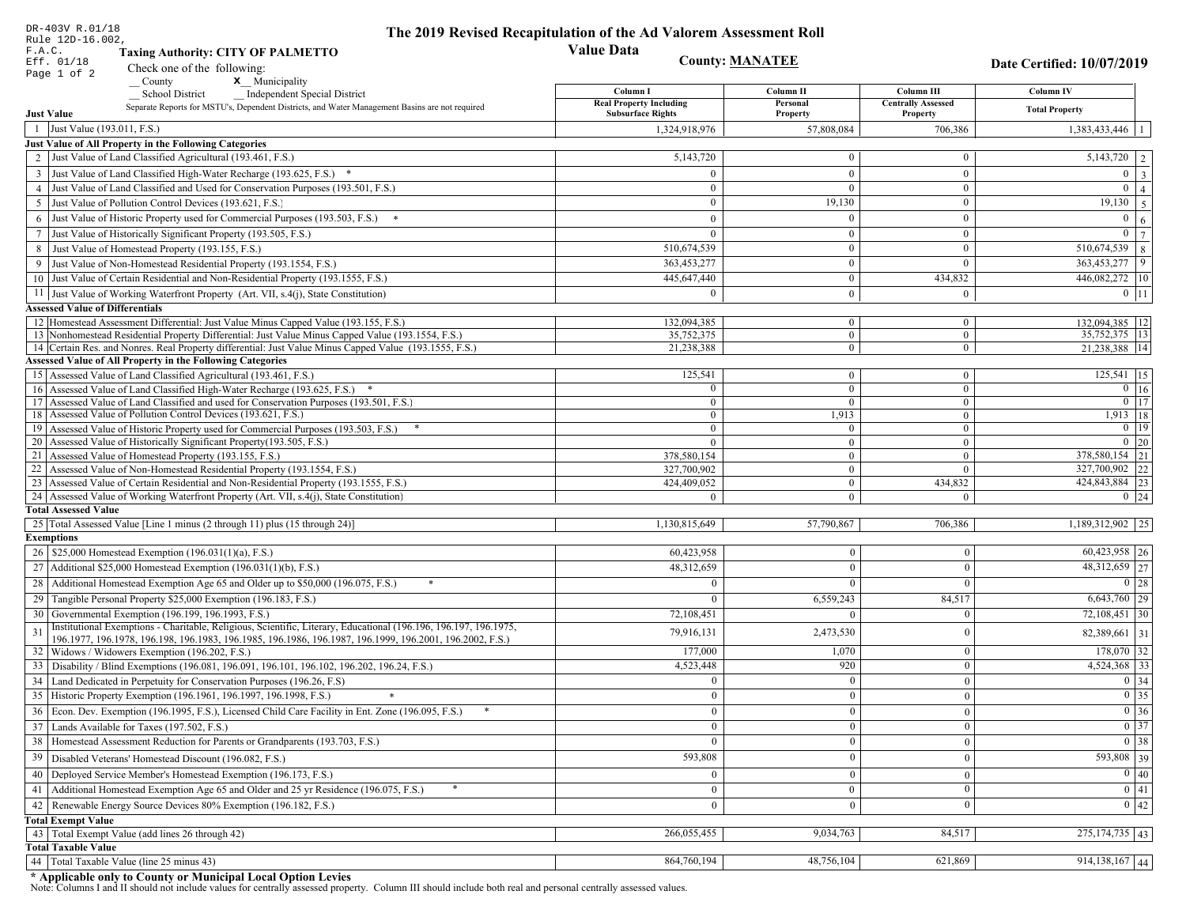DR-403V R.01/18
Rule 12D-16.002, F.A.C.
Eff. 01/18

# The 2019 Revised Recapitulation of the Ad Valorem Assessment Roll

## Value Data

**Taxing Authority: CITY OF PALMETTO**

**County: MANATEE**

**Date Certified: 10/07/2019**

Check one of the following:
__ County
x__ Municipality
__ School District
__ Independent Special District

Separate Reports for MSTU's, Dependent Districts, and Water Management Basins are not required

| | | Column I Real Property Including Subsurface Rights | Column II Personal Property | Column III Centrally Assessed Property | Column IV Total Property | |
|---|---|---|---|---|---|---|
| **Just Value** | | | | | | |
| 1 | Just Value (193.011, F.S.) | 1,324,918,976 | 57,808,084 | 706,386 | 1,383,433,446 | 1 |
| **Just Value of All Property in the Following Categories** | | | | | | |
| 2 | Just Value of Land Classified Agricultural (193.461, F.S.) | 5,143,720 | 0 | 0 | 5,143,720 | 2 |
| 3 | Just Value of Land Classified High-Water Recharge (193.625, F.S.) * | 0 | 0 | 0 | 0 | 3 |
| 4 | Just Value of Land Classified and Used for Conservation Purposes (193.501, F.S.) | 0 | 0 | 0 | 0 | 4 |
| 5 | Just Value of Pollution Control Devices (193.621, F.S.) | 0 | 19,130 | 0 | 19,130 | 5 |
| 6 | Just Value of Historic Property used for Commercial Purposes (193.503, F.S.) * | 0 | 0 | 0 | 0 | 6 |
| 7 | Just Value of Historically Significant Property (193.505, F.S.) | 0 | 0 | 0 | 0 | 7 |
| 8 | Just Value of Homestead Property (193.155, F.S.) | 510,674,539 | 0 | 0 | 510,674,539 | 8 |
| 9 | Just Value of Non-Homestead Residential Property (193.1554, F.S.) | 363,453,277 | 0 | 0 | 363,453,277 | 9 |
| 10 | Just Value of Certain Residential and Non-Residential Property (193.1555, F.S.) | 445,647,440 | 0 | 434,832 | 446,082,272 | 10 |
| 11 | Just Value of Working Waterfront Property (Art. VII, s.4(j), State Constitution) | 0 | 0 | 0 | 0 | 11 |
| **Assessed Value of Differentials** | | | | | | |
| 12 | Homestead Assessment Differential: Just Value Minus Capped Value (193.155, F.S.) | 132,094,385 | 0 | 0 | 132,094,385 | 12 |
| 13 | Nonhomestead Residential Property Differential: Just Value Minus Capped Value (193.1554, F.S.) | 35,752,375 | 0 | 0 | 35,752,375 | 13 |
| 14 | Certain Res. and Nonres. Real Property differential: Just Value Minus Capped Value (193.1555, F.S.) | 21,238,388 | 0 | 0 | 21,238,388 | 14 |
| **Assessed Value of All Property in the Following Categories** | | | | | | |
| 15 | Assessed Value of Land Classified Agricultural (193.461, F.S.) | 125,541 | 0 | 0 | 125,541 | 15 |
| 16 | Assessed Value of Land Classified High-Water Recharge (193.625, F.S.) * | 0 | 0 | 0 | 0 | 16 |
| 17 | Assessed Value of Land Classified and used for Conservation Purposes (193.501, F.S.) | 0 | 0 | 0 | 0 | 17 |
| 18 | Assessed Value of Pollution Control Devices (193.621, F.S.) | 0 | 1,913 | 0 | 1,913 | 18 |
| 19 | Assessed Value of Historic Property used for Commercial Purposes (193.503, F.S.) * | 0 | 0 | 0 | 0 | 19 |
| 20 | Assessed Value of Historically Significant Property(193.505, F.S.) | 0 | 0 | 0 | 0 | 20 |
| 21 | Assessed Value of Homestead Property (193.155, F.S.) | 378,580,154 | 0 | 0 | 378,580,154 | 21 |
| 22 | Assessed Value of Non-Homestead Residential Property (193.1554, F.S.) | 327,700,902 | 0 | 0 | 327,700,902 | 22 |
| 23 | Assessed Value of Certain Residential and Non-Residential Property (193.1555, F.S.) | 424,409,052 | 0 | 434,832 | 424,843,884 | 23 |
| 24 | Assessed Value of Working Waterfront Property (Art. VII, s.4(j), State Constitution) | 0 | 0 | 0 | 0 | 24 |
| **Total Assessed Value** | | | | | | |
| 25 | Total Assessed Value [Line 1 minus (2 through 11) plus (15 through 24)] | 1,130,815,649 | 57,790,867 | 706,386 | 1,189,312,902 | 25 |
| **Exemptions** | | | | | | |
| 26 | $25,000 Homestead Exemption (196.031(1)(a), F.S.) | 60,423,958 | 0 | 0 | 60,423,958 | 26 |
| 27 | Additional $25,000 Homestead Exemption (196.031(1)(b), F.S.) | 48,312,659 | 0 | 0 | 48,312,659 | 27 |
| 28 | Additional Homestead Exemption Age 65 and Older up to $50,000 (196.075, F.S.) * | 0 | 0 | 0 | 0 | 28 |
| 29 | Tangible Personal Property $25,000 Exemption (196.183, F.S.) | 0 | 6,559,243 | 84,517 | 6,643,760 | 29 |
| 30 | Governmental Exemption (196.199, 196.1993, F.S.) | 72,108,451 | 0 | 0 | 72,108,451 | 30 |
| 31 | Institutional Exemptions - Charitable, Religious, Scientific, Literary, Educational (196.196, 196.197, 196.1975, 196.1977, 196.1978, 196.198, 196.1983, 196.1985, 196.1986, 196.1987, 196.1999, 196.2001, 196.2002, F.S.) | 79,916,131 | 2,473,530 | 0 | 82,389,661 | 31 |
| 32 | Widows / Widowers Exemption (196.202, F.S.) | 177,000 | 1,070 | 0 | 178,070 | 32 |
| 33 | Disability / Blind Exemptions (196.081, 196.091, 196.101, 196.102, 196.202, 196.24, F.S.) | 4,523,448 | 920 | 0 | 4,524,368 | 33 |
| 34 | Land Dedicated in Perpetuity for Conservation Purposes (196.26, F.S) | 0 | 0 | 0 | 0 | 34 |
| 35 | Historic Property Exemption (196.1961, 196.1997, 196.1998, F.S.) * | 0 | 0 | 0 | 0 | 35 |
| 36 | Econ. Dev. Exemption (196.1995, F.S.), Licensed Child Care Facility in Ent. Zone (196.095, F.S.) * | 0 | 0 | 0 | 0 | 36 |
| 37 | Lands Available for Taxes (197.502, F.S.) | 0 | 0 | 0 | 0 | 37 |
| 38 | Homestead Assessment Reduction for Parents or Grandparents (193.703, F.S.) | 0 | 0 | 0 | 0 | 38 |
| 39 | Disabled Veterans' Homestead Discount (196.082, F.S.) | 593,808 | 0 | 0 | 593,808 | 39 |
| 40 | Deployed Service Member's Homestead Exemption (196.173, F.S.) | 0 | 0 | 0 | 0 | 40 |
| 41 | Additional Homestead Exemption Age 65 and Older and 25 yr Residence (196.075, F.S.) * | 0 | 0 | 0 | 0 | 41 |
| 42 | Renewable Energy Source Devices 80% Exemption (196.182, F.S.) | 0 | 0 | 0 | 0 | 42 |
| **Total Exempt Value** | | | | | | |
| 43 | Total Exempt Value (add lines 26 through 42) | 266,055,455 | 9,034,763 | 84,517 | 275,174,735 | 43 |
| **Total Taxable Value** | | | | | | |
| 44 | Total Taxable Value (line 25 minus 43) | 864,760,194 | 48,756,104 | 621,869 | 914,138,167 | 44 |

**\* Applicable only to County or Municipal Local Option Levies**

Note: Columns I and II should not include values for centrally assessed property. Column III should include both real and personal centrally assessed values.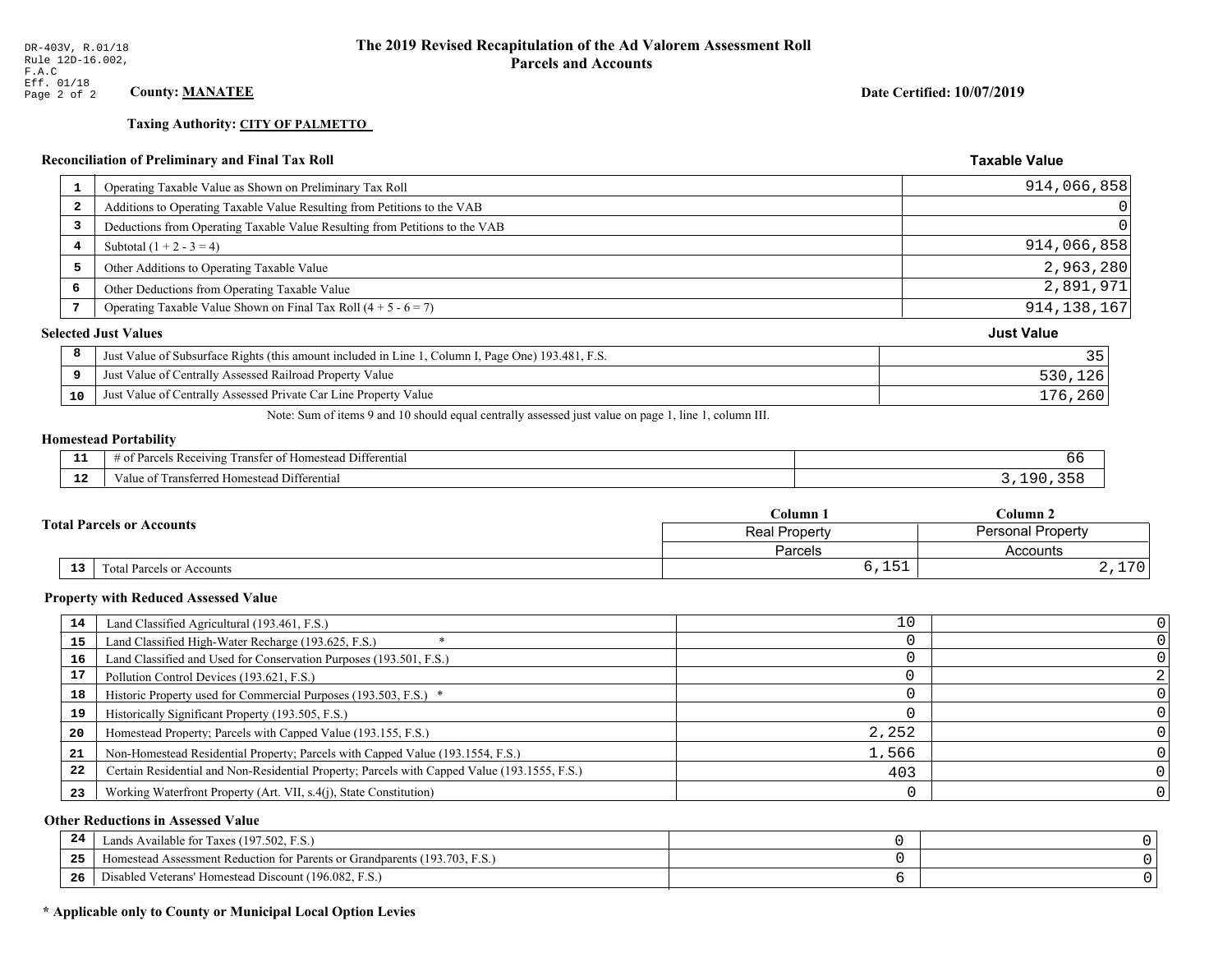DR-403V, R.01/18
Rule 12D-16.002, F.A.C
Eff. 01/18

# The 2019 Revised Recapitulation of the Ad Valorem Assessment Roll
## Parcels and Accounts

**County: MANATEE**

**Date Certified: 10/07/2019**

**Taxing Authority: CITY OF PALMETTO**

### Reconciliation of Preliminary and Final Tax Roll

| # | Description | Taxable Value |
|---|---|---|
| 1 | Operating Taxable Value as Shown on Preliminary Tax Roll | 914,066,858 |
| 2 | Additions to Operating Taxable Value Resulting from Petitions to the VAB | 0 |
| 3 | Deductions from Operating Taxable Value Resulting from Petitions to the VAB | 0 |
| 4 | Subtotal (1 + 2 - 3 = 4) | 914,066,858 |
| 5 | Other Additions to Operating Taxable Value | 2,963,280 |
| 6 | Other Deductions from Operating Taxable Value | 2,891,971 |
| 7 | Operating Taxable Value Shown on Final Tax Roll (4 + 5 - 6 = 7) | 914,138,167 |

### Selected Just Values

| # | Description | Just Value |
|---|---|---|
| 8 | Just Value of Subsurface Rights (this amount included in Line 1, Column I, Page One) 193.481, F.S. | 35 |
| 9 | Just Value of Centrally Assessed Railroad Property Value | 530,126 |
| 10 | Just Value of Centrally Assessed Private Car Line Property Value | 176,260 |

Note: Sum of items 9 and 10 should equal centrally assessed just value on page 1, line 1, column III.

### Homestead Portability

| # | Description | Value |
|---|---|---|
| 11 | # of Parcels Receiving Transfer of Homestead Differential | 66 |
| 12 | Value of Transferred Homestead Differential | 3,190,358 |

### Total Parcels or Accounts

| # | Description | Column 1 Real Property Parcels | Column 2 Personal Property Accounts |
|---|---|---|---|
| 13 | Total Parcels or Accounts | 6,151 | 2,170 |

### Property with Reduced Assessed Value

| # | Description | Column 1 | Column 2 |
|---|---|---|---|
| 14 | Land Classified Agricultural (193.461, F.S.) | 10 | 0 |
| 15 | Land Classified High-Water Recharge (193.625, F.S.) * | 0 | 0 |
| 16 | Land Classified and Used for Conservation Purposes (193.501, F.S.) | 0 | 0 |
| 17 | Pollution Control Devices (193.621, F.S.) | 0 | 2 |
| 18 | Historic Property used for Commercial Purposes (193.503, F.S.) * | 0 | 0 |
| 19 | Historically Significant Property (193.505, F.S.) | 0 | 0 |
| 20 | Homestead Property; Parcels with Capped Value (193.155, F.S.) | 2,252 | 0 |
| 21 | Non-Homestead Residential Property; Parcels with Capped Value (193.1554, F.S.) | 1,566 | 0 |
| 22 | Certain Residential and Non-Residential Property; Parcels with Capped Value (193.1555, F.S.) | 403 | 0 |
| 23 | Working Waterfront Property (Art. VII, s.4(j), State Constitution) | 0 | 0 |

### Other Reductions in Assessed Value

| # | Description | Column 1 | Column 2 |
|---|---|---|---|
| 24 | Lands Available for Taxes (197.502, F.S.) | 0 | 0 |
| 25 | Homestead Assessment Reduction for Parents or Grandparents (193.703, F.S.) | 0 | 0 |
| 26 | Disabled Veterans' Homestead Discount (196.082, F.S.) | 6 | 0 |

**\* Applicable only to County or Municipal Local Option Levies**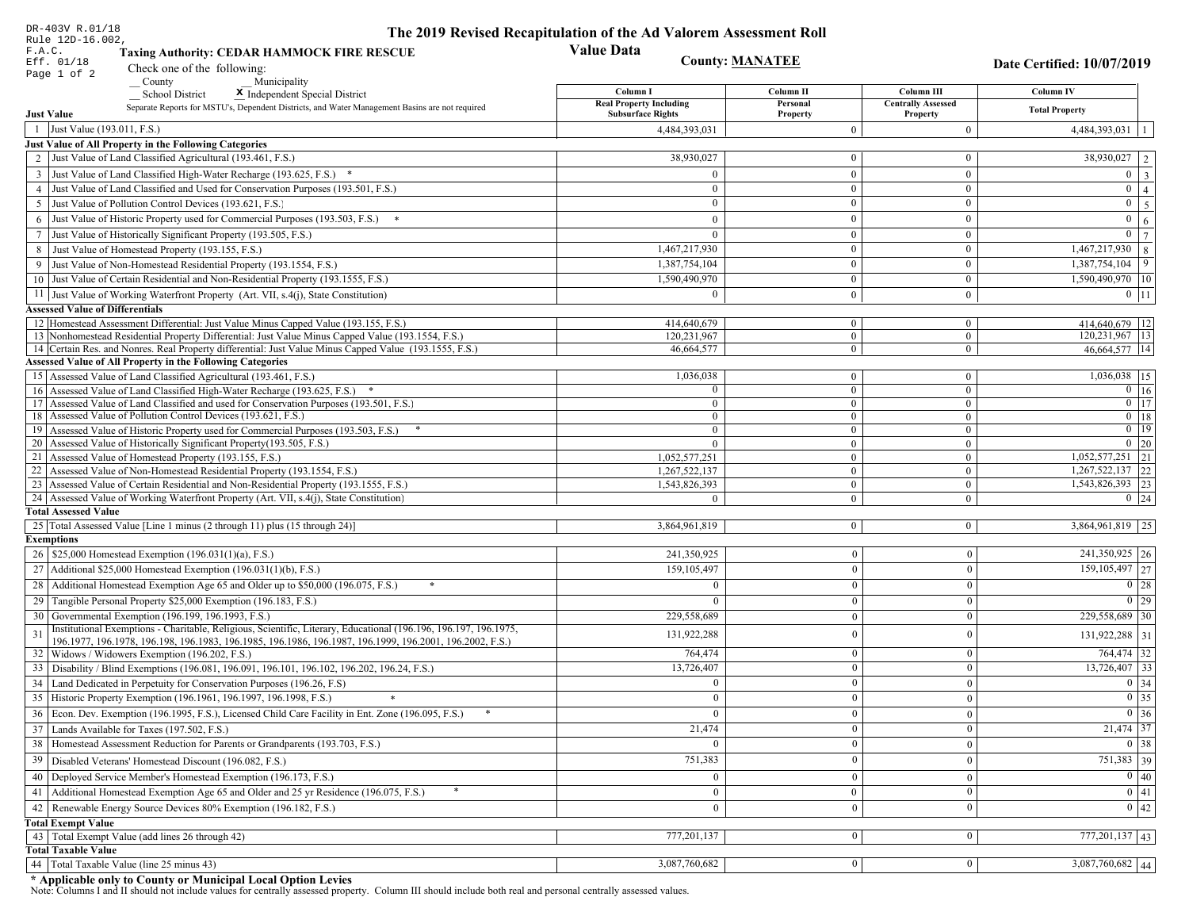DR-403V R.01/18
Rule 12D-16.002, F.A.C.
Eff. 01/18
Page 1 of 2

# The 2019 Revised Recapitulation of the Ad Valorem Assessment Roll

## Value Data

**Taxing Authority: CEDAR HAMMOCK FIRE RESCUE**

**County: MANATEE**

**Date Certified: 10/07/2019**

Check one of the following:
__ County __ Municipality
__ School District **X** Independent Special District

Separate Reports for MSTU's, Dependent Districts, and Water Management Basins are not required

| | | Column I Real Property Including Subsurface Rights | Column II Personal Property | Column III Centrally Assessed Property | Column IV Total Property | |
|---|---|---|---|---|---|---|
| **Just Value** | | | | | | |
| 1 | Just Value (193.011, F.S.) | 4,484,393,031 | 0 | 0 | 4,484,393,031 | 1 |
| **Just Value of All Property in the Following Categories** | | | | | | |
| 2 | Just Value of Land Classified Agricultural (193.461, F.S.) | 38,930,027 | 0 | 0 | 38,930,027 | 2 |
| 3 | Just Value of Land Classified High-Water Recharge (193.625, F.S.) * | 0 | 0 | 0 | 0 | 3 |
| 4 | Just Value of Land Classified and Used for Conservation Purposes (193.501, F.S.) | 0 | 0 | 0 | 0 | 4 |
| 5 | Just Value of Pollution Control Devices (193.621, F.S.) | 0 | 0 | 0 | 0 | 5 |
| 6 | Just Value of Historic Property used for Commercial Purposes (193.503, F.S.) * | 0 | 0 | 0 | 0 | 6 |
| 7 | Just Value of Historically Significant Property (193.505, F.S.) | 0 | 0 | 0 | 0 | 7 |
| 8 | Just Value of Homestead Property (193.155, F.S.) | 1,467,217,930 | 0 | 0 | 1,467,217,930 | 8 |
| 9 | Just Value of Non-Homestead Residential Property (193.1554, F.S.) | 1,387,754,104 | 0 | 0 | 1,387,754,104 | 9 |
| 10 | Just Value of Certain Residential and Non-Residential Property (193.1555, F.S.) | 1,590,490,970 | 0 | 0 | 1,590,490,970 | 10 |
| 11 | Just Value of Working Waterfront Property (Art. VII, s.4(j), State Constitution) | 0 | 0 | 0 | 0 | 11 |
| **Assessed Value of Differentials** | | | | | | |
| 12 | Homestead Assessment Differential: Just Value Minus Capped Value (193.155, F.S.) | 414,640,679 | 0 | 0 | 414,640,679 | 12 |
| 13 | Nonhomestead Residential Property Differential: Just Value Minus Capped Value (193.1554, F.S.) | 120,231,967 | 0 | 0 | 120,231,967 | 13 |
| 14 | Certain Res. and Nonres. Real Property differential: Just Value Minus Capped Value (193.1555, F.S.) | 46,664,577 | 0 | 0 | 46,664,577 | 14 |
| **Assessed Value of All Property in the Following Categories** | | | | | | |
| 15 | Assessed Value of Land Classified Agricultural (193.461, F.S.) | 1,036,038 | 0 | 0 | 1,036,038 | 15 |
| 16 | Assessed Value of Land Classified High-Water Recharge (193.625, F.S.) * | 0 | 0 | 0 | 0 | 16 |
| 17 | Assessed Value of Land Classified and used for Conservation Purposes (193.501, F.S.) | 0 | 0 | 0 | 0 | 17 |
| 18 | Assessed Value of Pollution Control Devices (193.621, F.S.) | 0 | 0 | 0 | 0 | 18 |
| 19 | Assessed Value of Historic Property used for Commercial Purposes (193.503, F.S.) * | 0 | 0 | 0 | 0 | 19 |
| 20 | Assessed Value of Historically Significant Property(193.505, F.S.) | 0 | 0 | 0 | 0 | 20 |
| 21 | Assessed Value of Homestead Property (193.155, F.S.) | 1,052,577,251 | 0 | 0 | 1,052,577,251 | 21 |
| 22 | Assessed Value of Non-Homestead Residential Property (193.1554, F.S.) | 1,267,522,137 | 0 | 0 | 1,267,522,137 | 22 |
| 23 | Assessed Value of Certain Residential and Non-Residential Property (193.1555, F.S.) | 1,543,826,393 | 0 | 0 | 1,543,826,393 | 23 |
| 24 | Assessed Value of Working Waterfront Property (Art. VII, s.4(j), State Constitution) | 0 | 0 | 0 | 0 | 24 |
| **Total Assessed Value** | | | | | | |
| 25 | Total Assessed Value [Line 1 minus (2 through 11) plus (15 through 24)] | 3,864,961,819 | 0 | 0 | 3,864,961,819 | 25 |
| **Exemptions** | | | | | | |
| 26 | $25,000 Homestead Exemption (196.031(1)(a), F.S.) | 241,350,925 | 0 | 0 | 241,350,925 | 26 |
| 27 | Additional $25,000 Homestead Exemption (196.031(1)(b), F.S.) | 159,105,497 | 0 | 0 | 159,105,497 | 27 |
| 28 | Additional Homestead Exemption Age 65 and Older up to $50,000 (196.075, F.S.) * | 0 | 0 | 0 | 0 | 28 |
| 29 | Tangible Personal Property $25,000 Exemption (196.183, F.S.) | 0 | 0 | 0 | 0 | 29 |
| 30 | Governmental Exemption (196.199, 196.1993, F.S.) | 229,558,689 | 0 | 0 | 229,558,689 | 30 |
| 31 | Institutional Exemptions - Charitable, Religious, Scientific, Literary, Educational (196.196, 196.197, 196.1975, 196.1977, 196.1978, 196.198, 196.1983, 196.1985, 196.1986, 196.1987, 196.1999, 196.2001, 196.2002, F.S.) | 131,922,288 | 0 | 0 | 131,922,288 | 31 |
| 32 | Widows / Widowers Exemption (196.202, F.S.) | 764,474 | 0 | 0 | 764,474 | 32 |
| 33 | Disability / Blind Exemptions (196.081, 196.091, 196.101, 196.102, 196.202, 196.24, F.S.) | 13,726,407 | 0 | 0 | 13,726,407 | 33 |
| 34 | Land Dedicated in Perpetuity for Conservation Purposes (196.26, F.S) | 0 | 0 | 0 | 0 | 34 |
| 35 | Historic Property Exemption (196.1961, 196.1997, 196.1998, F.S.) * | 0 | 0 | 0 | 0 | 35 |
| 36 | Econ. Dev. Exemption (196.1995, F.S.), Licensed Child Care Facility in Ent. Zone (196.095, F.S.) * | 0 | 0 | 0 | 0 | 36 |
| 37 | Lands Available for Taxes (197.502, F.S.) | 21,474 | 0 | 0 | 21,474 | 37 |
| 38 | Homestead Assessment Reduction for Parents or Grandparents (193.703, F.S.) | 0 | 0 | 0 | 0 | 38 |
| 39 | Disabled Veterans' Homestead Discount (196.082, F.S.) | 751,383 | 0 | 0 | 751,383 | 39 |
| 40 | Deployed Service Member's Homestead Exemption (196.173, F.S.) | 0 | 0 | 0 | 0 | 40 |
| 41 | Additional Homestead Exemption Age 65 and Older and 25 yr Residence (196.075, F.S.) * | 0 | 0 | 0 | 0 | 41 |
| 42 | Renewable Energy Source Devices 80% Exemption (196.182, F.S.) | 0 | 0 | 0 | 0 | 42 |
| **Total Exempt Value** | | | | | | |
| 43 | Total Exempt Value (add lines 26 through 42) | 777,201,137 | 0 | 0 | 777,201,137 | 43 |
| **Total Taxable Value** | | | | | | |
| 44 | Total Taxable Value (line 25 minus 43) | 3,087,760,682 | 0 | 0 | 3,087,760,682 | 44 |

**\* Applicable only to County or Municipal Local Option Levies**

Note: Columns I and II should not include values for centrally assessed property. Column III should include both real and personal centrally assessed values.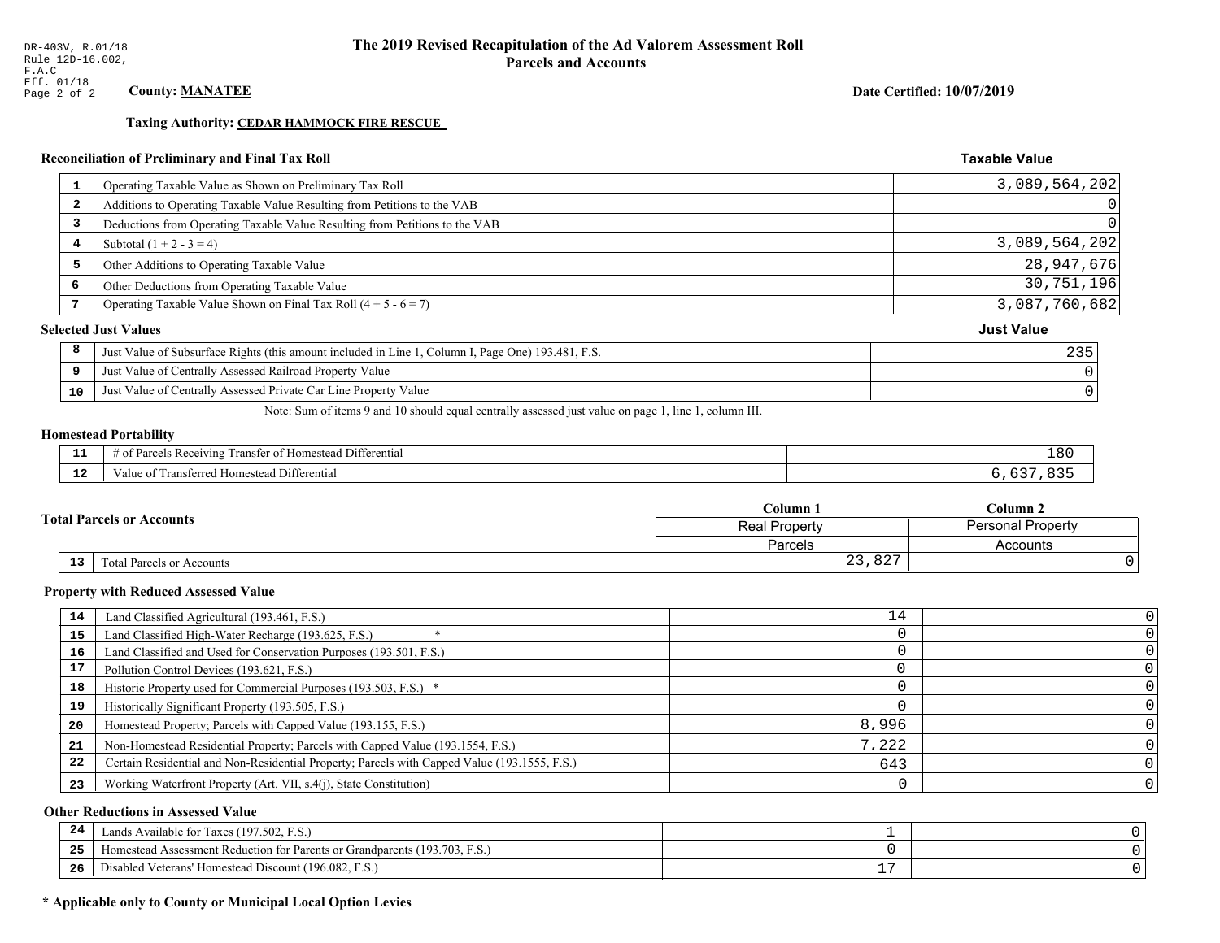DR-403V, R.01/18
Rule 12D-16.002, F.A.C
Eff. 01/18
Page 2 of 2

# The 2019 Revised Recapitulation of the Ad Valorem Assessment Roll
## Parcels and Accounts

**County: MANATEE**

**Date Certified: 10/07/2019**

**Taxing Authority: CEDAR HAMMOCK FIRE RESCUE**

### Reconciliation of Preliminary and Final Tax Roll

| | | Taxable Value |
|---|---|---|
| 1 | Operating Taxable Value as Shown on Preliminary Tax Roll | 3,089,564,202 |
| 2 | Additions to Operating Taxable Value Resulting from Petitions to the VAB | 0 |
| 3 | Deductions from Operating Taxable Value Resulting from Petitions to the VAB | 0 |
| 4 | Subtotal (1 + 2 - 3 = 4) | 3,089,564,202 |
| 5 | Other Additions to Operating Taxable Value | 28,947,676 |
| 6 | Other Deductions from Operating Taxable Value | 30,751,196 |
| 7 | Operating Taxable Value Shown on Final Tax Roll (4 + 5 - 6 = 7) | 3,087,760,682 |

### Selected Just Values

| | | Just Value |
|---|---|---|
| 8 | Just Value of Subsurface Rights (this amount included in Line 1, Column I, Page One) 193.481, F.S. | 235 |
| 9 | Just Value of Centrally Assessed Railroad Property Value | 0 |
| 10 | Just Value of Centrally Assessed Private Car Line Property Value | 0 |

Note: Sum of items 9 and 10 should equal centrally assessed just value on page 1, line 1, column III.

### Homestead Portability

| | | |
|---|---|---|
| 11 | # of Parcels Receiving Transfer of Homestead Differential | 180 |
| 12 | Value of Transferred Homestead Differential | 6,637,835 |

### Total Parcels or Accounts

| | | Column 1<br>Real Property<br>Parcels | Column 2<br>Personal Property<br>Accounts |
|---|---|---|---|
| 13 | Total Parcels or Accounts | 23,827 | 0 |

### Property with Reduced Assessed Value

| | | Column 1 | Column 2 |
|---|---|---|---|
| 14 | Land Classified Agricultural (193.461, F.S.) | 14 | 0 |
| 15 | Land Classified High-Water Recharge (193.625, F.S.) * | 0 | 0 |
| 16 | Land Classified and Used for Conservation Purposes (193.501, F.S.) | 0 | 0 |
| 17 | Pollution Control Devices (193.621, F.S.) | 0 | 0 |
| 18 | Historic Property used for Commercial Purposes (193.503, F.S.) * | 0 | 0 |
| 19 | Historically Significant Property (193.505, F.S.) | 0 | 0 |
| 20 | Homestead Property; Parcels with Capped Value (193.155, F.S.) | 8,996 | 0 |
| 21 | Non-Homestead Residential Property; Parcels with Capped Value (193.1554, F.S.) | 7,222 | 0 |
| 22 | Certain Residential and Non-Residential Property; Parcels with Capped Value (193.1555, F.S.) | 643 | 0 |
| 23 | Working Waterfront Property (Art. VII, s.4(j), State Constitution) | 0 | 0 |

### Other Reductions in Assessed Value

| | | Column 1 | Column 2 |
|---|---|---|---|
| 24 | Lands Available for Taxes (197.502, F.S.) | 1 | 0 |
| 25 | Homestead Assessment Reduction for Parents or Grandparents (193.703, F.S.) | 0 | 0 |
| 26 | Disabled Veterans' Homestead Discount (196.082, F.S.) | 17 | 0 |

**\* Applicable only to County or Municipal Local Option Levies**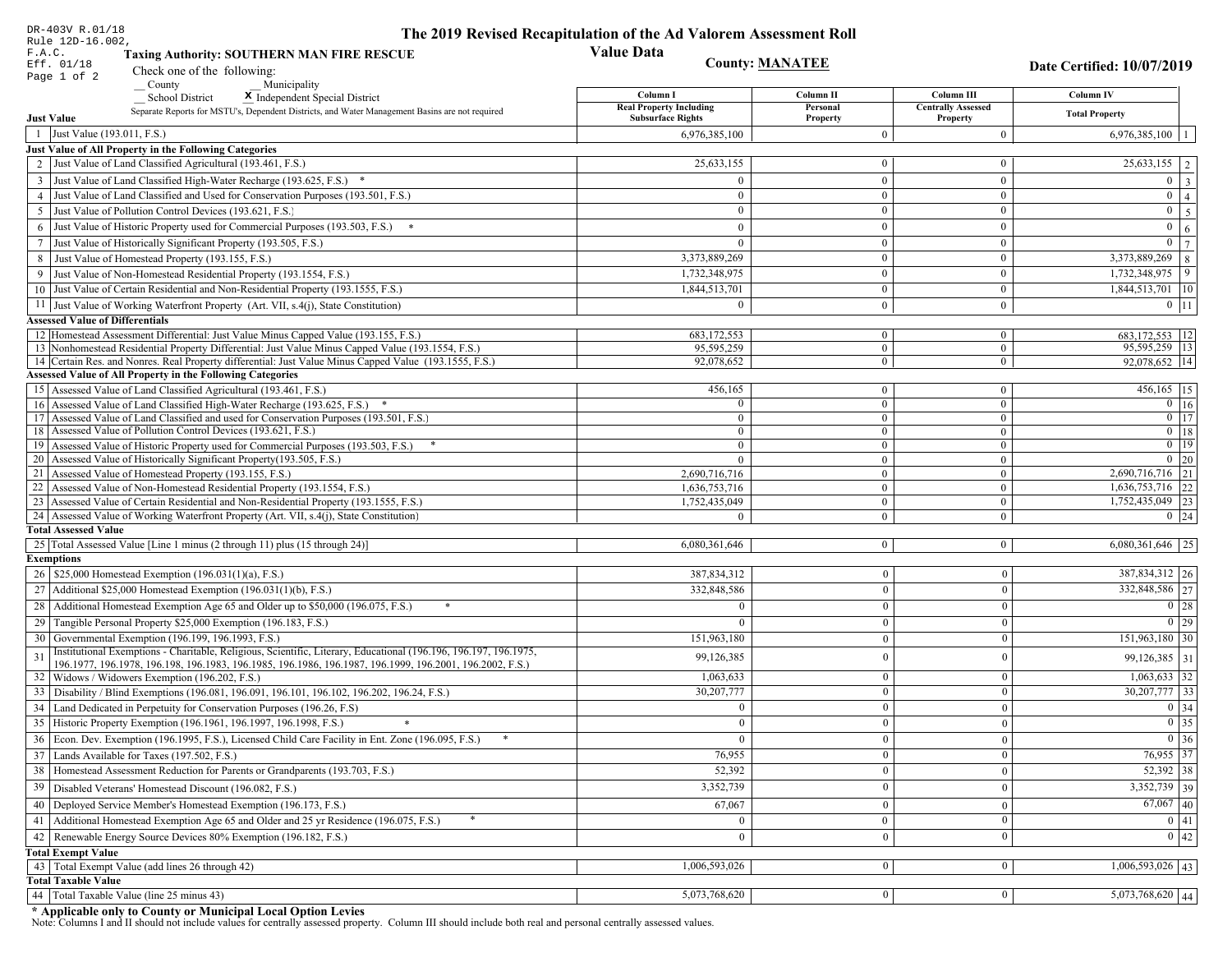DR-403V R.01/18
Rule 12D-16.002,
F.A.C.
Eff. 01/18

# The 2019 Revised Recapitulation of the Ad Valorem Assessment Roll
## Value Data

**Taxing Authority: SOUTHERN MAN FIRE RESCUE**

**County: MANATEE**

**Date Certified: 10/07/2019**

Check one of the following:
__ County   __ Municipality
__ School District   **X** Independent Special District

Separate Reports for MSTU's, Dependent Districts, and Water Management Basins are not required

| | Column I Real Property Including Subsurface Rights | Column II Personal Property | Column III Centrally Assessed Property | Column IV Total Property | |
|---|---|---|---|---|---|
| **Just Value** | | | | | |
| 1 Just Value (193.011, F.S.) | 6,976,385,100 | 0 | 0 | 6,976,385,100 | 1 |
| **Just Value of All Property in the Following Categories** | | | | | |
| 2 Just Value of Land Classified Agricultural (193.461, F.S.) | 25,633,155 | 0 | 0 | 25,633,155 | 2 |
| 3 Just Value of Land Classified High-Water Recharge (193.625, F.S.) * | 0 | 0 | 0 | 0 | 3 |
| 4 Just Value of Land Classified and Used for Conservation Purposes (193.501, F.S.) | 0 | 0 | 0 | 0 | 4 |
| 5 Just Value of Pollution Control Devices (193.621, F.S.) | 0 | 0 | 0 | 0 | 5 |
| 6 Just Value of Historic Property used for Commercial Purposes (193.503, F.S.) * | 0 | 0 | 0 | 0 | 6 |
| 7 Just Value of Historically Significant Property (193.505, F.S.) | 0 | 0 | 0 | 0 | 7 |
| 8 Just Value of Homestead Property (193.155, F.S.) | 3,373,889,269 | 0 | 0 | 3,373,889,269 | 8 |
| 9 Just Value of Non-Homestead Residential Property (193.1554, F.S.) | 1,732,348,975 | 0 | 0 | 1,732,348,975 | 9 |
| 10 Just Value of Certain Residential and Non-Residential Property (193.1555, F.S.) | 1,844,513,701 | 0 | 0 | 1,844,513,701 | 10 |
| 11 Just Value of Working Waterfront Property (Art. VII, s.4(j), State Constitution) | 0 | 0 | 0 | 0 | 11 |
| **Assessed Value of Differentials** | | | | | |
| 12 Homestead Assessment Differential: Just Value Minus Capped Value (193.155, F.S.) | 683,172,553 | 0 | 0 | 683,172,553 | 12 |
| 13 Nonhomestead Residential Property Differential: Just Value Minus Capped Value (193.1554, F.S.) | 95,595,259 | 0 | 0 | 95,595,259 | 13 |
| 14 Certain Res. and Nonres. Real Property differential: Just Value Minus Capped Value (193.1555, F.S.) | 92,078,652 | 0 | 0 | 92,078,652 | 14 |
| **Assessed Value of All Property in the Following Categories** | | | | | |
| 15 Assessed Value of Land Classified Agricultural (193.461, F.S.) | 456,165 | 0 | 0 | 456,165 | 15 |
| 16 Assessed Value of Land Classified High-Water Recharge (193.625, F.S.) * | 0 | 0 | 0 | 0 | 16 |
| 17 Assessed Value of Land Classified and used for Conservation Purposes (193.501, F.S.) | 0 | 0 | 0 | 0 | 17 |
| 18 Assessed Value of Pollution Control Devices (193.621, F.S.) | 0 | 0 | 0 | 0 | 18 |
| 19 Assessed Value of Historic Property used for Commercial Purposes (193.503, F.S.) * | 0 | 0 | 0 | 0 | 19 |
| 20 Assessed Value of Historically Significant Property(193.505, F.S.) | 0 | 0 | 0 | 0 | 20 |
| 21 Assessed Value of Homestead Property (193.155, F.S.) | 2,690,716,716 | 0 | 0 | 2,690,716,716 | 21 |
| 22 Assessed Value of Non-Homestead Residential Property (193.1554, F.S.) | 1,636,753,716 | 0 | 0 | 1,636,753,716 | 22 |
| 23 Assessed Value of Certain Residential and Non-Residential Property (193.1555, F.S.) | 1,752,435,049 | 0 | 0 | 1,752,435,049 | 23 |
| 24 Assessed Value of Working Waterfront Property (Art. VII, s.4(j), State Constitution) | 0 | 0 | 0 | 0 | 24 |
| **Total Assessed Value** | | | | | |
| 25 Total Assessed Value [Line 1 minus (2 through 11) plus (15 through 24)] | 6,080,361,646 | 0 | 0 | 6,080,361,646 | 25 |
| **Exemptions** | | | | | |
| 26 $25,000 Homestead Exemption (196.031(1)(a), F.S.) | 387,834,312 | 0 | 0 | 387,834,312 | 26 |
| 27 Additional $25,000 Homestead Exemption (196.031(1)(b), F.S.) | 332,848,586 | 0 | 0 | 332,848,586 | 27 |
| 28 Additional Homestead Exemption Age 65 and Older up to $50,000 (196.075, F.S.) * | 0 | 0 | 0 | 0 | 28 |
| 29 Tangible Personal Property $25,000 Exemption (196.183, F.S.) | 0 | 0 | 0 | 0 | 29 |
| 30 Governmental Exemption (196.199, 196.1993, F.S.) | 151,963,180 | 0 | 0 | 151,963,180 | 30 |
| 31 Institutional Exemptions - Charitable, Religious, Scientific, Literary, Educational (196.196, 196.197, 196.1975, 196.1977, 196.1978, 196.198, 196.1983, 196.1985, 196.1986, 196.1987, 196.1999, 196.2001, 196.2002, F.S.) | 99,126,385 | 0 | 0 | 99,126,385 | 31 |
| 32 Widows / Widowers Exemption (196.202, F.S.) | 1,063,633 | 0 | 0 | 1,063,633 | 32 |
| 33 Disability / Blind Exemptions (196.081, 196.091, 196.101, 196.102, 196.202, 196.24, F.S.) | 30,207,777 | 0 | 0 | 30,207,777 | 33 |
| 34 Land Dedicated in Perpetuity for Conservation Purposes (196.26, F.S) | 0 | 0 | 0 | 0 | 34 |
| 35 Historic Property Exemption (196.1961, 196.1997, 196.1998, F.S.) * | 0 | 0 | 0 | 0 | 35 |
| 36 Econ. Dev. Exemption (196.1995, F.S.), Licensed Child Care Facility in Ent. Zone (196.095, F.S.) * | 0 | 0 | 0 | 0 | 36 |
| 37 Lands Available for Taxes (197.502, F.S.) | 76,955 | 0 | 0 | 76,955 | 37 |
| 38 Homestead Assessment Reduction for Parents or Grandparents (193.703, F.S.) | 52,392 | 0 | 0 | 52,392 | 38 |
| 39 Disabled Veterans' Homestead Discount (196.082, F.S.) | 3,352,739 | 0 | 0 | 3,352,739 | 39 |
| 40 Deployed Service Member's Homestead Exemption (196.173, F.S.) | 67,067 | 0 | 0 | 67,067 | 40 |
| 41 Additional Homestead Exemption Age 65 and Older and 25 yr Residence (196.075, F.S.) * | 0 | 0 | 0 | 0 | 41 |
| 42 Renewable Energy Source Devices 80% Exemption (196.182, F.S.) | 0 | 0 | 0 | 0 | 42 |
| **Total Exempt Value** | | | | | |
| 43 Total Exempt Value (add lines 26 through 42) | 1,006,593,026 | 0 | 0 | 1,006,593,026 | 43 |
| **Total Taxable Value** | | | | | |
| 44 Total Taxable Value (line 25 minus 43) | 5,073,768,620 | 0 | 0 | 5,073,768,620 | 44 |

**\* Applicable only to County or Municipal Local Option Levies**

Note: Columns I and II should not include values for centrally assessed property. Column III should include both real and personal centrally assessed values.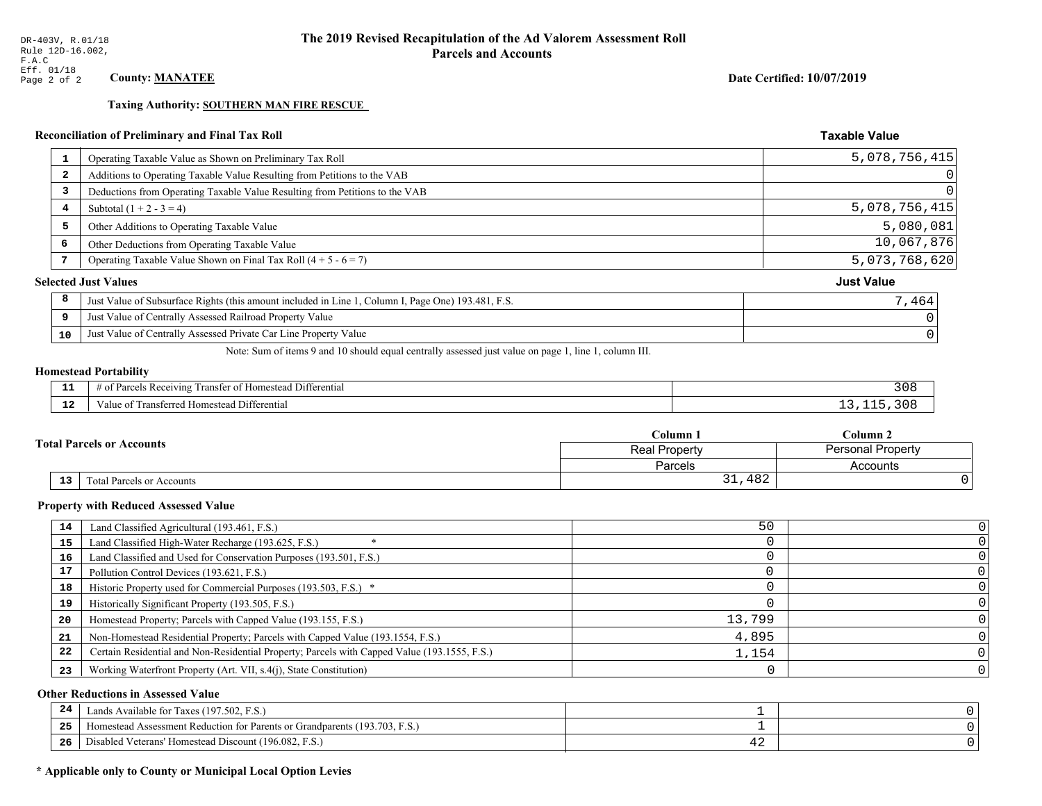DR-403V, R.01/18
Rule 12D-16.002, F.A.C
Eff. 01/18

# The 2019 Revised Recapitulation of the Ad Valorem Assessment Roll
## Parcels and Accounts

**County:** **MANATEE**

**Date Certified: 10/07/2019**

**Taxing Authority:** **SOUTHERN MAN FIRE RESCUE**

### Reconciliation of Preliminary and Final Tax Roll

| # | Description | Taxable Value |
|---|---|---|
| 1 | Operating Taxable Value as Shown on Preliminary Tax Roll | 5,078,756,415 |
| 2 | Additions to Operating Taxable Value Resulting from Petitions to the VAB | 0 |
| 3 | Deductions from Operating Taxable Value Resulting from Petitions to the VAB | 0 |
| 4 | Subtotal (1 + 2 - 3 = 4) | 5,078,756,415 |
| 5 | Other Additions to Operating Taxable Value | 5,080,081 |
| 6 | Other Deductions from Operating Taxable Value | 10,067,876 |
| 7 | Operating Taxable Value Shown on Final Tax Roll (4 + 5 - 6 = 7) | 5,073,768,620 |

### Selected Just Values

| # | Description | Just Value |
|---|---|---|
| 8 | Just Value of Subsurface Rights (this amount included in Line 1, Column I, Page One) 193.481, F.S. | 7,464 |
| 9 | Just Value of Centrally Assessed Railroad Property Value | 0 |
| 10 | Just Value of Centrally Assessed Private Car Line Property Value | 0 |

Note: Sum of items 9 and 10 should equal centrally assessed just value on page 1, line 1, column III.

### Homestead Portability

| # | Description | Value |
|---|---|---|
| 11 | # of Parcels Receiving Transfer of Homestead Differential | 308 |
| 12 | Value of Transferred Homestead Differential | 13,115,308 |

### Total Parcels or Accounts

| # | Description | Column 1<br>Real Property<br>Parcels | Column 2<br>Personal Property<br>Accounts |
|---|---|---|---|
| 13 | Total Parcels or Accounts | 31,482 | 0 |

### Property with Reduced Assessed Value

| # | Description | Column 1 | Column 2 |
|---|---|---|---|
| 14 | Land Classified Agricultural (193.461, F.S.) | 50 | 0 |
| 15 | Land Classified High-Water Recharge (193.625, F.S.) * | 0 | 0 |
| 16 | Land Classified and Used for Conservation Purposes (193.501, F.S.) | 0 | 0 |
| 17 | Pollution Control Devices (193.621, F.S.) | 0 | 0 |
| 18 | Historic Property used for Commercial Purposes (193.503, F.S.) * | 0 | 0 |
| 19 | Historically Significant Property (193.505, F.S.) | 0 | 0 |
| 20 | Homestead Property; Parcels with Capped Value (193.155, F.S.) | 13,799 | 0 |
| 21 | Non-Homestead Residential Property; Parcels with Capped Value (193.1554, F.S.) | 4,895 | 0 |
| 22 | Certain Residential and Non-Residential Property; Parcels with Capped Value (193.1555, F.S.) | 1,154 | 0 |
| 23 | Working Waterfront Property (Art. VII, s.4(j), State Constitution) | 0 | 0 |

### Other Reductions in Assessed Value

| # | Description | Column 1 | Column 2 |
|---|---|---|---|
| 24 | Lands Available for Taxes (197.502, F.S.) | 1 | 0 |
| 25 | Homestead Assessment Reduction for Parents or Grandparents (193.703, F.S.) | 1 | 0 |
| 26 | Disabled Veterans' Homestead Discount (196.082, F.S.) | 42 | 0 |

**\* Applicable only to County or Municipal Local Option Levies**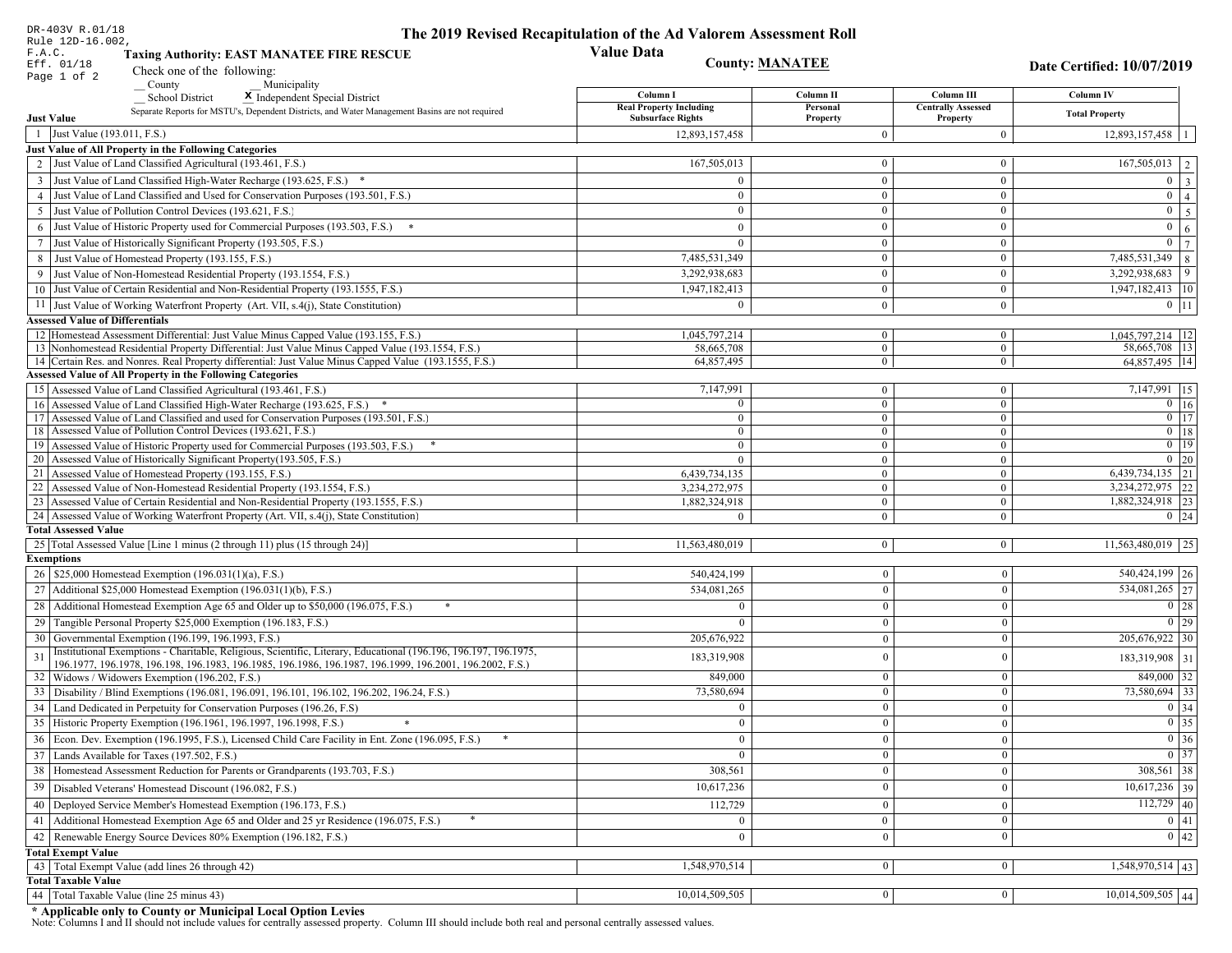DR-403V R.01/18
Rule 12D-16.002,
F.A.C.
Eff. 01/18

# The 2019 Revised Recapitulation of the Ad Valorem Assessment Roll

## Value Data

**Taxing Authority: EAST MANATEE FIRE RESCUE**

**County: MANATEE**

**Date Certified: 10/07/2019**

Check one of the following:

__ County __ Municipality

__ School District **X** Independent Special District

Separate Reports for MSTU's, Dependent Districts, and Water Management Basins are not required

| | Column I Real Property Including Subsurface Rights | Column II Personal Property | Column III Centrally Assessed Property | Column IV Total Property | |
|---|---|---|---|---|---|
| **Just Value** | | | | | |
| 1 Just Value (193.011, F.S.) | 12,893,157,458 | 0 | 0 | 12,893,157,458 | 1 |
| **Just Value of All Property in the Following Categories** | | | | | |
| 2 Just Value of Land Classified Agricultural (193.461, F.S.) | 167,505,013 | 0 | 0 | 167,505,013 | 2 |
| 3 Just Value of Land Classified High-Water Recharge (193.625, F.S.) * | 0 | 0 | 0 | 0 | 3 |
| 4 Just Value of Land Classified and Used for Conservation Purposes (193.501, F.S.) | 0 | 0 | 0 | 0 | 4 |
| 5 Just Value of Pollution Control Devices (193.621, F.S.) | 0 | 0 | 0 | 0 | 5 |
| 6 Just Value of Historic Property used for Commercial Purposes (193.503, F.S.) * | 0 | 0 | 0 | 0 | 6 |
| 7 Just Value of Historically Significant Property (193.505, F.S.) | 0 | 0 | 0 | 0 | 7 |
| 8 Just Value of Homestead Property (193.155, F.S.) | 7,485,531,349 | 0 | 0 | 7,485,531,349 | 8 |
| 9 Just Value of Non-Homestead Residential Property (193.1554, F.S.) | 3,292,938,683 | 0 | 0 | 3,292,938,683 | 9 |
| 10 Just Value of Certain Residential and Non-Residential Property (193.1555, F.S.) | 1,947,182,413 | 0 | 0 | 1,947,182,413 | 10 |
| 11 Just Value of Working Waterfront Property (Art. VII, s.4(j), State Constitution) | 0 | 0 | 0 | 0 | 11 |
| **Assessed Value of Differentials** | | | | | |
| 12 Homestead Assessment Differential: Just Value Minus Capped Value (193.155, F.S.) | 1,045,797,214 | 0 | 0 | 1,045,797,214 | 12 |
| 13 Nonhomestead Residential Property Differential: Just Value Minus Capped Value (193.1554, F.S.) | 58,665,708 | 0 | 0 | 58,665,708 | 13 |
| 14 Certain Res. and Nonres. Real Property differential: Just Value Minus Capped Value (193.1555, F.S.) | 64,857,495 | 0 | 0 | 64,857,495 | 14 |
| **Assessed Value of All Property in the Following Categories** | | | | | |
| 15 Assessed Value of Land Classified Agricultural (193.461, F.S.) | 7,147,991 | 0 | 0 | 7,147,991 | 15 |
| 16 Assessed Value of Land Classified High-Water Recharge (193.625, F.S.) * | 0 | 0 | 0 | 0 | 16 |
| 17 Assessed Value of Land Classified and used for Conservation Purposes (193.501, F.S.) | 0 | 0 | 0 | 0 | 17 |
| 18 Assessed Value of Pollution Control Devices (193.621, F.S.) | 0 | 0 | 0 | 0 | 18 |
| 19 Assessed Value of Historic Property used for Commercial Purposes (193.503, F.S.) * | 0 | 0 | 0 | 0 | 19 |
| 20 Assessed Value of Historically Significant Property(193.505, F.S.) | 0 | 0 | 0 | 0 | 20 |
| 21 Assessed Value of Homestead Property (193.155, F.S.) | 6,439,734,135 | 0 | 0 | 6,439,734,135 | 21 |
| 22 Assessed Value of Non-Homestead Residential Property (193.1554, F.S.) | 3,234,272,975 | 0 | 0 | 3,234,272,975 | 22 |
| 23 Assessed Value of Certain Residential and Non-Residential Property (193.1555, F.S.) | 1,882,324,918 | 0 | 0 | 1,882,324,918 | 23 |
| 24 Assessed Value of Working Waterfront Property (Art. VII, s.4(j), State Constitution) | 0 | 0 | 0 | 0 | 24 |
| **Total Assessed Value** | | | | | |
| 25 Total Assessed Value [Line 1 minus (2 through 11) plus (15 through 24)] | 11,563,480,019 | 0 | 0 | 11,563,480,019 | 25 |
| **Exemptions** | | | | | |
| 26 $25,000 Homestead Exemption (196.031(1)(a), F.S.) | 540,424,199 | 0 | 0 | 540,424,199 | 26 |
| 27 Additional $25,000 Homestead Exemption (196.031(1)(b), F.S.) | 534,081,265 | 0 | 0 | 534,081,265 | 27 |
| 28 Additional Homestead Exemption Age 65 and Older up to $50,000 (196.075, F.S.) * | 0 | 0 | 0 | 0 | 28 |
| 29 Tangible Personal Property $25,000 Exemption (196.183, F.S.) | 0 | 0 | 0 | 0 | 29 |
| 30 Governmental Exemption (196.199, 196.1993, F.S.) | 205,676,922 | 0 | 0 | 205,676,922 | 30 |
| 31 Institutional Exemptions - Charitable, Religious, Scientific, Literary, Educational (196.196, 196.197, 196.1975, 196.1977, 196.1978, 196.198, 196.1983, 196.1985, 196.1986, 196.1987, 196.1999, 196.2001, 196.2002, F.S.) | 183,319,908 | 0 | 0 | 183,319,908 | 31 |
| 32 Widows / Widowers Exemption (196.202, F.S.) | 849,000 | 0 | 0 | 849,000 | 32 |
| 33 Disability / Blind Exemptions (196.081, 196.091, 196.101, 196.102, 196.202, 196.24, F.S.) | 73,580,694 | 0 | 0 | 73,580,694 | 33 |
| 34 Land Dedicated in Perpetuity for Conservation Purposes (196.26, F.S) | 0 | 0 | 0 | 0 | 34 |
| 35 Historic Property Exemption (196.1961, 196.1997, 196.1998, F.S.) * | 0 | 0 | 0 | 0 | 35 |
| 36 Econ. Dev. Exemption (196.1995, F.S.), Licensed Child Care Facility in Ent. Zone (196.095, F.S.) * | 0 | 0 | 0 | 0 | 36 |
| 37 Lands Available for Taxes (197.502, F.S.) | 0 | 0 | 0 | 0 | 37 |
| 38 Homestead Assessment Reduction for Parents or Grandparents (193.703, F.S.) | 308,561 | 0 | 0 | 308,561 | 38 |
| 39 Disabled Veterans' Homestead Discount (196.082, F.S.) | 10,617,236 | 0 | 0 | 10,617,236 | 39 |
| 40 Deployed Service Member's Homestead Exemption (196.173, F.S.) | 112,729 | 0 | 0 | 112,729 | 40 |
| 41 Additional Homestead Exemption Age 65 and Older and 25 yr Residence (196.075, F.S.) * | 0 | 0 | 0 | 0 | 41 |
| 42 Renewable Energy Source Devices 80% Exemption (196.182, F.S.) | 0 | 0 | 0 | 0 | 42 |
| **Total Exempt Value** | | | | | |
| 43 Total Exempt Value (add lines 26 through 42) | 1,548,970,514 | 0 | 0 | 1,548,970,514 | 43 |
| **Total Taxable Value** | | | | | |
| 44 Total Taxable Value (line 25 minus 43) | 10,014,509,505 | 0 | 0 | 10,014,509,505 | 44 |

**\* Applicable only to County or Municipal Local Option Levies**

Note: Columns I and II should not include values for centrally assessed property. Column III should include both real and personal centrally assessed values.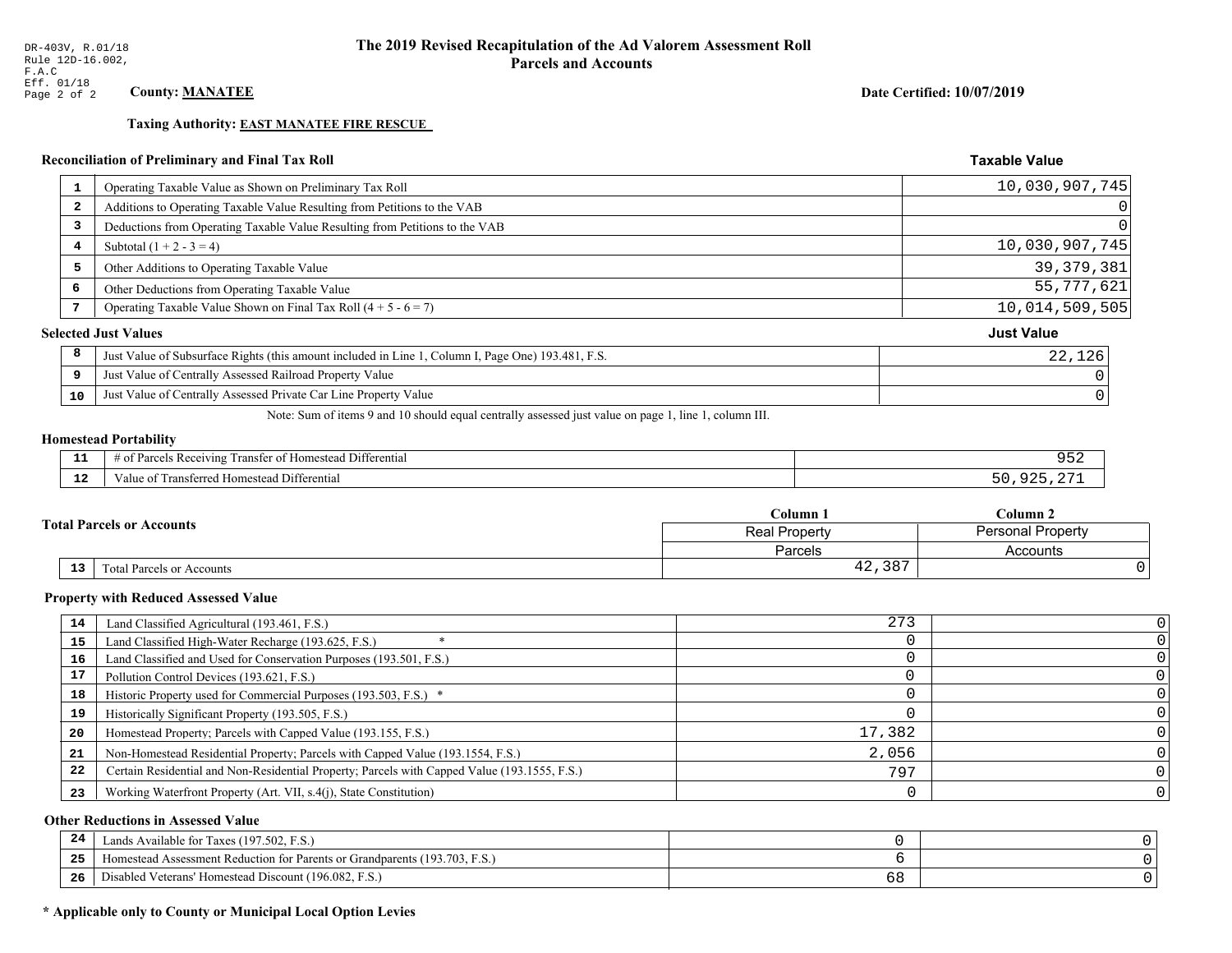DR-403V, R.01/18
Rule 12D-16.002, F.A.C
Eff. 01/18

# The 2019 Revised Recapitulation of the Ad Valorem Assessment Roll
## Parcels and Accounts

**County: MANATEE**

**Date Certified: 10/07/2019**

**Taxing Authority: EAST MANATEE FIRE RESCUE**

### Reconciliation of Preliminary and Final Tax Roll

| | | Taxable Value |
|---|---|---|
| 1 | Operating Taxable Value as Shown on Preliminary Tax Roll | 10,030,907,745 |
| 2 | Additions to Operating Taxable Value Resulting from Petitions to the VAB | 0 |
| 3 | Deductions from Operating Taxable Value Resulting from Petitions to the VAB | 0 |
| 4 | Subtotal (1 + 2 - 3 = 4) | 10,030,907,745 |
| 5 | Other Additions to Operating Taxable Value | 39,379,381 |
| 6 | Other Deductions from Operating Taxable Value | 55,777,621 |
| 7 | Operating Taxable Value Shown on Final Tax Roll (4 + 5 - 6 = 7) | 10,014,509,505 |

### Selected Just Values

| | | Just Value |
|---|---|---|
| 8 | Just Value of Subsurface Rights (this amount included in Line 1, Column I, Page One) 193.481, F.S. | 22,126 |
| 9 | Just Value of Centrally Assessed Railroad Property Value | 0 |
| 10 | Just Value of Centrally Assessed Private Car Line Property Value | 0 |

Note: Sum of items 9 and 10 should equal centrally assessed just value on page 1, line 1, column III.

### Homestead Portability

| | | |
|---|---|---|
| 11 | # of Parcels Receiving Transfer of Homestead Differential | 952 |
| 12 | Value of Transferred Homestead Differential | 50,925,271 |

### Total Parcels or Accounts

| | | Column 1 | Column 2 |
|---|---|---|---|
| | | Real Property | Personal Property |
| | | Parcels | Accounts |
| 13 | Total Parcels or Accounts | 42,387 | 0 |

### Property with Reduced Assessed Value

| | | Column 1 | Column 2 |
|---|---|---|---|
| 14 | Land Classified Agricultural (193.461, F.S.) | 273 | 0 |
| 15 | Land Classified High-Water Recharge (193.625, F.S.) * | 0 | 0 |
| 16 | Land Classified and Used for Conservation Purposes (193.501, F.S.) | 0 | 0 |
| 17 | Pollution Control Devices (193.621, F.S.) | 0 | 0 |
| 18 | Historic Property used for Commercial Purposes (193.503, F.S.) * | 0 | 0 |
| 19 | Historically Significant Property (193.505, F.S.) | 0 | 0 |
| 20 | Homestead Property; Parcels with Capped Value (193.155, F.S.) | 17,382 | 0 |
| 21 | Non-Homestead Residential Property; Parcels with Capped Value (193.1554, F.S.) | 2,056 | 0 |
| 22 | Certain Residential and Non-Residential Property; Parcels with Capped Value (193.1555, F.S.) | 797 | 0 |
| 23 | Working Waterfront Property (Art. VII, s.4(j), State Constitution) | 0 | 0 |

### Other Reductions in Assessed Value

| | | Column 1 | Column 2 |
|---|---|---|---|
| 24 | Lands Available for Taxes (197.502, F.S.) | 0 | 0 |
| 25 | Homestead Assessment Reduction for Parents or Grandparents (193.703, F.S.) | 6 | 0 |
| 26 | Disabled Veterans' Homestead Discount (196.082, F.S.) | 68 | 0 |

**\* Applicable only to County or Municipal Local Option Levies**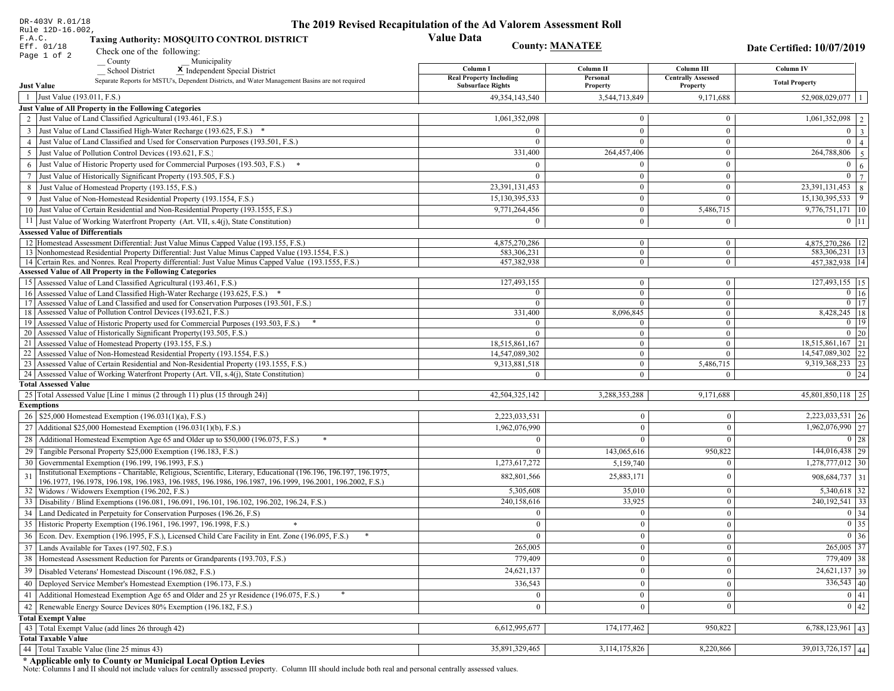DR-403V R.01/18
Rule 12D-16.002, F.A.C.
Eff. 01/18

# The 2019 Revised Recapitulation of the Ad Valorem Assessment Roll
## Value Data

**Taxing Authority: MOSQUITO CONTROL DISTRICT**

**County: MANATEE**

**Date Certified: 10/07/2019**

Check one of the following:
__ County __ Municipality
__ School District **X** Independent Special District

Separate Reports for MSTU's, Dependent Districts, and Water Management Basins are not required

| | | Column I Real Property Including Subsurface Rights | Column II Personal Property | Column III Centrally Assessed Property | Column IV Total Property | |
|---|---|---|---|---|---|---|
| **Just Value** | | | | | | |
| 1 | Just Value (193.011, F.S.) | 49,354,143,540 | 3,544,713,849 | 9,171,688 | 52,908,029,077 | 1 |
| **Just Value of All Property in the Following Categories** | | | | | | |
| 2 | Just Value of Land Classified Agricultural (193.461, F.S.) | 1,061,352,098 | 0 | 0 | 1,061,352,098 | 2 |
| 3 | Just Value of Land Classified High-Water Recharge (193.625, F.S.) * | 0 | 0 | 0 | 0 | 3 |
| 4 | Just Value of Land Classified and Used for Conservation Purposes (193.501, F.S.) | 0 | 0 | 0 | 0 | 4 |
| 5 | Just Value of Pollution Control Devices (193.621, F.S.) | 331,400 | 264,457,406 | 0 | 264,788,806 | 5 |
| 6 | Just Value of Historic Property used for Commercial Purposes (193.503, F.S.) * | 0 | 0 | 0 | 0 | 6 |
| 7 | Just Value of Historically Significant Property (193.505, F.S.) | 0 | 0 | 0 | 0 | 7 |
| 8 | Just Value of Homestead Property (193.155, F.S.) | 23,391,131,453 | 0 | 0 | 23,391,131,453 | 8 |
| 9 | Just Value of Non-Homestead Residential Property (193.1554, F.S.) | 15,130,395,533 | 0 | 0 | 15,130,395,533 | 9 |
| 10 | Just Value of Certain Residential and Non-Residential Property (193.1555, F.S.) | 9,771,264,456 | 0 | 5,486,715 | 9,776,751,171 | 10 |
| 11 | Just Value of Working Waterfront Property (Art. VII, s.4(j), State Constitution) | 0 | 0 | 0 | 0 | 11 |
| **Assessed Value of Differentials** | | | | | | |
| 12 | Homestead Assessment Differential: Just Value Minus Capped Value (193.155, F.S.) | 4,875,270,286 | 0 | 0 | 4,875,270,286 | 12 |
| 13 | Nonhomestead Residential Property Differential: Just Value Minus Capped Value (193.1554, F.S.) | 583,306,231 | 0 | 0 | 583,306,231 | 13 |
| 14 | Certain Res. and Nonres. Real Property differential: Just Value Minus Capped Value (193.1555, F.S.) | 457,382,938 | 0 | 0 | 457,382,938 | 14 |
| **Assessed Value of All Property in the Following Categories** | | | | | | |
| 15 | Assessed Value of Land Classified Agricultural (193.461, F.S.) | 127,493,155 | 0 | 0 | 127,493,155 | 15 |
| 16 | Assessed Value of Land Classified High-Water Recharge (193.625, F.S.) * | 0 | 0 | 0 | 0 | 16 |
| 17 | Assessed Value of Land Classified and used for Conservation Purposes (193.501, F.S.) | 0 | 0 | 0 | 0 | 17 |
| 18 | Assessed Value of Pollution Control Devices (193.621, F.S.) | 331,400 | 8,096,845 | 0 | 8,428,245 | 18 |
| 19 | Assessed Value of Historic Property used for Commercial Purposes (193.503, F.S.) * | 0 | 0 | 0 | 0 | 19 |
| 20 | Assessed Value of Historically Significant Property(193.505, F.S.) | 0 | 0 | 0 | 0 | 20 |
| 21 | Assessed Value of Homestead Property (193.155, F.S.) | 18,515,861,167 | 0 | 0 | 18,515,861,167 | 21 |
| 22 | Assessed Value of Non-Homestead Residential Property (193.1554, F.S.) | 14,547,089,302 | 0 | 0 | 14,547,089,302 | 22 |
| 23 | Assessed Value of Certain Residential and Non-Residential Property (193.1555, F.S.) | 9,313,881,518 | 0 | 5,486,715 | 9,319,368,233 | 23 |
| 24 | Assessed Value of Working Waterfront Property (Art. VII, s.4(j), State Constitution) | 0 | 0 | 0 | 0 | 24 |
| **Total Assessed Value** | | | | | | |
| 25 | Total Assessed Value [Line 1 minus (2 through 11) plus (15 through 24)] | 42,504,325,142 | 3,288,353,288 | 9,171,688 | 45,801,850,118 | 25 |
| **Exemptions** | | | | | | |
| 26 | $25,000 Homestead Exemption (196.031(1)(a), F.S.) | 2,223,033,531 | 0 | 0 | 2,223,033,531 | 26 |
| 27 | Additional $25,000 Homestead Exemption (196.031(1)(b), F.S.) | 1,962,076,990 | 0 | 0 | 1,962,076,990 | 27 |
| 28 | Additional Homestead Exemption Age 65 and Older up to $50,000 (196.075, F.S.) * | 0 | 0 | 0 | 0 | 28 |
| 29 | Tangible Personal Property $25,000 Exemption (196.183, F.S.) | 0 | 143,065,616 | 950,822 | 144,016,438 | 29 |
| 30 | Governmental Exemption (196.199, 196.1993, F.S.) | 1,273,617,272 | 5,159,740 | 0 | 1,278,777,012 | 30 |
| 31 | Institutional Exemptions - Charitable, Religious, Scientific, Literary, Educational (196.196, 196.197, 196.1975, 196.1977, 196.1978, 196.198, 196.1983, 196.1985, 196.1986, 196.1987, 196.1999, 196.2001, 196.2002, F.S.) | 882,801,566 | 25,883,171 | 0 | 908,684,737 | 31 |
| 32 | Widows / Widowers Exemption (196.202, F.S.) | 5,305,608 | 35,010 | 0 | 5,340,618 | 32 |
| 33 | Disability / Blind Exemptions (196.081, 196.091, 196.101, 196.102, 196.202, 196.24, F.S.) | 240,158,616 | 33,925 | 0 | 240,192,541 | 33 |
| 34 | Land Dedicated in Perpetuity for Conservation Purposes (196.26, F.S) | 0 | 0 | 0 | 0 | 34 |
| 35 | Historic Property Exemption (196.1961, 196.1997, 196.1998, F.S.) * | 0 | 0 | 0 | 0 | 35 |
| 36 | Econ. Dev. Exemption (196.1995, F.S.), Licensed Child Care Facility in Ent. Zone (196.095, F.S.) * | 0 | 0 | 0 | 0 | 36 |
| 37 | Lands Available for Taxes (197.502, F.S.) | 265,005 | 0 | 0 | 265,005 | 37 |
| 38 | Homestead Assessment Reduction for Parents or Grandparents (193.703, F.S.) | 779,409 | 0 | 0 | 779,409 | 38 |
| 39 | Disabled Veterans' Homestead Discount (196.082, F.S.) | 24,621,137 | 0 | 0 | 24,621,137 | 39 |
| 40 | Deployed Service Member's Homestead Exemption (196.173, F.S.) | 336,543 | 0 | 0 | 336,543 | 40 |
| 41 | Additional Homestead Exemption Age 65 and Older and 25 yr Residence (196.075, F.S.) * | 0 | 0 | 0 | 0 | 41 |
| 42 | Renewable Energy Source Devices 80% Exemption (196.182, F.S.) | 0 | 0 | 0 | 0 | 42 |
| **Total Exempt Value** | | | | | | |
| 43 | Total Exempt Value (add lines 26 through 42) | 6,612,995,677 | 174,177,462 | 950,822 | 6,788,123,961 | 43 |
| **Total Taxable Value** | | | | | | |
| 44 | Total Taxable Value (line 25 minus 43) | 35,891,329,465 | 3,114,175,826 | 8,220,866 | 39,013,726,157 | 44 |

**\* Applicable only to County or Municipal Local Option Levies**

Note: Columns I and II should not include values for centrally assessed property. Column III should include both real and personal centrally assessed values.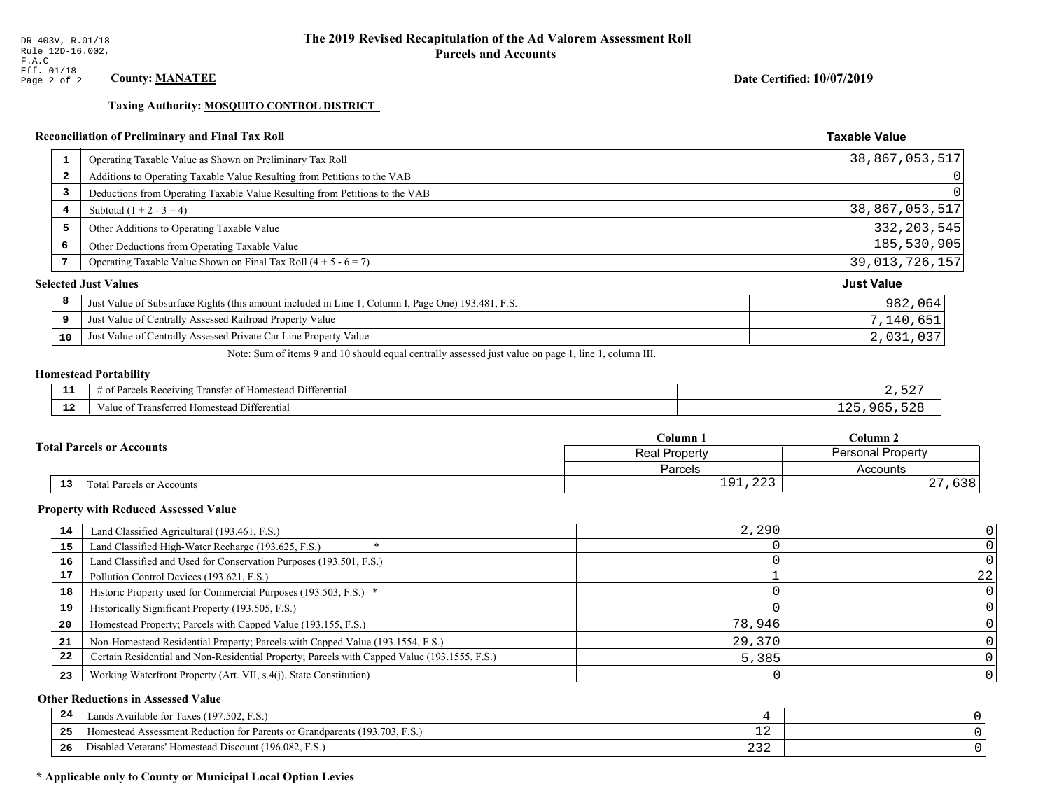DR-403V, R.01/18
Rule 12D-16.002, F.A.C
Eff. 01/18

# The 2019 Revised Recapitulation of the Ad Valorem Assessment Roll
## Parcels and Accounts

**County: MANATEE**

**Date Certified: 10/07/2019**

**Taxing Authority: MOSQUITO CONTROL DISTRICT**

### Reconciliation of Preliminary and Final Tax Roll

| | | Taxable Value |
|---|---|---|
| 1 | Operating Taxable Value as Shown on Preliminary Tax Roll | 38,867,053,517 |
| 2 | Additions to Operating Taxable Value Resulting from Petitions to the VAB | 0 |
| 3 | Deductions from Operating Taxable Value Resulting from Petitions to the VAB | 0 |
| 4 | Subtotal (1 + 2 - 3 = 4) | 38,867,053,517 |
| 5 | Other Additions to Operating Taxable Value | 332,203,545 |
| 6 | Other Deductions from Operating Taxable Value | 185,530,905 |
| 7 | Operating Taxable Value Shown on Final Tax Roll (4 + 5 - 6 = 7) | 39,013,726,157 |

### Selected Just Values

| | | Just Value |
|---|---|---|
| 8 | Just Value of Subsurface Rights (this amount included in Line 1, Column I, Page One) 193.481, F.S. | 982,064 |
| 9 | Just Value of Centrally Assessed Railroad Property Value | 7,140,651 |
| 10 | Just Value of Centrally Assessed Private Car Line Property Value | 2,031,037 |

Note: Sum of items 9 and 10 should equal centrally assessed just value on page 1, line 1, column III.

### Homestead Portability

| | | |
|---|---|---|
| 11 | # of Parcels Receiving Transfer of Homestead Differential | 2,527 |
| 12 | Value of Transferred Homestead Differential | 125,965,528 |

### Total Parcels or Accounts

| | | Column 1 Real Property Parcels | Column 2 Personal Property Accounts |
|---|---|---|---|
| 13 | Total Parcels or Accounts | 191,223 | 27,638 |

### Property with Reduced Assessed Value

| | | Column 1 | Column 2 |
|---|---|---|---|
| 14 | Land Classified Agricultural (193.461, F.S.) | 2,290 | 0 |
| 15 | Land Classified High-Water Recharge (193.625, F.S.) * | 0 | 0 |
| 16 | Land Classified and Used for Conservation Purposes (193.501, F.S.) | 0 | 0 |
| 17 | Pollution Control Devices (193.621, F.S.) | 1 | 22 |
| 18 | Historic Property used for Commercial Purposes (193.503, F.S.) * | 0 | 0 |
| 19 | Historically Significant Property (193.505, F.S.) | 0 | 0 |
| 20 | Homestead Property; Parcels with Capped Value (193.155, F.S.) | 78,946 | 0 |
| 21 | Non-Homestead Residential Property; Parcels with Capped Value (193.1554, F.S.) | 29,370 | 0 |
| 22 | Certain Residential and Non-Residential Property; Parcels with Capped Value (193.1555, F.S.) | 5,385 | 0 |
| 23 | Working Waterfront Property (Art. VII, s.4(j), State Constitution) | 0 | 0 |

### Other Reductions in Assessed Value

| | | Column 1 | Column 2 |
|---|---|---|---|
| 24 | Lands Available for Taxes (197.502, F.S.) | 4 | 0 |
| 25 | Homestead Assessment Reduction for Parents or Grandparents (193.703, F.S.) | 12 | 0 |
| 26 | Disabled Veterans' Homestead Discount (196.082, F.S.) | 232 | 0 |

**\* Applicable only to County or Municipal Local Option Levies**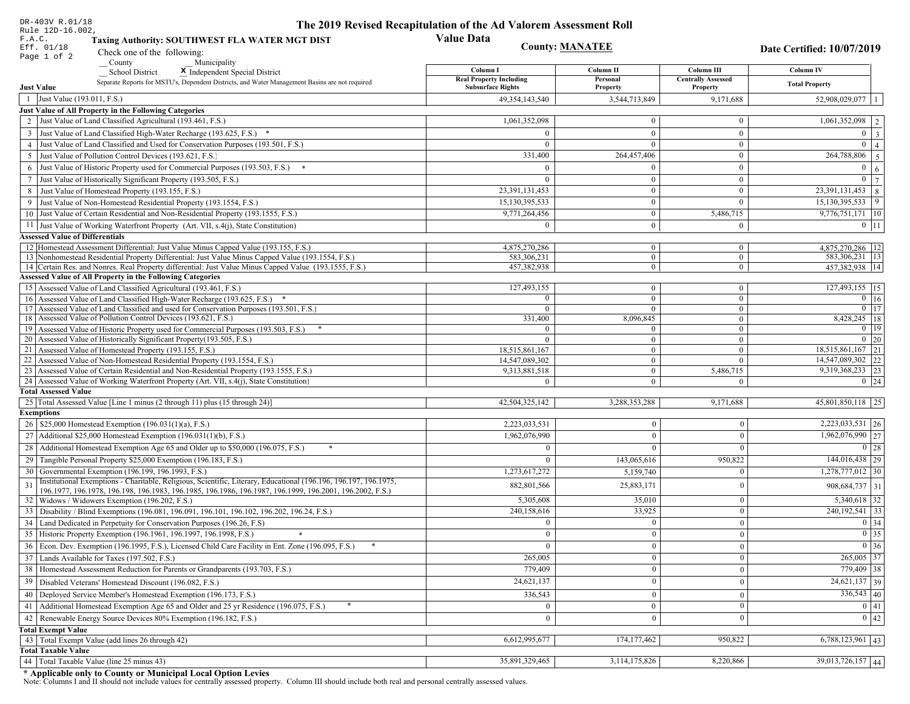DR-403V R.01/18
Rule 12D-16.002, F.A.C.
Eff. 01/18
Page 1 of 2

# The 2019 Revised Recapitulation of the Ad Valorem Assessment Roll

**Value Data**

**Taxing Authority: SOUTHWEST FLA WATER MGT DIST**

**County: MANATEE**

**Date Certified: 10/07/2019**

Check one of the following:
__ County __ Municipality
__ School District **X** Independent Special District

Separate Reports for MSTU's, Dependent Districts, and Water Management Basins are not required

| | | Column I Real Property Including Subsurface Rights | Column II Personal Property | Column III Centrally Assessed Property | Column IV Total Property | |
|---|---|---|---|---|---|---|
| **Just Value** | | | | | | |
| 1 | Just Value (193.011, F.S.) | 49,354,143,540 | 3,544,713,849 | 9,171,688 | 52,908,029,077 | 1 |
| **Just Value of All Property in the Following Categories** | | | | | | |
| 2 | Just Value of Land Classified Agricultural (193.461, F.S.) | 1,061,352,098 | 0 | 0 | 1,061,352,098 | 2 |
| 3 | Just Value of Land Classified High-Water Recharge (193.625, F.S.) * | 0 | 0 | 0 | 0 | 3 |
| 4 | Just Value of Land Classified and Used for Conservation Purposes (193.501, F.S.) | 0 | 0 | 0 | 0 | 4 |
| 5 | Just Value of Pollution Control Devices (193.621, F.S.) | 331,400 | 264,457,406 | 0 | 264,788,806 | 5 |
| 6 | Just Value of Historic Property used for Commercial Purposes (193.503, F.S.) * | 0 | 0 | 0 | 0 | 6 |
| 7 | Just Value of Historically Significant Property (193.505, F.S.) | 0 | 0 | 0 | 0 | 7 |
| 8 | Just Value of Homestead Property (193.155, F.S.) | 23,391,131,453 | 0 | 0 | 23,391,131,453 | 8 |
| 9 | Just Value of Non-Homestead Residential Property (193.1554, F.S.) | 15,130,395,533 | 0 | 0 | 15,130,395,533 | 9 |
| 10 | Just Value of Certain Residential and Non-Residential Property (193.1555, F.S.) | 9,771,264,456 | 0 | 5,486,715 | 9,776,751,171 | 10 |
| 11 | Just Value of Working Waterfront Property (Art. VII, s.4(j), State Constitution) | 0 | 0 | 0 | 0 | 11 |
| **Assessed Value of Differentials** | | | | | | |
| 12 | Homestead Assessment Differential: Just Value Minus Capped Value (193.155, F.S.) | 4,875,270,286 | 0 | 0 | 4,875,270,286 | 12 |
| 13 | Nonhomestead Residential Property Differential: Just Value Minus Capped Value (193.1554, F.S.) | 583,306,231 | 0 | 0 | 583,306,231 | 13 |
| 14 | Certain Res. and Nonres. Real Property differential: Just Value Minus Capped Value (193.1555, F.S.) | 457,382,938 | 0 | 0 | 457,382,938 | 14 |
| **Assessed Value of All Property in the Following Categories** | | | | | | |
| 15 | Assessed Value of Land Classified Agricultural (193.461, F.S.) | 127,493,155 | 0 | 0 | 127,493,155 | 15 |
| 16 | Assessed Value of Land Classified High-Water Recharge (193.625, F.S.) * | 0 | 0 | 0 | 0 | 16 |
| 17 | Assessed Value of Land Classified and used for Conservation Purposes (193.501, F.S.) | 0 | 0 | 0 | 0 | 17 |
| 18 | Assessed Value of Pollution Control Devices (193.621, F.S.) | 331,400 | 8,096,845 | 0 | 8,428,245 | 18 |
| 19 | Assessed Value of Historic Property used for Commercial Purposes (193.503, F.S.) * | 0 | 0 | 0 | 0 | 19 |
| 20 | Assessed Value of Historically Significant Property(193.505, F.S.) | 0 | 0 | 0 | 0 | 20 |
| 21 | Assessed Value of Homestead Property (193.155, F.S.) | 18,515,861,167 | 0 | 0 | 18,515,861,167 | 21 |
| 22 | Assessed Value of Non-Homestead Residential Property (193.1554, F.S.) | 14,547,089,302 | 0 | 0 | 14,547,089,302 | 22 |
| 23 | Assessed Value of Certain Residential and Non-Residential Property (193.1555, F.S.) | 9,313,881,518 | 0 | 5,486,715 | 9,319,368,233 | 23 |
| 24 | Assessed Value of Working Waterfront Property (Art. VII, s.4(j), State Constitution) | 0 | 0 | 0 | 0 | 24 |
| **Total Assessed Value** | | | | | | |
| 25 | Total Assessed Value [Line 1 minus (2 through 11) plus (15 through 24)] | 42,504,325,142 | 3,288,353,288 | 9,171,688 | 45,801,850,118 | 25 |
| **Exemptions** | | | | | | |
| 26 | $25,000 Homestead Exemption (196.031(1)(a), F.S.) | 2,223,033,531 | 0 | 0 | 2,223,033,531 | 26 |
| 27 | Additional $25,000 Homestead Exemption (196.031(1)(b), F.S.) | 1,962,076,990 | 0 | 0 | 1,962,076,990 | 27 |
| 28 | Additional Homestead Exemption Age 65 and Older up to $50,000 (196.075, F.S.) * | 0 | 0 | 0 | 0 | 28 |
| 29 | Tangible Personal Property $25,000 Exemption (196.183, F.S.) | 0 | 143,065,616 | 950,822 | 144,016,438 | 29 |
| 30 | Governmental Exemption (196.199, 196.1993, F.S.) | 1,273,617,272 | 5,159,740 | 0 | 1,278,777,012 | 30 |
| 31 | Institutional Exemptions - Charitable, Religious, Scientific, Literary, Educational (196.196, 196.197, 196.1975, 196.1977, 196.1978, 196.198, 196.1983, 196.1985, 196.1986, 196.1987, 196.1999, 196.2001, 196.2002, F.S.) | 882,801,566 | 25,883,171 | 0 | 908,684,737 | 31 |
| 32 | Widows / Widowers Exemption (196.202, F.S.) | 5,305,608 | 35,010 | 0 | 5,340,618 | 32 |
| 33 | Disability / Blind Exemptions (196.081, 196.091, 196.101, 196.102, 196.202, 196.24, F.S.) | 240,158,616 | 33,925 | 0 | 240,192,541 | 33 |
| 34 | Land Dedicated in Perpetuity for Conservation Purposes (196.26, F.S) | 0 | 0 | 0 | 0 | 34 |
| 35 | Historic Property Exemption (196.1961, 196.1997, 196.1998, F.S.) * | 0 | 0 | 0 | 0 | 35 |
| 36 | Econ. Dev. Exemption (196.1995, F.S.), Licensed Child Care Facility in Ent. Zone (196.095, F.S.) * | 0 | 0 | 0 | 0 | 36 |
| 37 | Lands Available for Taxes (197.502, F.S.) | 265,005 | 0 | 0 | 265,005 | 37 |
| 38 | Homestead Assessment Reduction for Parents or Grandparents (193.703, F.S.) | 779,409 | 0 | 0 | 779,409 | 38 |
| 39 | Disabled Veterans' Homestead Discount (196.082, F.S.) | 24,621,137 | 0 | 0 | 24,621,137 | 39 |
| 40 | Deployed Service Member's Homestead Exemption (196.173, F.S.) | 336,543 | 0 | 0 | 336,543 | 40 |
| 41 | Additional Homestead Exemption Age 65 and Older and 25 yr Residence (196.075, F.S.) * | 0 | 0 | 0 | 0 | 41 |
| 42 | Renewable Energy Source Devices 80% Exemption (196.182, F.S.) | 0 | 0 | 0 | 0 | 42 |
| **Total Exempt Value** | | | | | | |
| 43 | Total Exempt Value (add lines 26 through 42) | 6,612,995,677 | 174,177,462 | 950,822 | 6,788,123,961 | 43 |
| **Total Taxable Value** | | | | | | |
| 44 | Total Taxable Value (line 25 minus 43) | 35,891,329,465 | 3,114,175,826 | 8,220,866 | 39,013,726,157 | 44 |

**\* Applicable only to County or Municipal Local Option Levies**

Note: Columns I and II should not include values for centrally assessed property. Column III should include both real and personal centrally assessed values.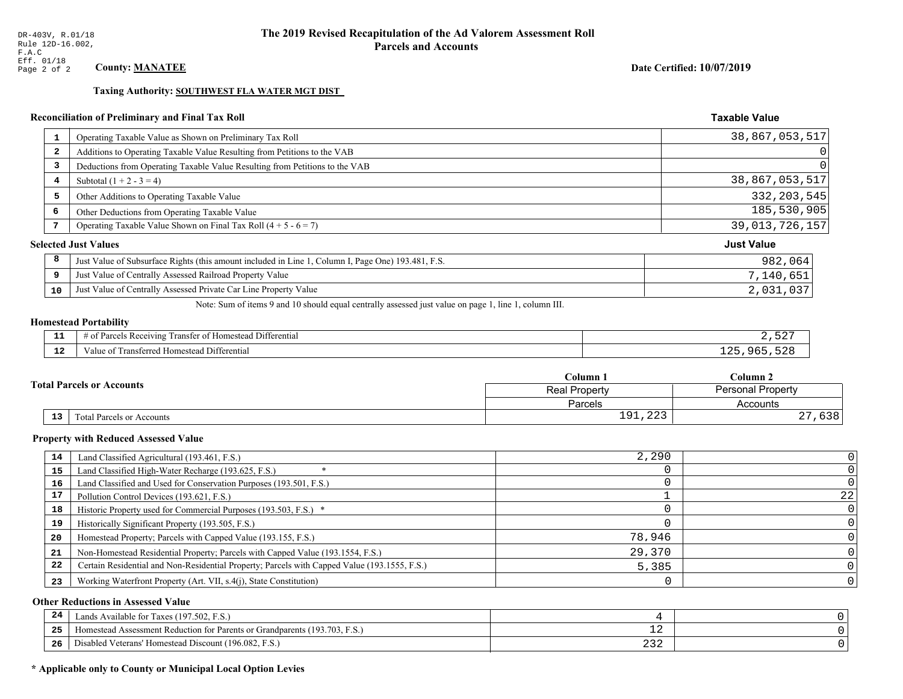DR-403V, R.01/18
Rule 12D-16.002, F.A.C
Eff. 01/18

# The 2019 Revised Recapitulation of the Ad Valorem Assessment Roll
## Parcels and Accounts

**County:** **MANATEE**

**Date Certified: 10/07/2019**

**Taxing Authority:** **SOUTHWEST FLA WATER MGT DIST**

### Reconciliation of Preliminary and Final Tax Roll

| | | Taxable Value |
|---|---|---|
| 1 | Operating Taxable Value as Shown on Preliminary Tax Roll | 38,867,053,517 |
| 2 | Additions to Operating Taxable Value Resulting from Petitions to the VAB | 0 |
| 3 | Deductions from Operating Taxable Value Resulting from Petitions to the VAB | 0 |
| 4 | Subtotal (1 + 2 - 3 = 4) | 38,867,053,517 |
| 5 | Other Additions to Operating Taxable Value | 332,203,545 |
| 6 | Other Deductions from Operating Taxable Value | 185,530,905 |
| 7 | Operating Taxable Value Shown on Final Tax Roll (4 + 5 - 6 = 7) | 39,013,726,157 |

### Selected Just Values

| | | Just Value |
|---|---|---|
| 8 | Just Value of Subsurface Rights (this amount included in Line 1, Column I, Page One) 193.481, F.S. | 982,064 |
| 9 | Just Value of Centrally Assessed Railroad Property Value | 7,140,651 |
| 10 | Just Value of Centrally Assessed Private Car Line Property Value | 2,031,037 |

Note: Sum of items 9 and 10 should equal centrally assessed just value on page 1, line 1, column III.

### Homestead Portability

| | | |
|---|---|---|
| 11 | # of Parcels Receiving Transfer of Homestead Differential | 2,527 |
| 12 | Value of Transferred Homestead Differential | 125,965,528 |

### Total Parcels or Accounts

| | | Column 1<br>Real Property<br>Parcels | Column 2<br>Personal Property<br>Accounts |
|---|---|---|---|
| 13 | Total Parcels or Accounts | 191,223 | 27,638 |

### Property with Reduced Assessed Value

| | | Column 1 | Column 2 |
|---|---|---|---|
| 14 | Land Classified Agricultural (193.461, F.S.) | 2,290 | 0 |
| 15 | Land Classified High-Water Recharge (193.625, F.S.) * | 0 | 0 |
| 16 | Land Classified and Used for Conservation Purposes (193.501, F.S.) | 0 | 0 |
| 17 | Pollution Control Devices (193.621, F.S.) | 1 | 22 |
| 18 | Historic Property used for Commercial Purposes (193.503, F.S.) * | 0 | 0 |
| 19 | Historically Significant Property (193.505, F.S.) | 0 | 0 |
| 20 | Homestead Property; Parcels with Capped Value (193.155, F.S.) | 78,946 | 0 |
| 21 | Non-Homestead Residential Property; Parcels with Capped Value (193.1554, F.S.) | 29,370 | 0 |
| 22 | Certain Residential and Non-Residential Property; Parcels with Capped Value (193.1555, F.S.) | 5,385 | 0 |
| 23 | Working Waterfront Property (Art. VII, s.4(j), State Constitution) | 0 | 0 |

### Other Reductions in Assessed Value

| | | Column 1 | Column 2 |
|---|---|---|---|
| 24 | Lands Available for Taxes (197.502, F.S.) | 4 | 0 |
| 25 | Homestead Assessment Reduction for Parents or Grandparents (193.703, F.S.) | 12 | 0 |
| 26 | Disabled Veterans' Homestead Discount (196.082, F.S.) | 232 | 0 |

**\* Applicable only to County or Municipal Local Option Levies**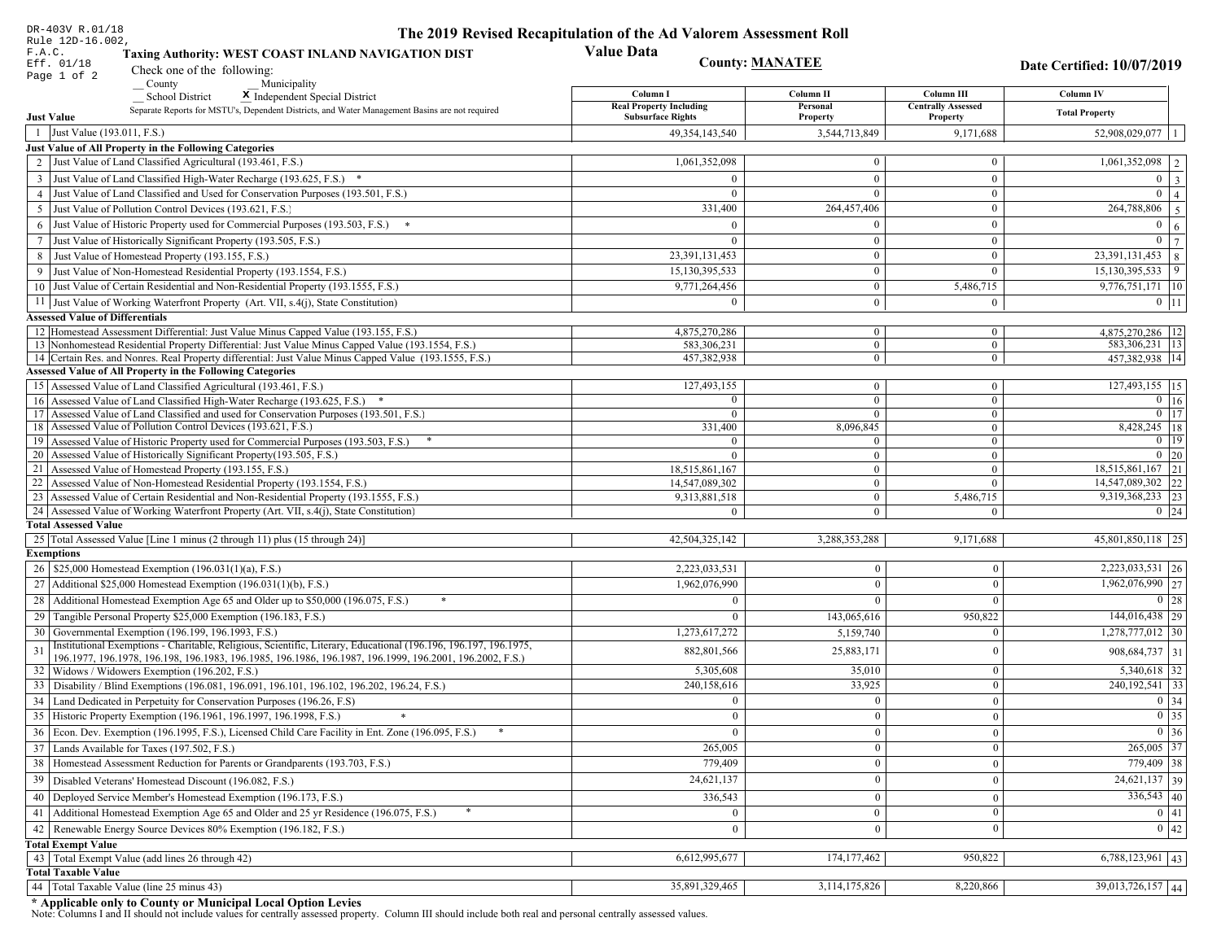DR-403V R.01/18
Rule 12D-16.002, F.A.C.
Eff. 01/18

# The 2019 Revised Recapitulation of the Ad Valorem Assessment Roll Value Data

**Taxing Authority: WEST COAST INLAND NAVIGATION DIST**

**County: MANATEE**

**Date Certified: 10/07/2019**

Check one of the following:
__ County __ Municipality
__ School District **X** Independent Special District

Separate Reports for MSTU's, Dependent Districts, and Water Management Basins are not required

| | Column I Real Property Including Subsurface Rights | Column II Personal Property | Column III Centrally Assessed Property | Column IV Total Property | |
|---|---|---|---|---|---|
| **Just Value** | | | | | |
| 1 Just Value (193.011, F.S.) | 49,354,143,540 | 3,544,713,849 | 9,171,688 | 52,908,029,077 | 1 |
| **Just Value of All Property in the Following Categories** | | | | | |
| 2 Just Value of Land Classified Agricultural (193.461, F.S.) | 1,061,352,098 | 0 | 0 | 1,061,352,098 | 2 |
| 3 Just Value of Land Classified High-Water Recharge (193.625, F.S.) * | 0 | 0 | 0 | 0 | 3 |
| 4 Just Value of Land Classified and Used for Conservation Purposes (193.501, F.S.) | 0 | 0 | 0 | 0 | 4 |
| 5 Just Value of Pollution Control Devices (193.621, F.S.) | 331,400 | 264,457,406 | 0 | 264,788,806 | 5 |
| 6 Just Value of Historic Property used for Commercial Purposes (193.503, F.S.) * | 0 | 0 | 0 | 0 | 6 |
| 7 Just Value of Historically Significant Property (193.505, F.S.) | 0 | 0 | 0 | 0 | 7 |
| 8 Just Value of Homestead Property (193.155, F.S.) | 23,391,131,453 | 0 | 0 | 23,391,131,453 | 8 |
| 9 Just Value of Non-Homestead Residential Property (193.1554, F.S.) | 15,130,395,533 | 0 | 0 | 15,130,395,533 | 9 |
| 10 Just Value of Certain Residential and Non-Residential Property (193.1555, F.S.) | 9,771,264,456 | 0 | 5,486,715 | 9,776,751,171 | 10 |
| 11 Just Value of Working Waterfront Property (Art. VII, s.4(j), State Constitution) | 0 | 0 | 0 | 0 | 11 |
| **Assessed Value of Differentials** | | | | | |
| 12 Homestead Assessment Differential: Just Value Minus Capped Value (193.155, F.S.) | 4,875,270,286 | 0 | 0 | 4,875,270,286 | 12 |
| 13 Nonhomestead Residential Property Differential: Just Value Minus Capped Value (193.1554, F.S.) | 583,306,231 | 0 | 0 | 583,306,231 | 13 |
| 14 Certain Res. and Nonres. Real Property differential: Just Value Minus Capped Value (193.1555, F.S.) | 457,382,938 | 0 | 0 | 457,382,938 | 14 |
| **Assessed Value of All Property in the Following Categories** | | | | | |
| 15 Assessed Value of Land Classified Agricultural (193.461, F.S.) | 127,493,155 | 0 | 0 | 127,493,155 | 15 |
| 16 Assessed Value of Land Classified High-Water Recharge (193.625, F.S.) * | 0 | 0 | 0 | 0 | 16 |
| 17 Assessed Value of Land Classified and used for Conservation Purposes (193.501, F.S.) | 0 | 0 | 0 | 0 | 17 |
| 18 Assessed Value of Pollution Control Devices (193.621, F.S.) | 331,400 | 8,096,845 | 0 | 8,428,245 | 18 |
| 19 Assessed Value of Historic Property used for Commercial Purposes (193.503, F.S.) * | 0 | 0 | 0 | 0 | 19 |
| 20 Assessed Value of Historically Significant Property(193.505, F.S.) | 0 | 0 | 0 | 0 | 20 |
| 21 Assessed Value of Homestead Property (193.155, F.S.) | 18,515,861,167 | 0 | 0 | 18,515,861,167 | 21 |
| 22 Assessed Value of Non-Homestead Residential Property (193.1554, F.S.) | 14,547,089,302 | 0 | 0 | 14,547,089,302 | 22 |
| 23 Assessed Value of Certain Residential and Non-Residential Property (193.1555, F.S.) | 9,313,881,518 | 0 | 5,486,715 | 9,319,368,233 | 23 |
| 24 Assessed Value of Working Waterfront Property (Art. VII, s.4(j), State Constitution) | 0 | 0 | 0 | 0 | 24 |
| **Total Assessed Value** | | | | | |
| 25 Total Assessed Value [Line 1 minus (2 through 11) plus (15 through 24)] | 42,504,325,142 | 3,288,353,288 | 9,171,688 | 45,801,850,118 | 25 |
| **Exemptions** | | | | | |
| 26 $25,000 Homestead Exemption (196.031(1)(a), F.S.) | 2,223,033,531 | 0 | 0 | 2,223,033,531 | 26 |
| 27 Additional $25,000 Homestead Exemption (196.031(1)(b), F.S.) | 1,962,076,990 | 0 | 0 | 1,962,076,990 | 27 |
| 28 Additional Homestead Exemption Age 65 and Older up to $50,000 (196.075, F.S.) * | 0 | 0 | 0 | 0 | 28 |
| 29 Tangible Personal Property $25,000 Exemption (196.183, F.S.) | 0 | 143,065,616 | 950,822 | 144,016,438 | 29 |
| 30 Governmental Exemption (196.199, 196.1993, F.S.) | 1,273,617,272 | 5,159,740 | 0 | 1,278,777,012 | 30 |
| 31 Institutional Exemptions - Charitable, Religious, Scientific, Literary, Educational (196.196, 196.197, 196.1975, 196.1977, 196.1978, 196.198, 196.1983, 196.1985, 196.1986, 196.1987, 196.1999, 196.2001, 196.2002, F.S.) | 882,801,566 | 25,883,171 | 0 | 908,684,737 | 31 |
| 32 Widows / Widowers Exemption (196.202, F.S.) | 5,305,608 | 35,010 | 0 | 5,340,618 | 32 |
| 33 Disability / Blind Exemptions (196.081, 196.091, 196.101, 196.102, 196.202, 196.24, F.S.) | 240,158,616 | 33,925 | 0 | 240,192,541 | 33 |
| 34 Land Dedicated in Perpetuity for Conservation Purposes (196.26, F.S) | 0 | 0 | 0 | 0 | 34 |
| 35 Historic Property Exemption (196.1961, 196.1997, 196.1998, F.S.) * | 0 | 0 | 0 | 0 | 35 |
| 36 Econ. Dev. Exemption (196.1995, F.S.), Licensed Child Care Facility in Ent. Zone (196.095, F.S.) * | 0 | 0 | 0 | 0 | 36 |
| 37 Lands Available for Taxes (197.502, F.S.) | 265,005 | 0 | 0 | 265,005 | 37 |
| 38 Homestead Assessment Reduction for Parents or Grandparents (193.703, F.S.) | 779,409 | 0 | 0 | 779,409 | 38 |
| 39 Disabled Veterans' Homestead Discount (196.082, F.S.) | 24,621,137 | 0 | 0 | 24,621,137 | 39 |
| 40 Deployed Service Member's Homestead Exemption (196.173, F.S.) | 336,543 | 0 | 0 | 336,543 | 40 |
| 41 Additional Homestead Exemption Age 65 and Older and 25 yr Residence (196.075, F.S.) * | 0 | 0 | 0 | 0 | 41 |
| 42 Renewable Energy Source Devices 80% Exemption (196.182, F.S.) | 0 | 0 | 0 | 0 | 42 |
| **Total Exempt Value** | | | | | |
| 43 Total Exempt Value (add lines 26 through 42) | 6,612,995,677 | 174,177,462 | 950,822 | 6,788,123,961 | 43 |
| **Total Taxable Value** | | | | | |
| 44 Total Taxable Value (line 25 minus 43) | 35,891,329,465 | 3,114,175,826 | 8,220,866 | 39,013,726,157 | 44 |

**\* Applicable only to County or Municipal Local Option Levies**

Note: Columns I and II should not include values for centrally assessed property. Column III should include both real and personal centrally assessed values.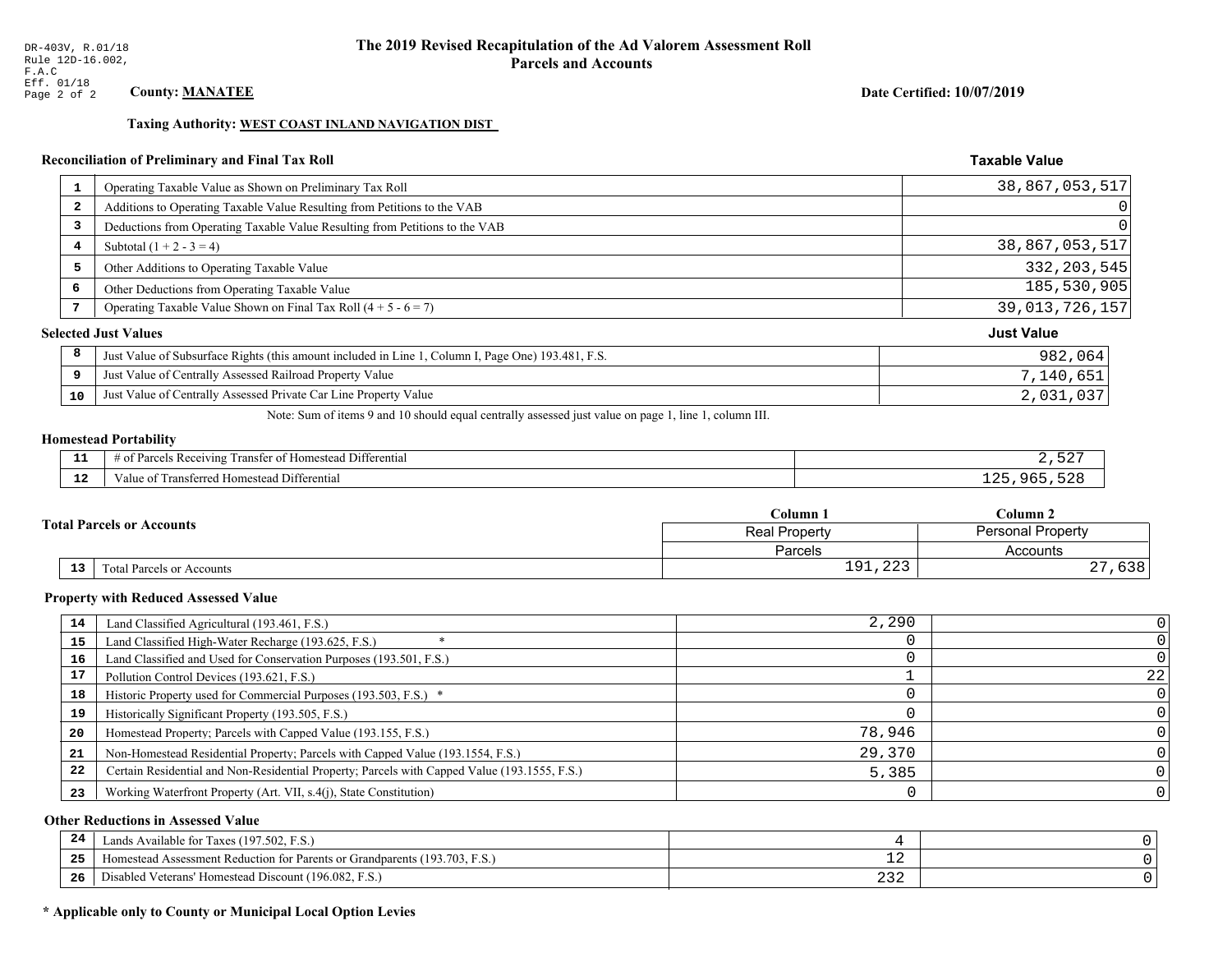DR-403V, R.01/18
Rule 12D-16.002,
F.A.C
Eff. 01/18

# The 2019 Revised Recapitulation of the Ad Valorem Assessment Roll
## Parcels and Accounts

**County: MANATEE**

**Date Certified: 10/07/2019**

**Taxing Authority: WEST COAST INLAND NAVIGATION DIST**

### Reconciliation of Preliminary and Final Tax Roll

| | | Taxable Value |
|---|---|---|
| 1 | Operating Taxable Value as Shown on Preliminary Tax Roll | 38,867,053,517 |
| 2 | Additions to Operating Taxable Value Resulting from Petitions to the VAB | 0 |
| 3 | Deductions from Operating Taxable Value Resulting from Petitions to the VAB | 0 |
| 4 | Subtotal (1 + 2 - 3 = 4) | 38,867,053,517 |
| 5 | Other Additions to Operating Taxable Value | 332,203,545 |
| 6 | Other Deductions from Operating Taxable Value | 185,530,905 |
| 7 | Operating Taxable Value Shown on Final Tax Roll (4 + 5 - 6 = 7) | 39,013,726,157 |

### Selected Just Values

| | | Just Value |
|---|---|---|
| 8 | Just Value of Subsurface Rights (this amount included in Line 1, Column I, Page One) 193.481, F.S. | 982,064 |
| 9 | Just Value of Centrally Assessed Railroad Property Value | 7,140,651 |
| 10 | Just Value of Centrally Assessed Private Car Line Property Value | 2,031,037 |

Note: Sum of items 9 and 10 should equal centrally assessed just value on page 1, line 1, column III.

### Homestead Portability

| | | |
|---|---|---|
| 11 | # of Parcels Receiving Transfer of Homestead Differential | 2,527 |
| 12 | Value of Transferred Homestead Differential | 125,965,528 |

### Total Parcels or Accounts

| | | Column 1<br>Real Property<br>Parcels | Column 2<br>Personal Property<br>Accounts |
|---|---|---|---|
| 13 | Total Parcels or Accounts | 191,223 | 27,638 |

### Property with Reduced Assessed Value

| | | Column 1 | Column 2 |
|---|---|---|---|
| 14 | Land Classified Agricultural (193.461, F.S.) | 2,290 | 0 |
| 15 | Land Classified High-Water Recharge (193.625, F.S.) * | 0 | 0 |
| 16 | Land Classified and Used for Conservation Purposes (193.501, F.S.) | 0 | 0 |
| 17 | Pollution Control Devices (193.621, F.S.) | 1 | 22 |
| 18 | Historic Property used for Commercial Purposes (193.503, F.S.) * | 0 | 0 |
| 19 | Historically Significant Property (193.505, F.S.) | 0 | 0 |
| 20 | Homestead Property; Parcels with Capped Value (193.155, F.S.) | 78,946 | 0 |
| 21 | Non-Homestead Residential Property; Parcels with Capped Value (193.1554, F.S.) | 29,370 | 0 |
| 22 | Certain Residential and Non-Residential Property; Parcels with Capped Value (193.1555, F.S.) | 5,385 | 0 |
| 23 | Working Waterfront Property (Art. VII, s.4(j), State Constitution) | 0 | 0 |

### Other Reductions in Assessed Value

| | | Column 1 | Column 2 |
|---|---|---|---|
| 24 | Lands Available for Taxes (197.502, F.S.) | 4 | 0 |
| 25 | Homestead Assessment Reduction for Parents or Grandparents (193.703, F.S.) | 12 | 0 |
| 26 | Disabled Veterans' Homestead Discount (196.082, F.S.) | 232 | 0 |

**\* Applicable only to County or Municipal Local Option Levies**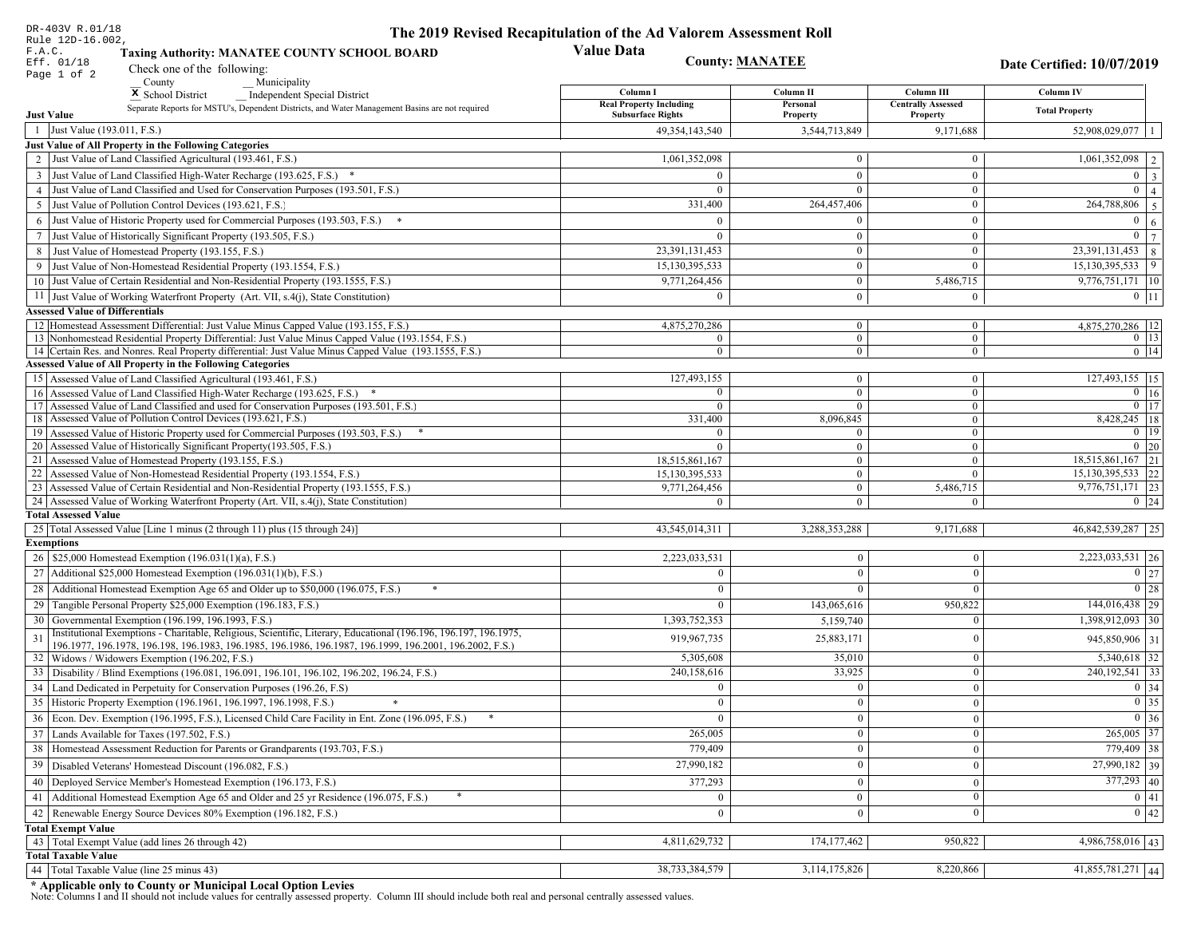DR-403V R.01/18
Rule 12D-16.002, F.A.C.
Eff. 01/18

# The 2019 Revised Recapitulation of the Ad Valorem Assessment Roll

## Value Data

**Taxing Authority: MANATEE COUNTY SCHOOL BOARD**

**County: MANATEE**

**Date Certified: 10/07/2019**

Check one of the following:

__ County __ Municipality
X School District __ Independent Special District

Separate Reports for MSTU's, Dependent Districts, and Water Management Basins are not required

| Just Value | Column I Real Property Including Subsurface Rights | Column II Personal Property | Column III Centrally Assessed Property | Column IV Total Property | |
|---|---|---|---|---|---|
| 1 Just Value (193.011, F.S.) | 49,354,143,540 | 3,544,713,849 | 9,171,688 | 52,908,029,077 | 1 |
| **Just Value of All Property in the Following Categories** | | | | | |
| 2 Just Value of Land Classified Agricultural (193.461, F.S.) | 1,061,352,098 | 0 | 0 | 1,061,352,098 | 2 |
| 3 Just Value of Land Classified High-Water Recharge (193.625, F.S.) * | 0 | 0 | 0 | 0 | 3 |
| 4 Just Value of Land Classified and Used for Conservation Purposes (193.501, F.S.) | 0 | 0 | 0 | 0 | 4 |
| 5 Just Value of Pollution Control Devices (193.621, F.S.) | 331,400 | 264,457,406 | 0 | 264,788,806 | 5 |
| 6 Just Value of Historic Property used for Commercial Purposes (193.503, F.S.) * | 0 | 0 | 0 | 0 | 6 |
| 7 Just Value of Historically Significant Property (193.505, F.S.) | 0 | 0 | 0 | 0 | 7 |
| 8 Just Value of Homestead Property (193.155, F.S.) | 23,391,131,453 | 0 | 0 | 23,391,131,453 | 8 |
| 9 Just Value of Non-Homestead Residential Property (193.1554, F.S.) | 15,130,395,533 | 0 | 0 | 15,130,395,533 | 9 |
| 10 Just Value of Certain Residential and Non-Residential Property (193.1555, F.S.) | 9,771,264,456 | 0 | 5,486,715 | 9,776,751,171 | 10 |
| 11 Just Value of Working Waterfront Property (Art. VII, s.4(j), State Constitution) | 0 | 0 | 0 | 0 | 11 |
| **Assessed Value of Differentials** | | | | | |
| 12 Homestead Assessment Differential: Just Value Minus Capped Value (193.155, F.S.) | 4,875,270,286 | 0 | 0 | 4,875,270,286 | 12 |
| 13 Nonhomestead Residential Property Differential: Just Value Minus Capped Value (193.1554, F.S.) | 0 | 0 | 0 | 0 | 13 |
| 14 Certain Res. and Nonres. Real Property differential: Just Value Minus Capped Value (193.1555, F.S.) | 0 | 0 | 0 | 0 | 14 |
| **Assessed Value of All Property in the Following Categories** | | | | | |
| 15 Assessed Value of Land Classified Agricultural (193.461, F.S.) | 127,493,155 | 0 | 0 | 127,493,155 | 15 |
| 16 Assessed Value of Land Classified High-Water Recharge (193.625, F.S.) * | 0 | 0 | 0 | 0 | 16 |
| 17 Assessed Value of Land Classified and used for Conservation Purposes (193.501, F.S.) | 0 | 0 | 0 | 0 | 17 |
| 18 Assessed Value of Pollution Control Devices (193.621, F.S.) | 331,400 | 8,096,845 | 0 | 8,428,245 | 18 |
| 19 Assessed Value of Historic Property used for Commercial Purposes (193.503, F.S.) * | 0 | 0 | 0 | 0 | 19 |
| 20 Assessed Value of Historically Significant Property(193.505, F.S.) | 0 | 0 | 0 | 0 | 20 |
| 21 Assessed Value of Homestead Property (193.155, F.S.) | 18,515,861,167 | 0 | 0 | 18,515,861,167 | 21 |
| 22 Assessed Value of Non-Homestead Residential Property (193.1554, F.S.) | 15,130,395,533 | 0 | 0 | 15,130,395,533 | 22 |
| 23 Assessed Value of Certain Residential and Non-Residential Property (193.1555, F.S.) | 9,771,264,456 | 0 | 5,486,715 | 9,776,751,171 | 23 |
| 24 Assessed Value of Working Waterfront Property (Art. VII, s.4(j), State Constitution) | 0 | 0 | 0 | 0 | 24 |
| **Total Assessed Value** | | | | | |
| 25 Total Assessed Value [Line 1 minus (2 through 11) plus (15 through 24)] | 43,545,014,311 | 3,288,353,288 | 9,171,688 | 46,842,539,287 | 25 |
| **Exemptions** | | | | | |
| 26 $25,000 Homestead Exemption (196.031(1)(a), F.S.) | 2,223,033,531 | 0 | 0 | 2,223,033,531 | 26 |
| 27 Additional $25,000 Homestead Exemption (196.031(1)(b), F.S.) | 0 | 0 | 0 | 0 | 27 |
| 28 Additional Homestead Exemption Age 65 and Older up to $50,000 (196.075, F.S.) * | 0 | 0 | 0 | 0 | 28 |
| 29 Tangible Personal Property $25,000 Exemption (196.183, F.S.) | 0 | 143,065,616 | 950,822 | 144,016,438 | 29 |
| 30 Governmental Exemption (196.199, 196.1993, F.S.) | 1,393,752,353 | 5,159,740 | 0 | 1,398,912,093 | 30 |
| 31 Institutional Exemptions - Charitable, Religious, Scientific, Literary, Educational (196.196, 196.197, 196.1975, 196.1977, 196.1978, 196.198, 196.1983, 196.1985, 196.1986, 196.1987, 196.1999, 196.2001, 196.2002, F.S.) | 919,967,735 | 25,883,171 | 0 | 945,850,906 | 31 |
| 32 Widows / Widowers Exemption (196.202, F.S.) | 5,305,608 | 35,010 | 0 | 5,340,618 | 32 |
| 33 Disability / Blind Exemptions (196.081, 196.091, 196.101, 196.102, 196.202, 196.24, F.S.) | 240,158,616 | 33,925 | 0 | 240,192,541 | 33 |
| 34 Land Dedicated in Perpetuity for Conservation Purposes (196.26, F.S) | 0 | 0 | 0 | 0 | 34 |
| 35 Historic Property Exemption (196.1961, 196.1997, 196.1998, F.S.) * | 0 | 0 | 0 | 0 | 35 |
| 36 Econ. Dev. Exemption (196.1995, F.S.), Licensed Child Care Facility in Ent. Zone (196.095, F.S.) * | 0 | 0 | 0 | 0 | 36 |
| 37 Lands Available for Taxes (197.502, F.S.) | 265,005 | 0 | 0 | 265,005 | 37 |
| 38 Homestead Assessment Reduction for Parents or Grandparents (193.703, F.S.) | 779,409 | 0 | 0 | 779,409 | 38 |
| 39 Disabled Veterans' Homestead Discount (196.082, F.S.) | 27,990,182 | 0 | 0 | 27,990,182 | 39 |
| 40 Deployed Service Member's Homestead Exemption (196.173, F.S.) | 377,293 | 0 | 0 | 377,293 | 40 |
| 41 Additional Homestead Exemption Age 65 and Older and 25 yr Residence (196.075, F.S.) * | 0 | 0 | 0 | 0 | 41 |
| 42 Renewable Energy Source Devices 80% Exemption (196.182, F.S.) | 0 | 0 | 0 | 0 | 42 |
| **Total Exempt Value** | | | | | |
| 43 Total Exempt Value (add lines 26 through 42) | 4,811,629,732 | 174,177,462 | 950,822 | 4,986,758,016 | 43 |
| **Total Taxable Value** | | | | | |
| 44 Total Taxable Value (line 25 minus 43) | 38,733,384,579 | 3,114,175,826 | 8,220,866 | 41,855,781,271 | 44 |

**\* Applicable only to County or Municipal Local Option Levies**

Note: Columns I and II should not include values for centrally assessed property. Column III should include both real and personal centrally assessed values.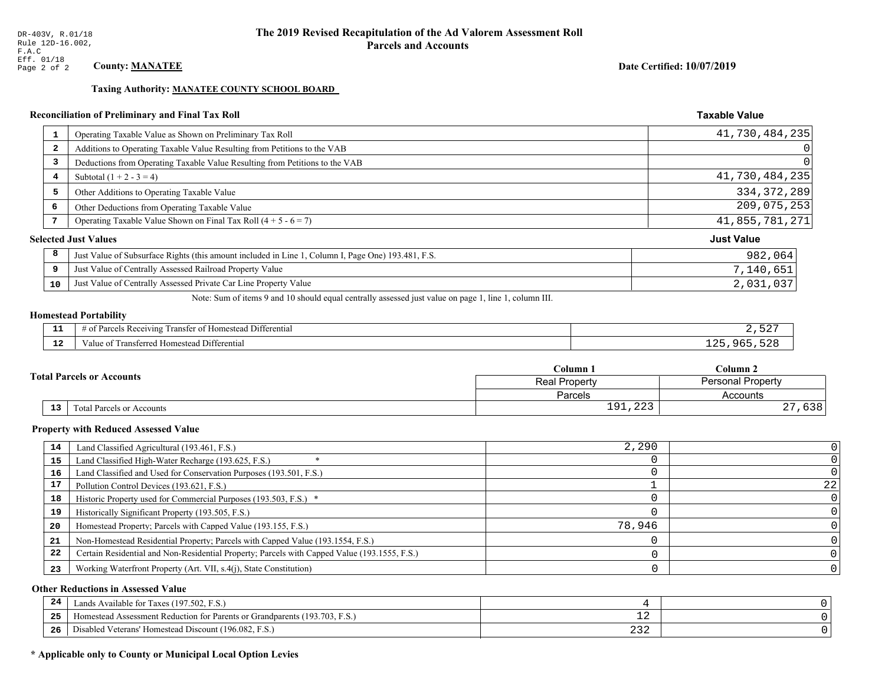DR-403V, R.01/18
Rule 12D-16.002, F.A.C
Eff. 01/18
Page 2 of 2

# The 2019 Revised Recapitulation of the Ad Valorem Assessment Roll
## Parcels and Accounts

**County: MANATEE**

**Date Certified: 10/07/2019**

**Taxing Authority: MANATEE COUNTY SCHOOL BOARD**

### Reconciliation of Preliminary and Final Tax Roll

| | | Taxable Value |
|---|---|---|
| 1 | Operating Taxable Value as Shown on Preliminary Tax Roll | 41,730,484,235 |
| 2 | Additions to Operating Taxable Value Resulting from Petitions to the VAB | 0 |
| 3 | Deductions from Operating Taxable Value Resulting from Petitions to the VAB | 0 |
| 4 | Subtotal (1 + 2 - 3 = 4) | 41,730,484,235 |
| 5 | Other Additions to Operating Taxable Value | 334,372,289 |
| 6 | Other Deductions from Operating Taxable Value | 209,075,253 |
| 7 | Operating Taxable Value Shown on Final Tax Roll (4 + 5 - 6 = 7) | 41,855,781,271 |

### Selected Just Values

| | | Just Value |
|---|---|---|
| 8 | Just Value of Subsurface Rights (this amount included in Line 1, Column I, Page One) 193.481, F.S. | 982,064 |
| 9 | Just Value of Centrally Assessed Railroad Property Value | 7,140,651 |
| 10 | Just Value of Centrally Assessed Private Car Line Property Value | 2,031,037 |

Note: Sum of items 9 and 10 should equal centrally assessed just value on page 1, line 1, column III.

### Homestead Portability

| | | |
|---|---|---|
| 11 | # of Parcels Receiving Transfer of Homestead Differential | 2,527 |
| 12 | Value of Transferred Homestead Differential | 125,965,528 |

### Total Parcels or Accounts

| | | Column 1<br>Real Property<br>Parcels | Column 2<br>Personal Property<br>Accounts |
|---|---|---|---|
| 13 | Total Parcels or Accounts | 191,223 | 27,638 |

### Property with Reduced Assessed Value

| | | Column 1 | Column 2 |
|---|---|---|---|
| 14 | Land Classified Agricultural (193.461, F.S.) | 2,290 | 0 |
| 15 | Land Classified High-Water Recharge (193.625, F.S.) * | 0 | 0 |
| 16 | Land Classified and Used for Conservation Purposes (193.501, F.S.) | 0 | 0 |
| 17 | Pollution Control Devices (193.621, F.S.) | 1 | 22 |
| 18 | Historic Property used for Commercial Purposes (193.503, F.S.) * | 0 | 0 |
| 19 | Historically Significant Property (193.505, F.S.) | 0 | 0 |
| 20 | Homestead Property; Parcels with Capped Value (193.155, F.S.) | 78,946 | 0 |
| 21 | Non-Homestead Residential Property; Parcels with Capped Value (193.1554, F.S.) | 0 | 0 |
| 22 | Certain Residential and Non-Residential Property; Parcels with Capped Value (193.1555, F.S.) | 0 | 0 |
| 23 | Working Waterfront Property (Art. VII, s.4(j), State Constitution) | 0 | 0 |

### Other Reductions in Assessed Value

| | | Column 1 | Column 2 |
|---|---|---|---|
| 24 | Lands Available for Taxes (197.502, F.S.) | 4 | 0 |
| 25 | Homestead Assessment Reduction for Parents or Grandparents (193.703, F.S.) | 12 | 0 |
| 26 | Disabled Veterans' Homestead Discount (196.082, F.S.) | 232 | 0 |

**\* Applicable only to County or Municipal Local Option Levies**